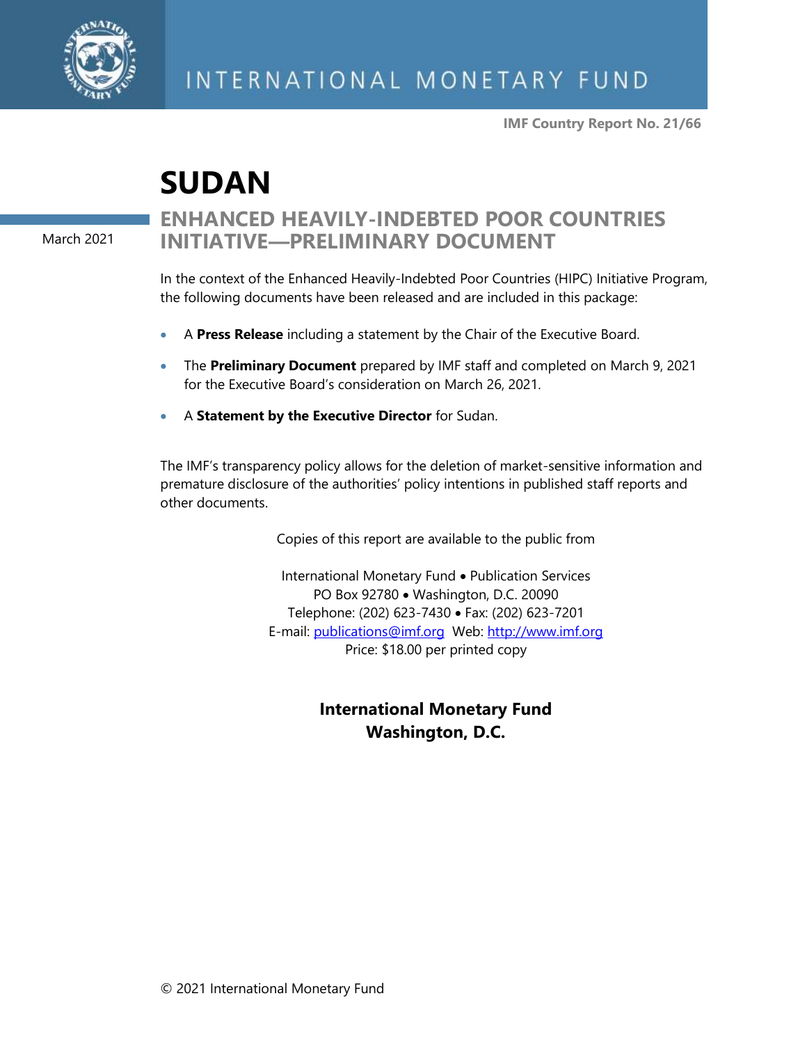INTERNATIONAL MONETARY FUND

IMF Country Report No. 21/66

# SUDAN

## ENHANCED HEAVILY-INDEBTED POOR COUNTRIES INITIATIVE—PRELIMINARY DOCUMENT

March 2021

In the context of the Enhanced Heavily-Indebted Poor Countries (HIPC) Initiative Program, the following documents have been released and are included in this package:

- A **Press Release** including a statement by the Chair of the Executive Board.
- The **Preliminary Document** prepared by IMF staff and completed on March 9, 2021 for the Executive Board's consideration on March 26, 2021.
- A **Statement by the Executive Director** for Sudan.

The IMF's transparency policy allows for the deletion of market-sensitive information and premature disclosure of the authorities' policy intentions in published staff reports and other documents.

Copies of this report are available to the public from

International Monetary Fund • Publication Services
PO Box 92780 • Washington, D.C. 20090
Telephone: (202) 623-7430 • Fax: (202) 623-7201
E-mail: publications@imf.org Web: http://www.imf.org
Price: $18.00 per printed copy

**International Monetary Fund**
**Washington, D.C.**

© 2021 International Monetary Fund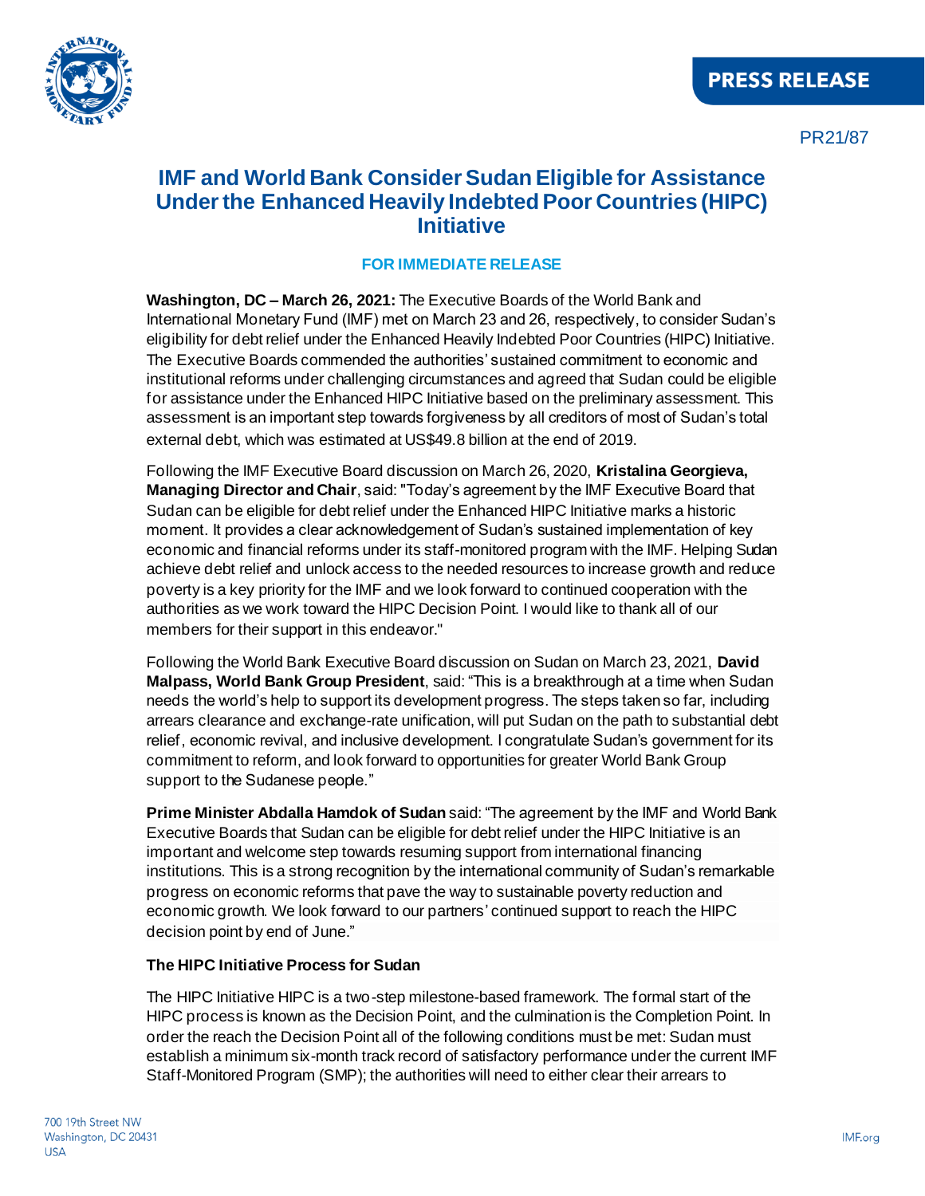# IMF and World Bank Consider Sudan Eligible for Assistance Under the Enhanced Heavily Indebted Poor Countries (HIPC) Initiative

**FOR IMMEDIATE RELEASE**

**Washington, DC – March 26, 2021:** The Executive Boards of the World Bank and International Monetary Fund (IMF) met on March 23 and 26, respectively, to consider Sudan's eligibility for debt relief under the Enhanced Heavily Indebted Poor Countries (HIPC) Initiative. The Executive Boards commended the authorities' sustained commitment to economic and institutional reforms under challenging circumstances and agreed that Sudan could be eligible for assistance under the Enhanced HIPC Initiative based on the preliminary assessment. This assessment is an important step towards forgiveness by all creditors of most of Sudan's total external debt, which was estimated at US$49.8 billion at the end of 2019.

Following the IMF Executive Board discussion on March 26, 2020, **Kristalina Georgieva, Managing Director and Chair**, said: "Today's agreement by the IMF Executive Board that Sudan can be eligible for debt relief under the Enhanced HIPC Initiative marks a historic moment. It provides a clear acknowledgement of Sudan's sustained implementation of key economic and financial reforms under its staff-monitored program with the IMF. Helping Sudan achieve debt relief and unlock access to the needed resources to increase growth and reduce poverty is a key priority for the IMF and we look forward to continued cooperation with the authorities as we work toward the HIPC Decision Point. I would like to thank all of our members for their support in this endeavor."

Following the World Bank Executive Board discussion on Sudan on March 23, 2021, **David Malpass, World Bank Group President**, said: "This is a breakthrough at a time when Sudan needs the world's help to support its development progress. The steps taken so far, including arrears clearance and exchange-rate unification, will put Sudan on the path to substantial debt relief, economic revival, and inclusive development. I congratulate Sudan's government for its commitment to reform, and look forward to opportunities for greater World Bank Group support to the Sudanese people."

**Prime Minister Abdalla Hamdok of Sudan** said: "The agreement by the IMF and World Bank Executive Boards that Sudan can be eligible for debt relief under the HIPC Initiative is an important and welcome step towards resuming support from international financing institutions. This is a strong recognition by the international community of Sudan's remarkable progress on economic reforms that pave the way to sustainable poverty reduction and economic growth. We look forward to our partners' continued support to reach the HIPC decision point by end of June."

**The HIPC Initiative Process for Sudan**

The HIPC Initiative HIPC is a two-step milestone-based framework. The formal start of the HIPC process is known as the Decision Point, and the culmination is the Completion Point. In order the reach the Decision Point all of the following conditions must be met: Sudan must establish a minimum six-month track record of satisfactory performance under the current IMF Staff-Monitored Program (SMP); the authorities will need to either clear their arrears to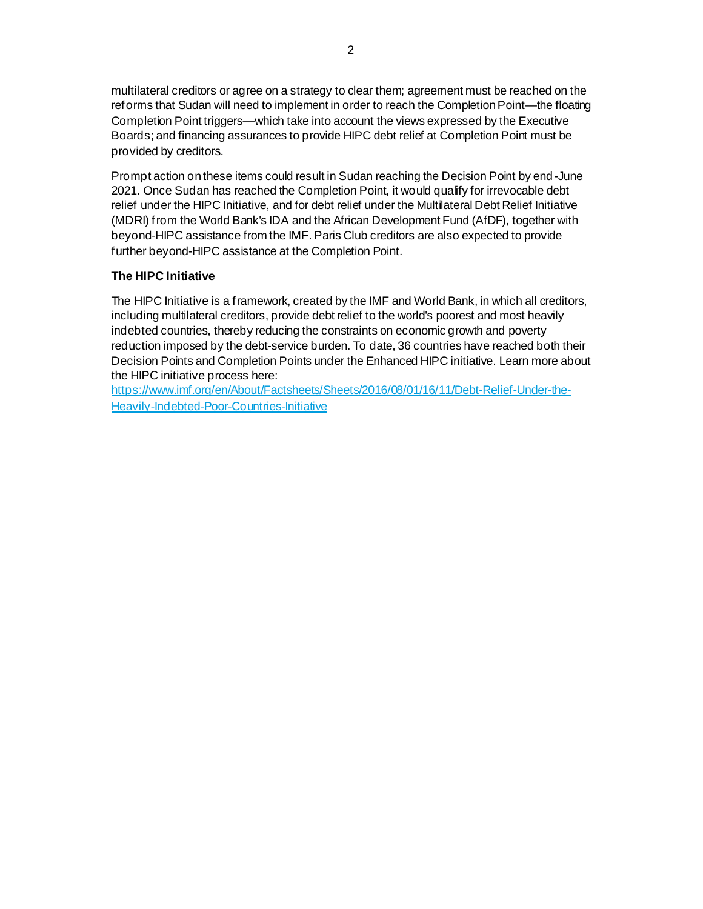multilateral creditors or agree on a strategy to clear them; agreement must be reached on the reforms that Sudan will need to implement in order to reach the Completion Point—the floating Completion Point triggers—which take into account the views expressed by the Executive Boards; and financing assurances to provide HIPC debt relief at Completion Point must be provided by creditors.

Prompt action on these items could result in Sudan reaching the Decision Point by end-June 2021. Once Sudan has reached the Completion Point, it would qualify for irrevocable debt relief under the HIPC Initiative, and for debt relief under the Multilateral Debt Relief Initiative (MDRI) from the World Bank's IDA and the African Development Fund (AfDF), together with beyond-HIPC assistance from the IMF. Paris Club creditors are also expected to provide further beyond-HIPC assistance at the Completion Point.

**The HIPC Initiative**

The HIPC Initiative is a framework, created by the IMF and World Bank, in which all creditors, including multilateral creditors, provide debt relief to the world's poorest and most heavily indebted countries, thereby reducing the constraints on economic growth and poverty reduction imposed by the debt-service burden. To date, 36 countries have reached both their Decision Points and Completion Points under the Enhanced HIPC initiative. Learn more about the HIPC initiative process here: https://www.imf.org/en/About/Factsheets/Sheets/2016/08/01/16/11/Debt-Relief-Under-the-Heavily-Indebted-Poor-Countries-Initiative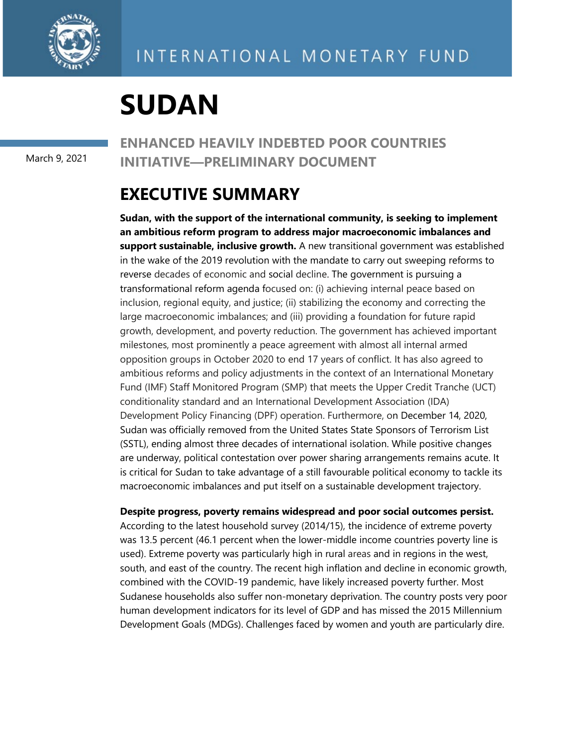# SUDAN

March 9, 2021

## ENHANCED HEAVILY INDEBTED POOR COUNTRIES INITIATIVE—PRELIMINARY DOCUMENT

## EXECUTIVE SUMMARY

**Sudan, with the support of the international community, is seeking to implement an ambitious reform program to address major macroeconomic imbalances and support sustainable, inclusive growth.** A new transitional government was established in the wake of the 2019 revolution with the mandate to carry out sweeping reforms to reverse decades of economic and social decline. The government is pursuing a transformational reform agenda focused on: (i) achieving internal peace based on inclusion, regional equity, and justice; (ii) stabilizing the economy and correcting the large macroeconomic imbalances; and (iii) providing a foundation for future rapid growth, development, and poverty reduction. The government has achieved important milestones, most prominently a peace agreement with almost all internal armed opposition groups in October 2020 to end 17 years of conflict. It has also agreed to ambitious reforms and policy adjustments in the context of an International Monetary Fund (IMF) Staff Monitored Program (SMP) that meets the Upper Credit Tranche (UCT) conditionality standard and an International Development Association (IDA) Development Policy Financing (DPF) operation. Furthermore, on December 14, 2020, Sudan was officially removed from the United States State Sponsors of Terrorism List (SSTL), ending almost three decades of international isolation. While positive changes are underway, political contestation over power sharing arrangements remains acute. It is critical for Sudan to take advantage of a still favourable political economy to tackle its macroeconomic imbalances and put itself on a sustainable development trajectory.

**Despite progress, poverty remains widespread and poor social outcomes persist.** According to the latest household survey (2014/15), the incidence of extreme poverty was 13.5 percent (46.1 percent when the lower-middle income countries poverty line is used). Extreme poverty was particularly high in rural areas and in regions in the west, south, and east of the country. The recent high inflation and decline in economic growth, combined with the COVID-19 pandemic, have likely increased poverty further. Most Sudanese households also suffer non-monetary deprivation. The country posts very poor human development indicators for its level of GDP and has missed the 2015 Millennium Development Goals (MDGs). Challenges faced by women and youth are particularly dire.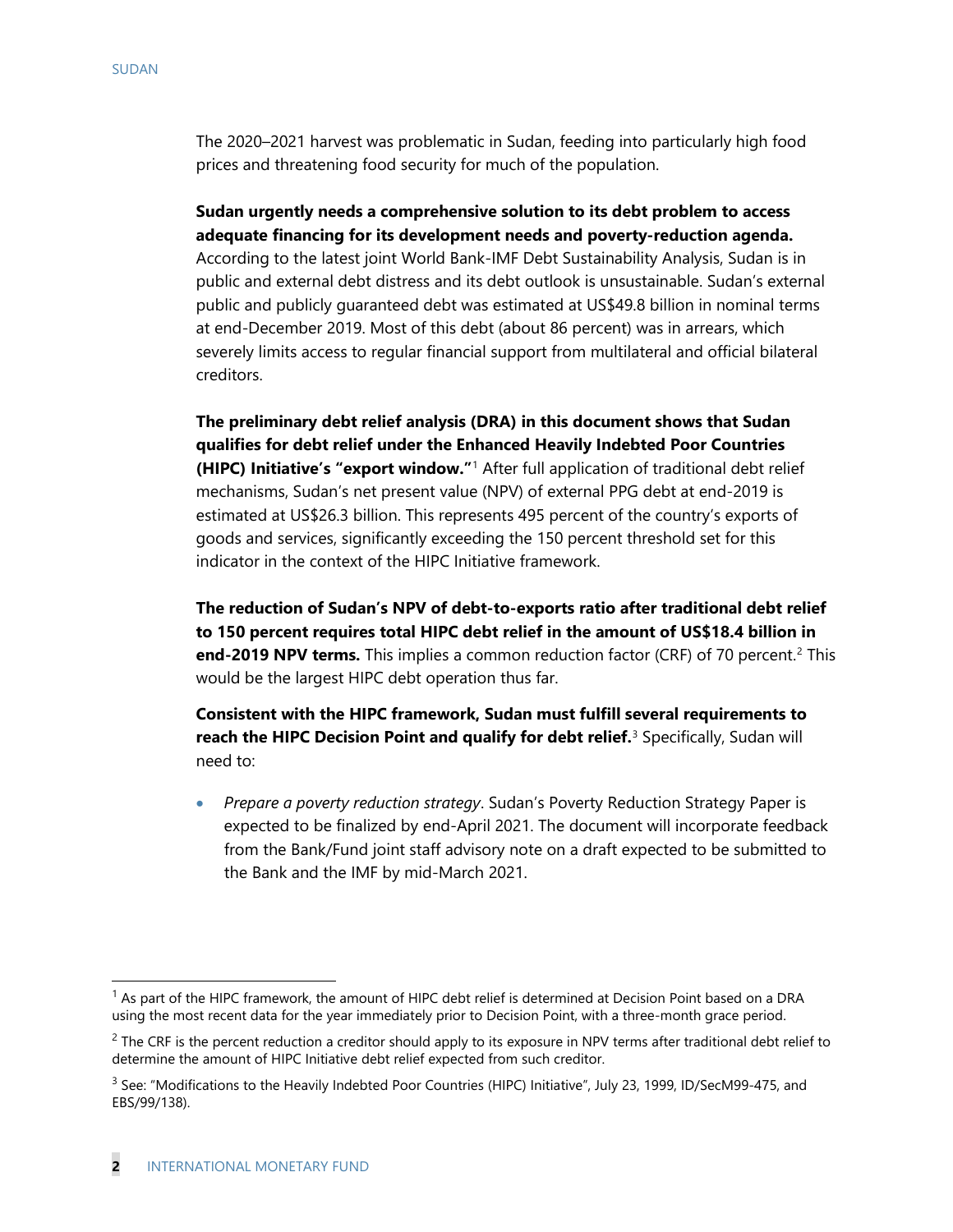The 2020–2021 harvest was problematic in Sudan, feeding into particularly high food prices and threatening food security for much of the population.

**Sudan urgently needs a comprehensive solution to its debt problem to access adequate financing for its development needs and poverty-reduction agenda.** According to the latest joint World Bank-IMF Debt Sustainability Analysis, Sudan is in public and external debt distress and its debt outlook is unsustainable. Sudan's external public and publicly guaranteed debt was estimated at US$49.8 billion in nominal terms at end-December 2019. Most of this debt (about 86 percent) was in arrears, which severely limits access to regular financial support from multilateral and official bilateral creditors.

**The preliminary debt relief analysis (DRA) in this document shows that Sudan qualifies for debt relief under the Enhanced Heavily Indebted Poor Countries (HIPC) Initiative's "export window."**[1] After full application of traditional debt relief mechanisms, Sudan's net present value (NPV) of external PPG debt at end-2019 is estimated at US$26.3 billion. This represents 495 percent of the country's exports of goods and services, significantly exceeding the 150 percent threshold set for this indicator in the context of the HIPC Initiative framework.

**The reduction of Sudan's NPV of debt-to-exports ratio after traditional debt relief to 150 percent requires total HIPC debt relief in the amount of US$18.4 billion in end-2019 NPV terms.** This implies a common reduction factor (CRF) of 70 percent.[2] This would be the largest HIPC debt operation thus far.

**Consistent with the HIPC framework, Sudan must fulfill several requirements to reach the HIPC Decision Point and qualify for debt relief.**[3] Specifically, Sudan will need to:

- *Prepare a poverty reduction strategy*. Sudan's Poverty Reduction Strategy Paper is expected to be finalized by end-April 2021. The document will incorporate feedback from the Bank/Fund joint staff advisory note on a draft expected to be submitted to the Bank and the IMF by mid-March 2021.

---

[1] As part of the HIPC framework, the amount of HIPC debt relief is determined at Decision Point based on a DRA using the most recent data for the year immediately prior to Decision Point, with a three-month grace period.

[2] The CRF is the percent reduction a creditor should apply to its exposure in NPV terms after traditional debt relief to determine the amount of HIPC Initiative debt relief expected from such creditor.

[3] See: "Modifications to the Heavily Indebted Poor Countries (HIPC) Initiative", July 23, 1999, ID/SecM99-475, and EBS/99/138).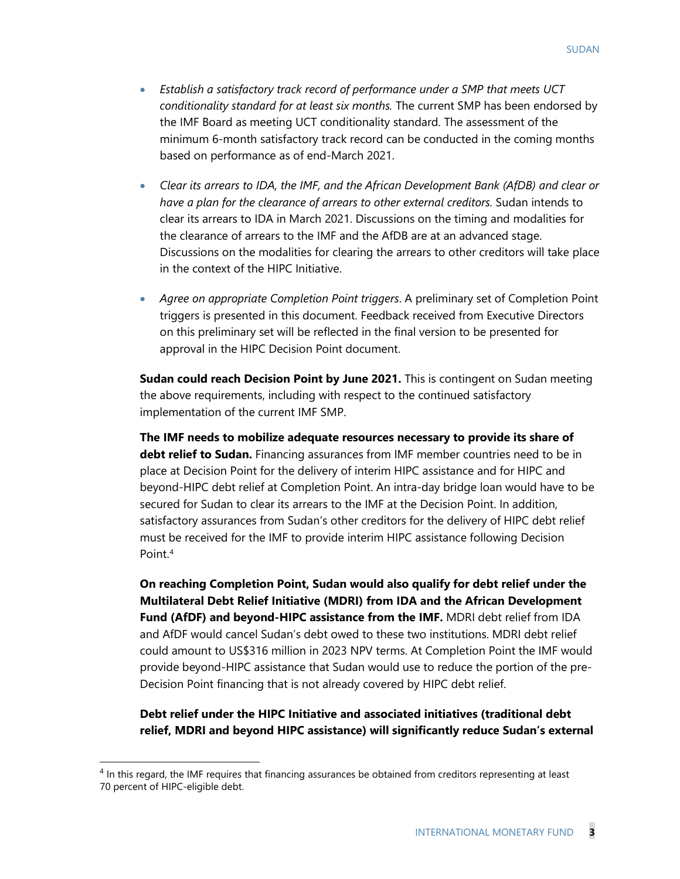- *Establish a satisfactory track record of performance under a SMP that meets UCT conditionality standard for at least six months.* The current SMP has been endorsed by the IMF Board as meeting UCT conditionality standard. The assessment of the minimum 6-month satisfactory track record can be conducted in the coming months based on performance as of end-March 2021.

- *Clear its arrears to IDA, the IMF, and the African Development Bank (AfDB) and clear or have a plan for the clearance of arrears to other external creditors.* Sudan intends to clear its arrears to IDA in March 2021. Discussions on the timing and modalities for the clearance of arrears to the IMF and the AfDB are at an advanced stage. Discussions on the modalities for clearing the arrears to other creditors will take place in the context of the HIPC Initiative.

- *Agree on appropriate Completion Point triggers*. A preliminary set of Completion Point triggers is presented in this document. Feedback received from Executive Directors on this preliminary set will be reflected in the final version to be presented for approval in the HIPC Decision Point document.

**Sudan could reach Decision Point by June 2021.** This is contingent on Sudan meeting the above requirements, including with respect to the continued satisfactory implementation of the current IMF SMP.

**The IMF needs to mobilize adequate resources necessary to provide its share of debt relief to Sudan.** Financing assurances from IMF member countries need to be in place at Decision Point for the delivery of interim HIPC assistance and for HIPC and beyond-HIPC debt relief at Completion Point. An intra-day bridge loan would have to be secured for Sudan to clear its arrears to the IMF at the Decision Point. In addition, satisfactory assurances from Sudan's other creditors for the delivery of HIPC debt relief must be received for the IMF to provide interim HIPC assistance following Decision Point.[4]

**On reaching Completion Point, Sudan would also qualify for debt relief under the Multilateral Debt Relief Initiative (MDRI) from IDA and the African Development Fund (AfDF) and beyond-HIPC assistance from the IMF.** MDRI debt relief from IDA and AfDF would cancel Sudan's debt owed to these two institutions. MDRI debt relief could amount to US$316 million in 2023 NPV terms. At Completion Point the IMF would provide beyond-HIPC assistance that Sudan would use to reduce the portion of the pre-Decision Point financing that is not already covered by HIPC debt relief.

**Debt relief under the HIPC Initiative and associated initiatives (traditional debt relief, MDRI and beyond HIPC assistance) will significantly reduce Sudan's external**

---

[4] In this regard, the IMF requires that financing assurances be obtained from creditors representing at least 70 percent of HIPC-eligible debt.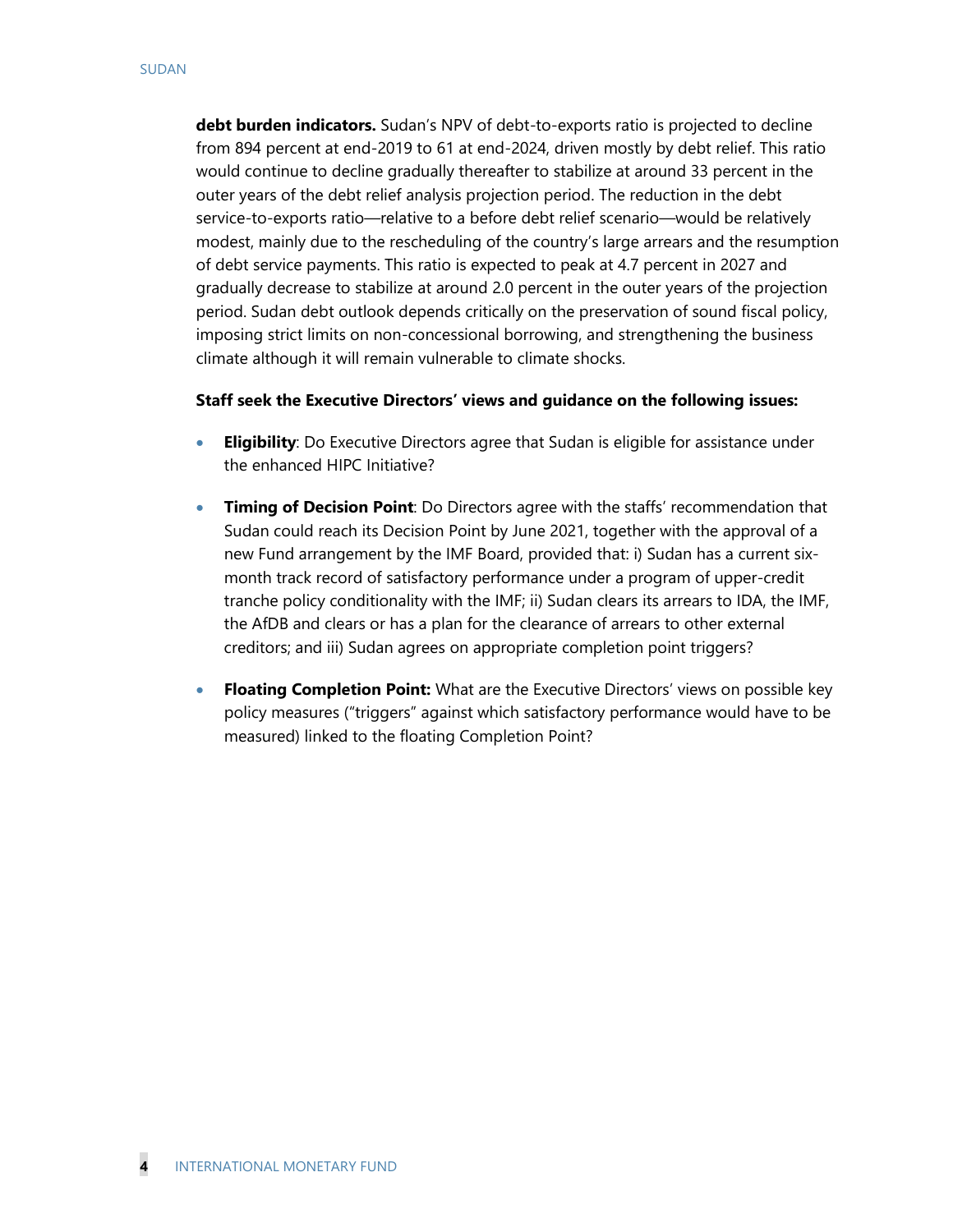**debt burden indicators.** Sudan's NPV of debt-to-exports ratio is projected to decline from 894 percent at end-2019 to 61 at end-2024, driven mostly by debt relief. This ratio would continue to decline gradually thereafter to stabilize at around 33 percent in the outer years of the debt relief analysis projection period. The reduction in the debt service-to-exports ratio—relative to a before debt relief scenario—would be relatively modest, mainly due to the rescheduling of the country's large arrears and the resumption of debt service payments. This ratio is expected to peak at 4.7 percent in 2027 and gradually decrease to stabilize at around 2.0 percent in the outer years of the projection period. Sudan debt outlook depends critically on the preservation of sound fiscal policy, imposing strict limits on non-concessional borrowing, and strengthening the business climate although it will remain vulnerable to climate shocks.

**Staff seek the Executive Directors' views and guidance on the following issues:**

- **Eligibility**: Do Executive Directors agree that Sudan is eligible for assistance under the enhanced HIPC Initiative?

- **Timing of Decision Point**: Do Directors agree with the staffs' recommendation that Sudan could reach its Decision Point by June 2021, together with the approval of a new Fund arrangement by the IMF Board, provided that: i) Sudan has a current six-month track record of satisfactory performance under a program of upper-credit tranche policy conditionality with the IMF; ii) Sudan clears its arrears to IDA, the IMF, the AfDB and clears or has a plan for the clearance of arrears to other external creditors; and iii) Sudan agrees on appropriate completion point triggers?

- **Floating Completion Point:** What are the Executive Directors' views on possible key policy measures ("triggers" against which satisfactory performance would have to be measured) linked to the floating Completion Point?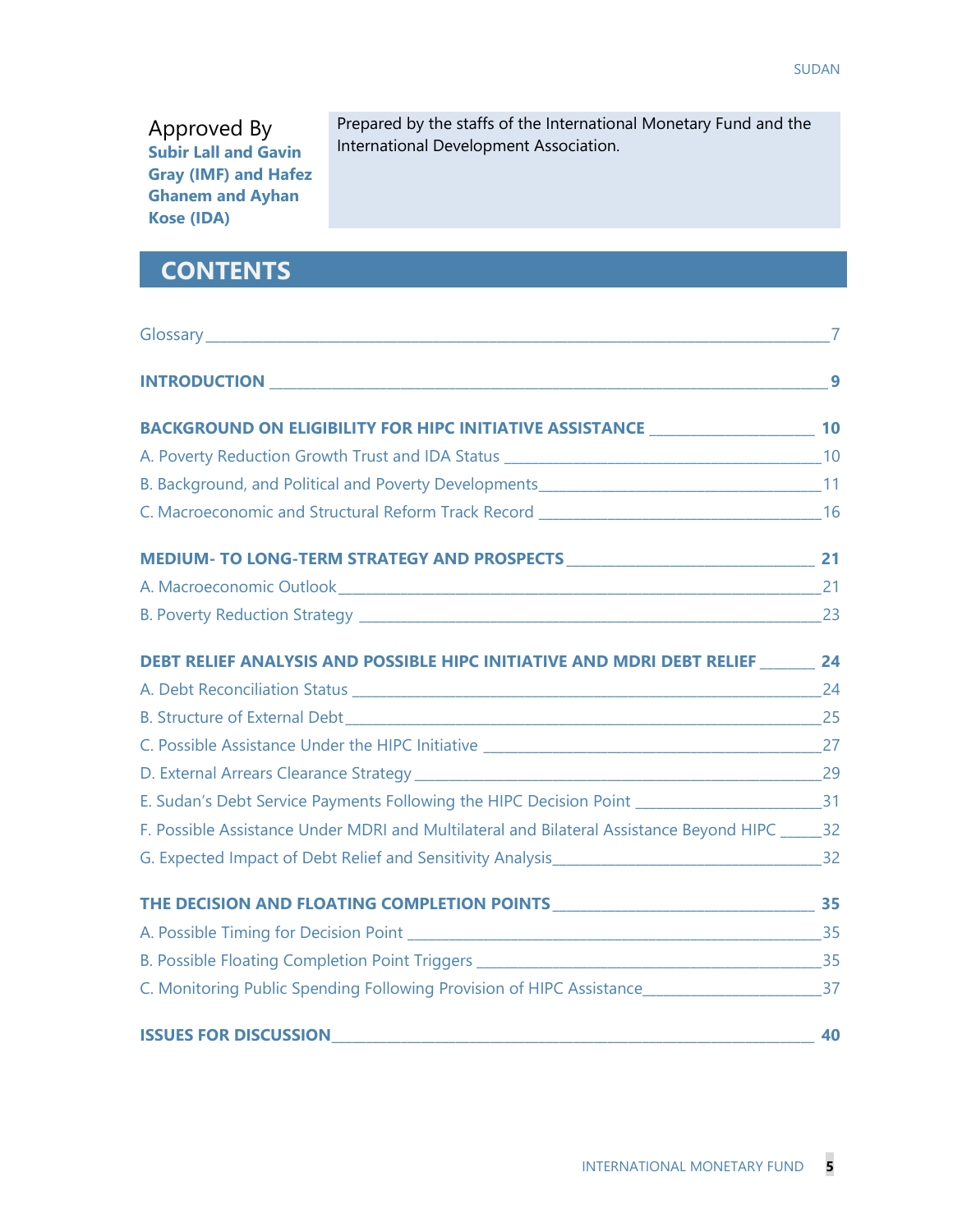Approved By
**Subir Lall and Gavin Gray (IMF) and Hafez Ghanem and Ayhan Kose (IDA)**

Prepared by the staffs of the International Monetary Fund and the International Development Association.

## CONTENTS

Glossary _______ 7

**INTRODUCTION _______ 9**

**BACKGROUND ON ELIGIBILITY FOR HIPC INITIATIVE ASSISTANCE _______ 10**

A. Poverty Reduction Growth Trust and IDA Status _______ 10

B. Background, and Political and Poverty Developments _______ 11

C. Macroeconomic and Structural Reform Track Record _______ 16

**MEDIUM- TO LONG-TERM STRATEGY AND PROSPECTS _______ 21**

A. Macroeconomic Outlook _______ 21

B. Poverty Reduction Strategy _______ 23

**DEBT RELIEF ANALYSIS AND POSSIBLE HIPC INITIATIVE AND MDRI DEBT RELIEF _______ 24**

A. Debt Reconciliation Status _______ 24

B. Structure of External Debt _______ 25

C. Possible Assistance Under the HIPC Initiative _______ 27

D. External Arrears Clearance Strategy _______ 29

E. Sudan's Debt Service Payments Following the HIPC Decision Point _______ 31

F. Possible Assistance Under MDRI and Multilateral and Bilateral Assistance Beyond HIPC _______ 32

G. Expected Impact of Debt Relief and Sensitivity Analysis _______ 32

**THE DECISION AND FLOATING COMPLETION POINTS _______ 35**

A. Possible Timing for Decision Point _______ 35

B. Possible Floating Completion Point Triggers _______ 35

C. Monitoring Public Spending Following Provision of HIPC Assistance _______ 37

**ISSUES FOR DISCUSSION _______ 40**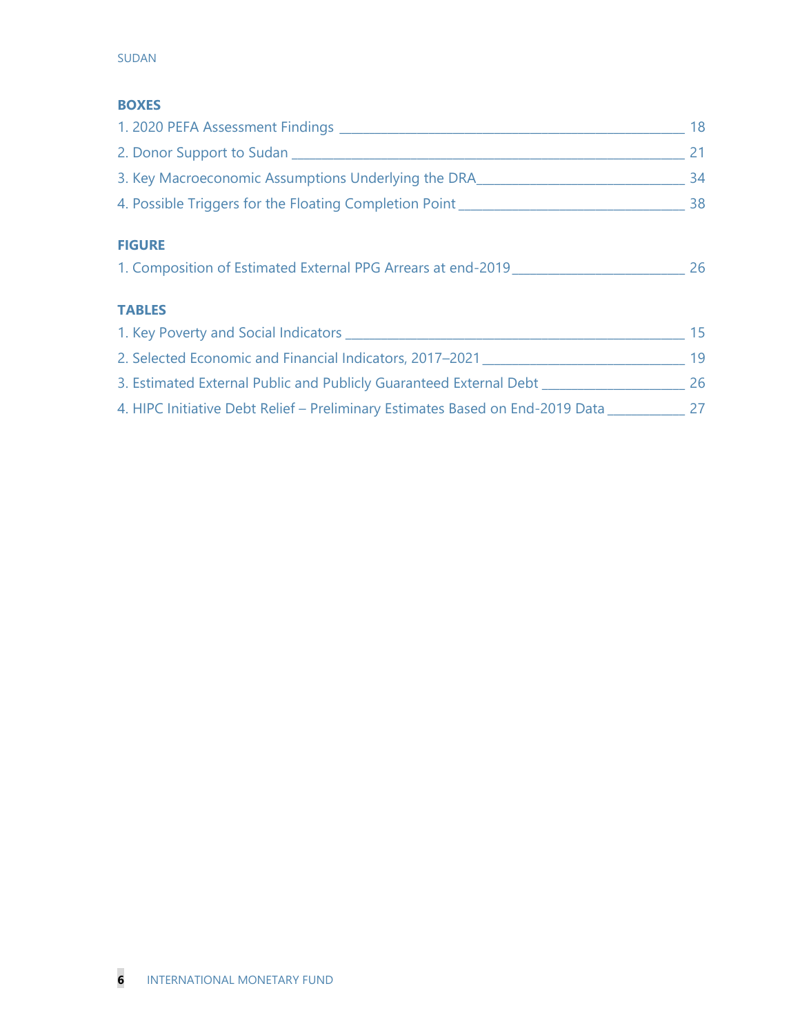## BOXES

1. 2020 PEFA Assessment Findings _______________ 18
2. Donor Support to Sudan _______________ 21
3. Key Macroeconomic Assumptions Underlying the DRA _______________ 34
4. Possible Triggers for the Floating Completion Point _______________ 38

## FIGURE

1. Composition of Estimated External PPG Arrears at end-2019 _______________ 26

## TABLES

1. Key Poverty and Social Indicators _______________ 15
2. Selected Economic and Financial Indicators, 2017–2021 _______________ 19
3. Estimated External Public and Publicly Guaranteed External Debt _______________ 26
4. HIPC Initiative Debt Relief – Preliminary Estimates Based on End-2019 Data _______________ 27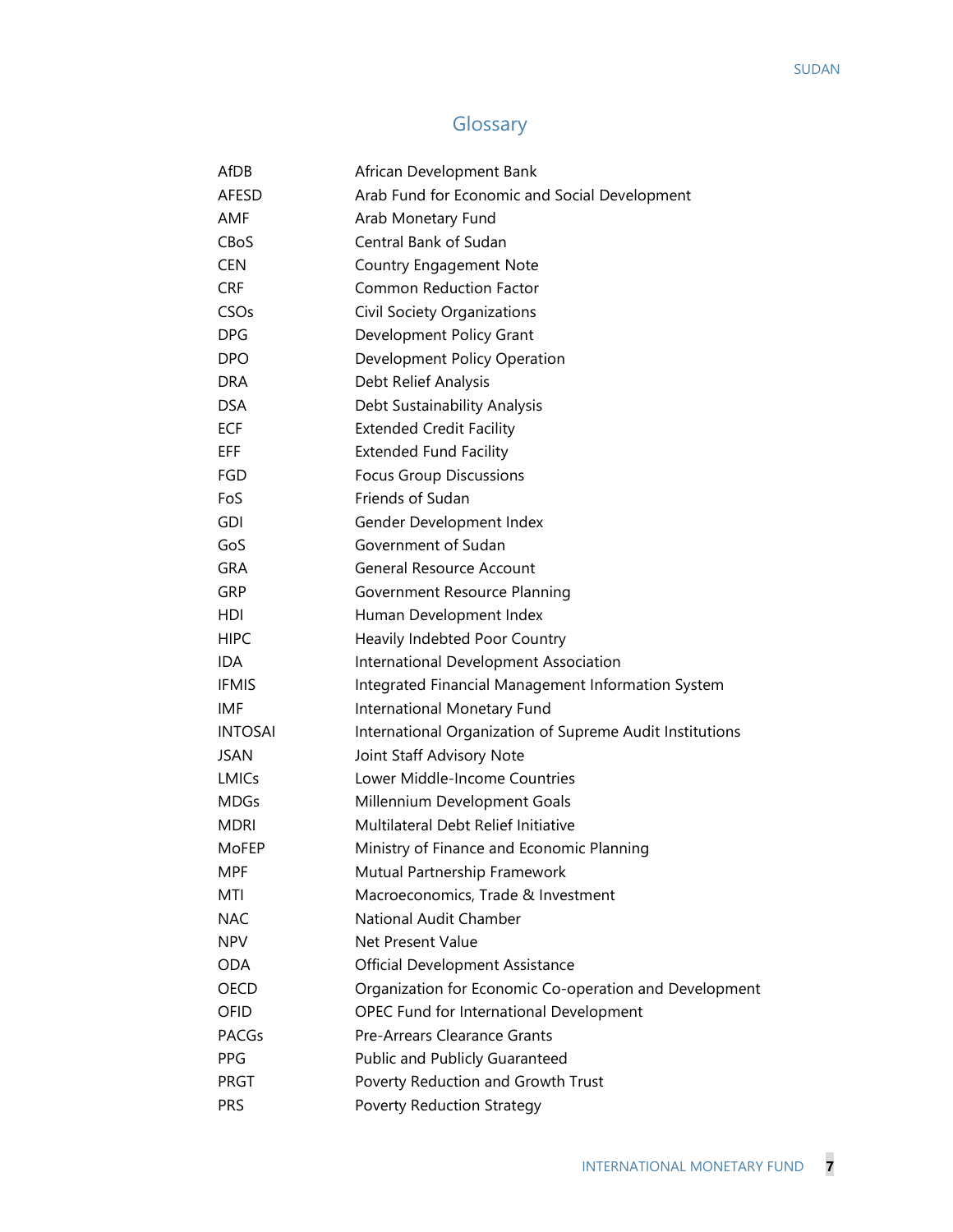# Glossary

| | |
|---|---|
| AfDB | African Development Bank |
| AFESD | Arab Fund for Economic and Social Development |
| AMF | Arab Monetary Fund |
| CBoS | Central Bank of Sudan |
| CEN | Country Engagement Note |
| CRF | Common Reduction Factor |
| CSOs | Civil Society Organizations |
| DPG | Development Policy Grant |
| DPO | Development Policy Operation |
| DRA | Debt Relief Analysis |
| DSA | Debt Sustainability Analysis |
| ECF | Extended Credit Facility |
| EFF | Extended Fund Facility |
| FGD | Focus Group Discussions |
| FoS | Friends of Sudan |
| GDI | Gender Development Index |
| GoS | Government of Sudan |
| GRA | General Resource Account |
| GRP | Government Resource Planning |
| HDI | Human Development Index |
| HIPC | Heavily Indebted Poor Country |
| IDA | International Development Association |
| IFMIS | Integrated Financial Management Information System |
| IMF | International Monetary Fund |
| INTOSAI | International Organization of Supreme Audit Institutions |
| JSAN | Joint Staff Advisory Note |
| LMICs | Lower Middle-Income Countries |
| MDGs | Millennium Development Goals |
| MDRI | Multilateral Debt Relief Initiative |
| MoFEP | Ministry of Finance and Economic Planning |
| MPF | Mutual Partnership Framework |
| MTI | Macroeconomics, Trade & Investment |
| NAC | National Audit Chamber |
| NPV | Net Present Value |
| ODA | Official Development Assistance |
| OECD | Organization for Economic Co-operation and Development |
| OFID | OPEC Fund for International Development |
| PACGs | Pre-Arrears Clearance Grants |
| PPG | Public and Publicly Guaranteed |
| PRGT | Poverty Reduction and Growth Trust |
| PRS | Poverty Reduction Strategy |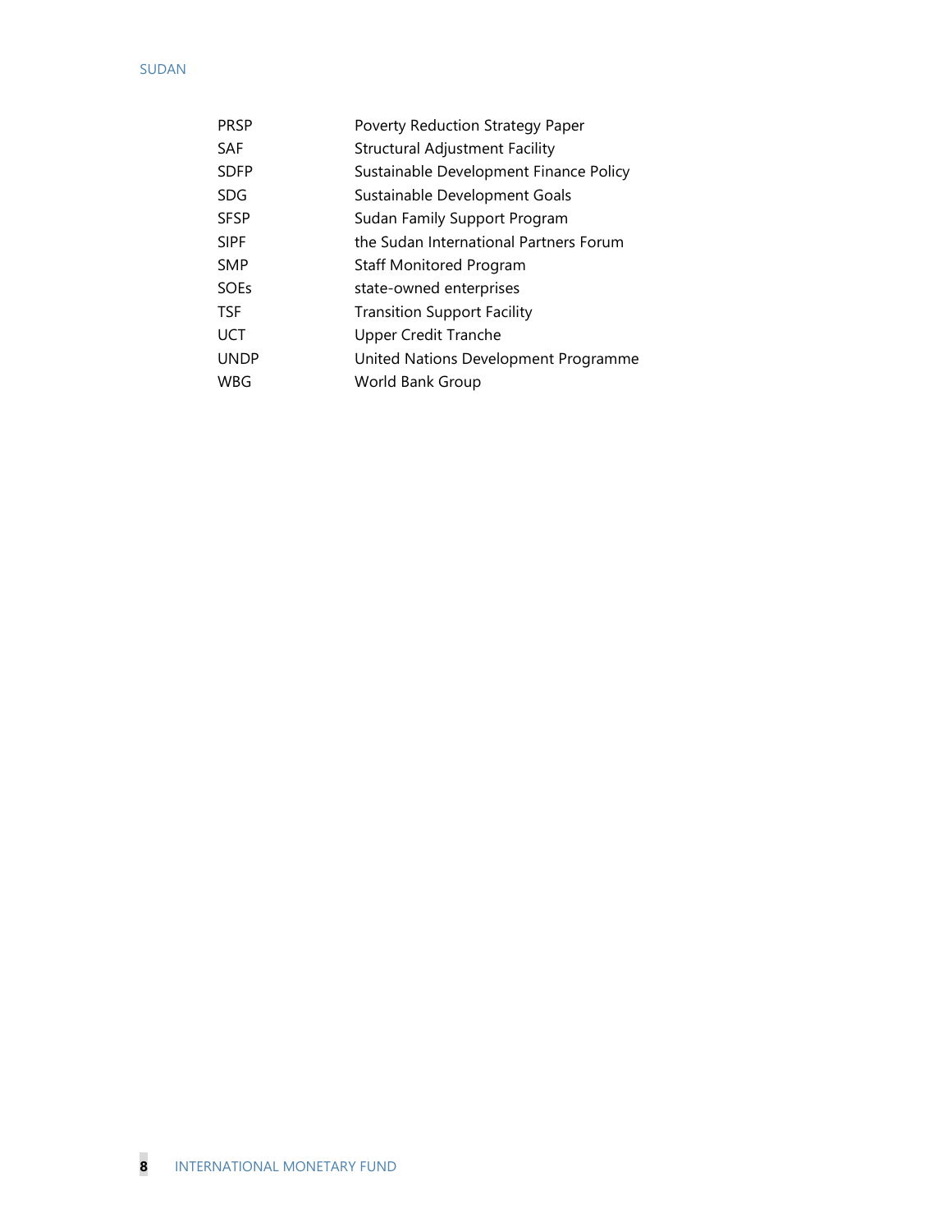| | |
|---|---|
| PRSP | Poverty Reduction Strategy Paper |
| SAF | Structural Adjustment Facility |
| SDFP | Sustainable Development Finance Policy |
| SDG | Sustainable Development Goals |
| SFSP | Sudan Family Support Program |
| SIPF | the Sudan International Partners Forum |
| SMP | Staff Monitored Program |
| SOEs | state-owned enterprises |
| TSF | Transition Support Facility |
| UCT | Upper Credit Tranche |
| UNDP | United Nations Development Programme |
| WBG | World Bank Group |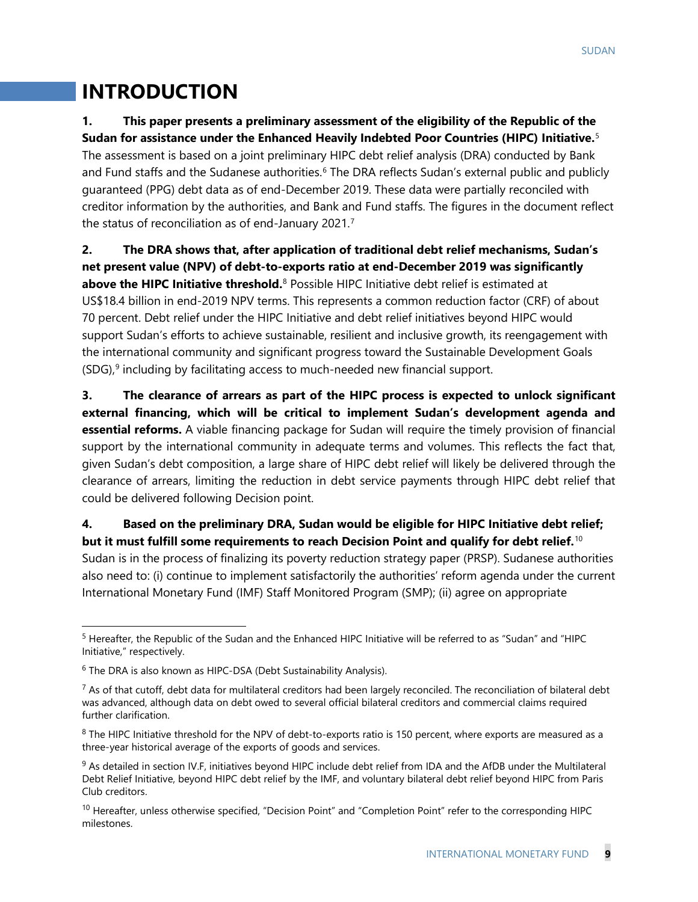# INTRODUCTION

**1. This paper presents a preliminary assessment of the eligibility of the Republic of the Sudan for assistance under the Enhanced Heavily Indebted Poor Countries (HIPC) Initiative.**[5] The assessment is based on a joint preliminary HIPC debt relief analysis (DRA) conducted by Bank and Fund staffs and the Sudanese authorities.[6] The DRA reflects Sudan's external public and publicly guaranteed (PPG) debt data as of end-December 2019. These data were partially reconciled with creditor information by the authorities, and Bank and Fund staffs. The figures in the document reflect the status of reconciliation as of end-January 2021.[7]

**2. The DRA shows that, after application of traditional debt relief mechanisms, Sudan's net present value (NPV) of debt-to-exports ratio at end-December 2019 was significantly above the HIPC Initiative threshold.**[8] Possible HIPC Initiative debt relief is estimated at US$18.4 billion in end-2019 NPV terms. This represents a common reduction factor (CRF) of about 70 percent. Debt relief under the HIPC Initiative and debt relief initiatives beyond HIPC would support Sudan's efforts to achieve sustainable, resilient and inclusive growth, its reengagement with the international community and significant progress toward the Sustainable Development Goals (SDG),[9] including by facilitating access to much-needed new financial support.

**3. The clearance of arrears as part of the HIPC process is expected to unlock significant external financing, which will be critical to implement Sudan's development agenda and essential reforms.** A viable financing package for Sudan will require the timely provision of financial support by the international community in adequate terms and volumes. This reflects the fact that, given Sudan's debt composition, a large share of HIPC debt relief will likely be delivered through the clearance of arrears, limiting the reduction in debt service payments through HIPC debt relief that could be delivered following Decision point.

**4. Based on the preliminary DRA, Sudan would be eligible for HIPC Initiative debt relief; but it must fulfill some requirements to reach Decision Point and qualify for debt relief.**[10] Sudan is in the process of finalizing its poverty reduction strategy paper (PRSP). Sudanese authorities also need to: (i) continue to implement satisfactorily the authorities' reform agenda under the current International Monetary Fund (IMF) Staff Monitored Program (SMP); (ii) agree on appropriate

---

[5] Hereafter, the Republic of the Sudan and the Enhanced HIPC Initiative will be referred to as "Sudan" and "HIPC Initiative," respectively.

[6] The DRA is also known as HIPC-DSA (Debt Sustainability Analysis).

[7] As of that cutoff, debt data for multilateral creditors had been largely reconciled. The reconciliation of bilateral debt was advanced, although data on debt owed to several official bilateral creditors and commercial claims required further clarification.

[8] The HIPC Initiative threshold for the NPV of debt-to-exports ratio is 150 percent, where exports are measured as a three-year historical average of the exports of goods and services.

[9] As detailed in section IV.F, initiatives beyond HIPC include debt relief from IDA and the AfDB under the Multilateral Debt Relief Initiative, beyond HIPC debt relief by the IMF, and voluntary bilateral debt relief beyond HIPC from Paris Club creditors.

[10] Hereafter, unless otherwise specified, "Decision Point" and "Completion Point" refer to the corresponding HIPC milestones.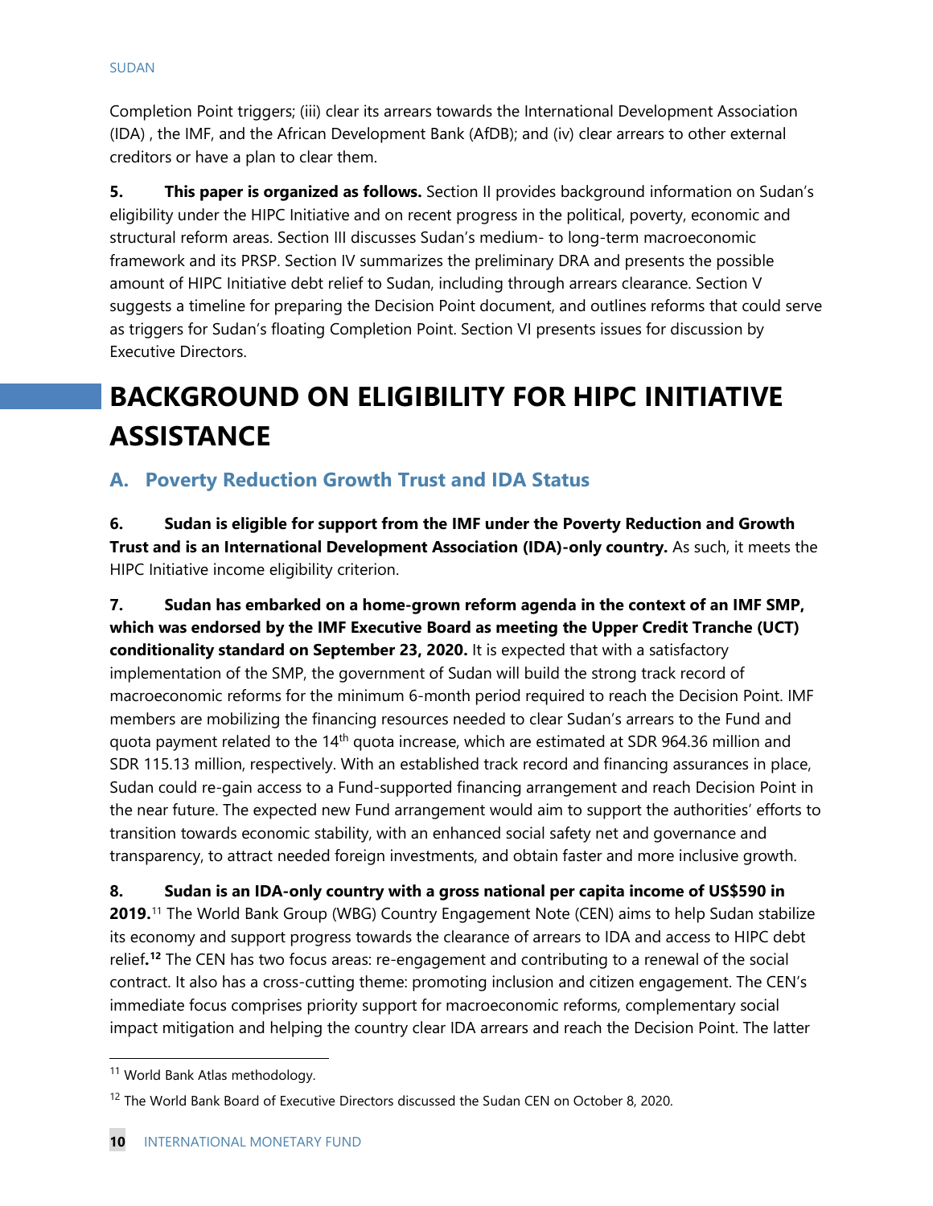Completion Point triggers; (iii) clear its arrears towards the International Development Association (IDA) , the IMF, and the African Development Bank (AfDB); and (iv) clear arrears to other external creditors or have a plan to clear them.

**5. This paper is organized as follows.** Section II provides background information on Sudan's eligibility under the HIPC Initiative and on recent progress in the political, poverty, economic and structural reform areas. Section III discusses Sudan's medium- to long-term macroeconomic framework and its PRSP. Section IV summarizes the preliminary DRA and presents the possible amount of HIPC Initiative debt relief to Sudan, including through arrears clearance. Section V suggests a timeline for preparing the Decision Point document, and outlines reforms that could serve as triggers for Sudan's floating Completion Point. Section VI presents issues for discussion by Executive Directors.

# BACKGROUND ON ELIGIBILITY FOR HIPC INITIATIVE ASSISTANCE

## A. Poverty Reduction Growth Trust and IDA Status

**6. Sudan is eligible for support from the IMF under the Poverty Reduction and Growth Trust and is an International Development Association (IDA)-only country.** As such, it meets the HIPC Initiative income eligibility criterion.

**7. Sudan has embarked on a home-grown reform agenda in the context of an IMF SMP, which was endorsed by the IMF Executive Board as meeting the Upper Credit Tranche (UCT) conditionality standard on September 23, 2020.** It is expected that with a satisfactory implementation of the SMP, the government of Sudan will build the strong track record of macroeconomic reforms for the minimum 6-month period required to reach the Decision Point. IMF members are mobilizing the financing resources needed to clear Sudan's arrears to the Fund and quota payment related to the 14th quota increase, which are estimated at SDR 964.36 million and SDR 115.13 million, respectively. With an established track record and financing assurances in place, Sudan could re-gain access to a Fund-supported financing arrangement and reach Decision Point in the near future. The expected new Fund arrangement would aim to support the authorities' efforts to transition towards economic stability, with an enhanced social safety net and governance and transparency, to attract needed foreign investments, and obtain faster and more inclusive growth.

**8. Sudan is an IDA-only country with a gross national per capita income of US$590 in 2019.**[11] The World Bank Group (WBG) Country Engagement Note (CEN) aims to help Sudan stabilize its economy and support progress towards the clearance of arrears to IDA and access to HIPC debt relief**.**[12] The CEN has two focus areas: re-engagement and contributing to a renewal of the social contract. It also has a cross-cutting theme: promoting inclusion and citizen engagement. The CEN's immediate focus comprises priority support for macroeconomic reforms, complementary social impact mitigation and helping the country clear IDA arrears and reach the Decision Point. The latter

---

[11] World Bank Atlas methodology.

[12] The World Bank Board of Executive Directors discussed the Sudan CEN on October 8, 2020.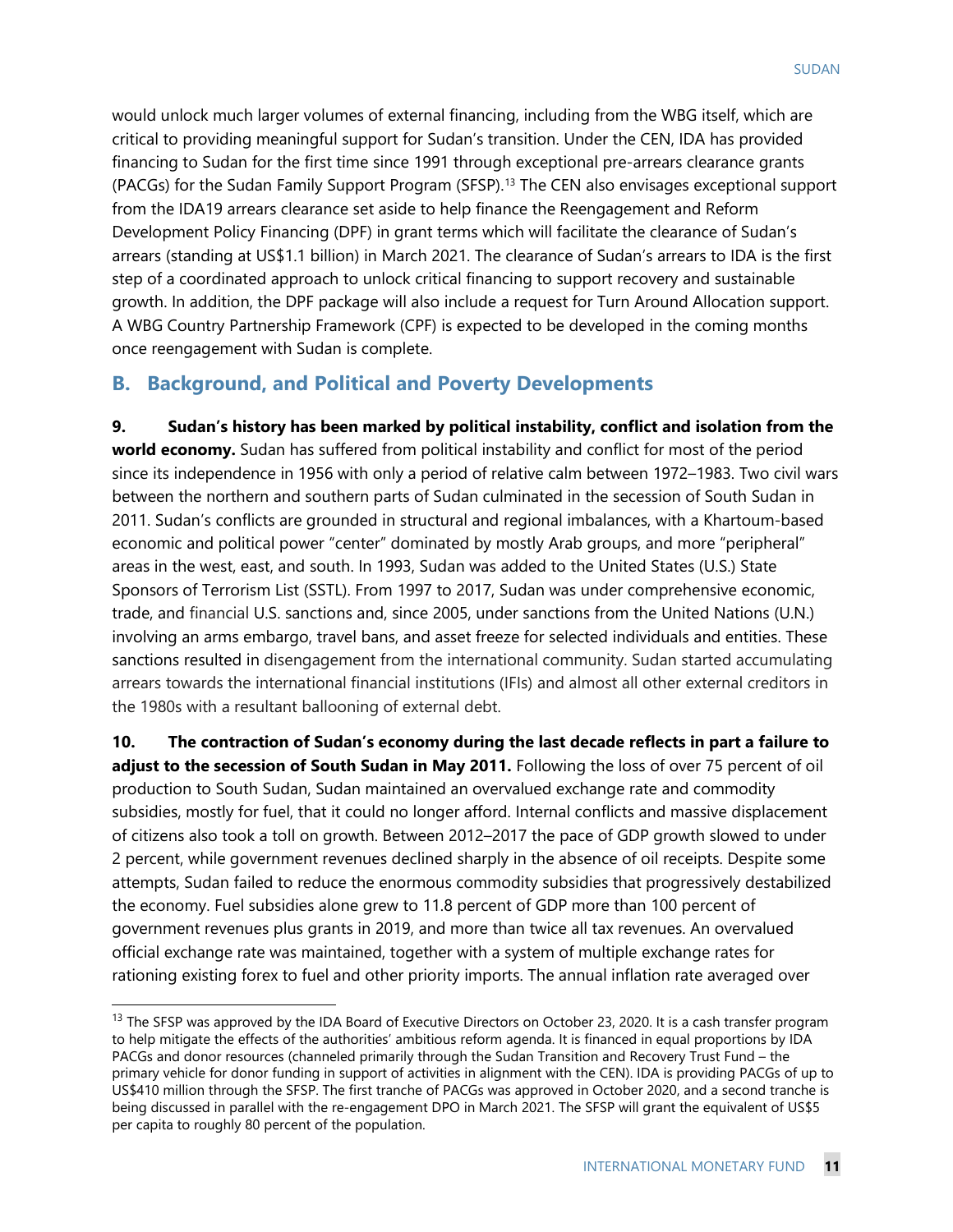would unlock much larger volumes of external financing, including from the WBG itself, which are critical to providing meaningful support for Sudan's transition. Under the CEN, IDA has provided financing to Sudan for the first time since 1991 through exceptional pre-arrears clearance grants (PACGs) for the Sudan Family Support Program (SFSP).[13] The CEN also envisages exceptional support from the IDA19 arrears clearance set aside to help finance the Reengagement and Reform Development Policy Financing (DPF) in grant terms which will facilitate the clearance of Sudan's arrears (standing at US$1.1 billion) in March 2021. The clearance of Sudan's arrears to IDA is the first step of a coordinated approach to unlock critical financing to support recovery and sustainable growth. In addition, the DPF package will also include a request for Turn Around Allocation support. A WBG Country Partnership Framework (CPF) is expected to be developed in the coming months once reengagement with Sudan is complete.

## B. Background, and Political and Poverty Developments

**9. Sudan's history has been marked by political instability, conflict and isolation from the world economy.** Sudan has suffered from political instability and conflict for most of the period since its independence in 1956 with only a period of relative calm between 1972–1983. Two civil wars between the northern and southern parts of Sudan culminated in the secession of South Sudan in 2011. Sudan's conflicts are grounded in structural and regional imbalances, with a Khartoum-based economic and political power "center" dominated by mostly Arab groups, and more "peripheral" areas in the west, east, and south. In 1993, Sudan was added to the United States (U.S.) State Sponsors of Terrorism List (SSTL). From 1997 to 2017, Sudan was under comprehensive economic, trade, and financial U.S. sanctions and, since 2005, under sanctions from the United Nations (U.N.) involving an arms embargo, travel bans, and asset freeze for selected individuals and entities. These sanctions resulted in disengagement from the international community. Sudan started accumulating arrears towards the international financial institutions (IFIs) and almost all other external creditors in the 1980s with a resultant ballooning of external debt.

**10. The contraction of Sudan's economy during the last decade reflects in part a failure to adjust to the secession of South Sudan in May 2011.** Following the loss of over 75 percent of oil production to South Sudan, Sudan maintained an overvalued exchange rate and commodity subsidies, mostly for fuel, that it could no longer afford. Internal conflicts and massive displacement of citizens also took a toll on growth. Between 2012–2017 the pace of GDP growth slowed to under 2 percent, while government revenues declined sharply in the absence of oil receipts. Despite some attempts, Sudan failed to reduce the enormous commodity subsidies that progressively destabilized the economy. Fuel subsidies alone grew to 11.8 percent of GDP more than 100 percent of government revenues plus grants in 2019, and more than twice all tax revenues. An overvalued official exchange rate was maintained, together with a system of multiple exchange rates for rationing existing forex to fuel and other priority imports. The annual inflation rate averaged over

---

[13] The SFSP was approved by the IDA Board of Executive Directors on October 23, 2020. It is a cash transfer program to help mitigate the effects of the authorities' ambitious reform agenda. It is financed in equal proportions by IDA PACGs and donor resources (channeled primarily through the Sudan Transition and Recovery Trust Fund – the primary vehicle for donor funding in support of activities in alignment with the CEN). IDA is providing PACGs of up to US$410 million through the SFSP. The first tranche of PACGs was approved in October 2020, and a second tranche is being discussed in parallel with the re-engagement DPO in March 2021. The SFSP will grant the equivalent of US$5 per capita to roughly 80 percent of the population.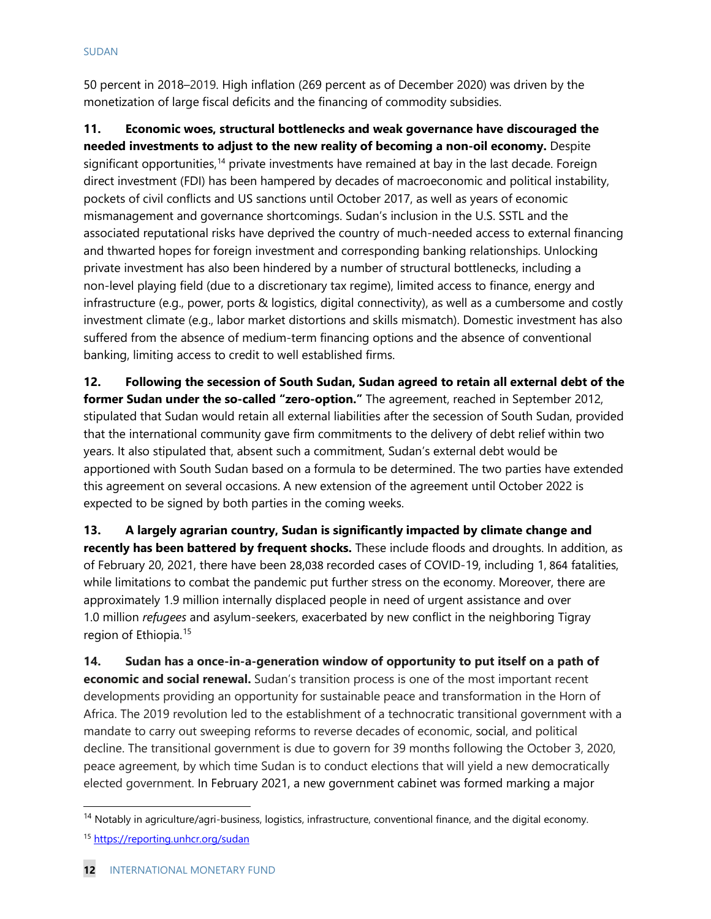50 percent in 2018–2019. High inflation (269 percent as of December 2020) was driven by the monetization of large fiscal deficits and the financing of commodity subsidies.

**11. Economic woes, structural bottlenecks and weak governance have discouraged the needed investments to adjust to the new reality of becoming a non-oil economy.** Despite significant opportunities,[14] private investments have remained at bay in the last decade. Foreign direct investment (FDI) has been hampered by decades of macroeconomic and political instability, pockets of civil conflicts and US sanctions until October 2017, as well as years of economic mismanagement and governance shortcomings. Sudan's inclusion in the U.S. SSTL and the associated reputational risks have deprived the country of much-needed access to external financing and thwarted hopes for foreign investment and corresponding banking relationships. Unlocking private investment has also been hindered by a number of structural bottlenecks, including a non-level playing field (due to a discretionary tax regime), limited access to finance, energy and infrastructure (e.g., power, ports & logistics, digital connectivity), as well as a cumbersome and costly investment climate (e.g., labor market distortions and skills mismatch). Domestic investment has also suffered from the absence of medium-term financing options and the absence of conventional banking, limiting access to credit to well established firms.

**12. Following the secession of South Sudan, Sudan agreed to retain all external debt of the former Sudan under the so-called "zero-option."** The agreement, reached in September 2012, stipulated that Sudan would retain all external liabilities after the secession of South Sudan, provided that the international community gave firm commitments to the delivery of debt relief within two years. It also stipulated that, absent such a commitment, Sudan's external debt would be apportioned with South Sudan based on a formula to be determined. The two parties have extended this agreement on several occasions. A new extension of the agreement until October 2022 is expected to be signed by both parties in the coming weeks.

**13. A largely agrarian country, Sudan is significantly impacted by climate change and recently has been battered by frequent shocks.** These include floods and droughts. In addition, as of February 20, 2021, there have been 28,038 recorded cases of COVID-19, including 1, 864 fatalities, while limitations to combat the pandemic put further stress on the economy. Moreover, there are approximately 1.9 million internally displaced people in need of urgent assistance and over 1.0 million *refugees* and asylum-seekers, exacerbated by new conflict in the neighboring Tigray region of Ethiopia.[15]

**14. Sudan has a once-in-a-generation window of opportunity to put itself on a path of economic and social renewal.** Sudan's transition process is one of the most important recent developments providing an opportunity for sustainable peace and transformation in the Horn of Africa. The 2019 revolution led to the establishment of a technocratic transitional government with a mandate to carry out sweeping reforms to reverse decades of economic, social, and political decline. The transitional government is due to govern for 39 months following the October 3, 2020, peace agreement, by which time Sudan is to conduct elections that will yield a new democratically elected government. In February 2021, a new government cabinet was formed marking a major

---

[14] Notably in agriculture/agri-business, logistics, infrastructure, conventional finance, and the digital economy.

[15] https://reporting.unhcr.org/sudan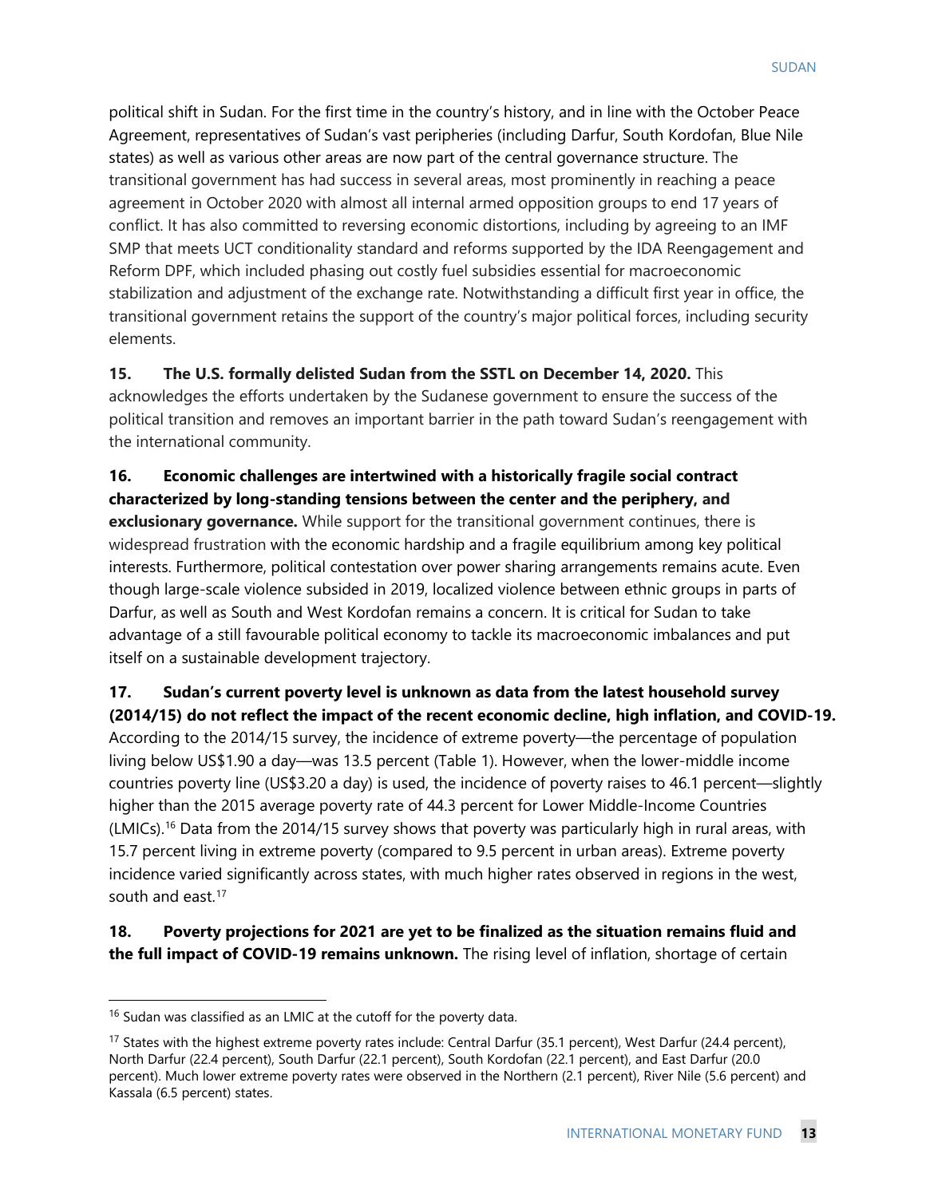political shift in Sudan. For the first time in the country's history, and in line with the October Peace Agreement, representatives of Sudan's vast peripheries (including Darfur, South Kordofan, Blue Nile states) as well as various other areas are now part of the central governance structure. The transitional government has had success in several areas, most prominently in reaching a peace agreement in October 2020 with almost all internal armed opposition groups to end 17 years of conflict. It has also committed to reversing economic distortions, including by agreeing to an IMF SMP that meets UCT conditionality standard and reforms supported by the IDA Reengagement and Reform DPF, which included phasing out costly fuel subsidies essential for macroeconomic stabilization and adjustment of the exchange rate. Notwithstanding a difficult first year in office, the transitional government retains the support of the country's major political forces, including security elements.

**15. The U.S. formally delisted Sudan from the SSTL on December 14, 2020.** This acknowledges the efforts undertaken by the Sudanese government to ensure the success of the political transition and removes an important barrier in the path toward Sudan's reengagement with the international community.

**16. Economic challenges are intertwined with a historically fragile social contract characterized by long-standing tensions between the center and the periphery, and exclusionary governance.** While support for the transitional government continues, there is widespread frustration with the economic hardship and a fragile equilibrium among key political interests. Furthermore, political contestation over power sharing arrangements remains acute. Even though large-scale violence subsided in 2019, localized violence between ethnic groups in parts of Darfur, as well as South and West Kordofan remains a concern. It is critical for Sudan to take advantage of a still favourable political economy to tackle its macroeconomic imbalances and put itself on a sustainable development trajectory.

**17. Sudan's current poverty level is unknown as data from the latest household survey (2014/15) do not reflect the impact of the recent economic decline, high inflation, and COVID-19.** According to the 2014/15 survey, the incidence of extreme poverty—the percentage of population living below US$1.90 a day—was 13.5 percent (Table 1). However, when the lower-middle income countries poverty line (US$3.20 a day) is used, the incidence of poverty raises to 46.1 percent—slightly higher than the 2015 average poverty rate of 44.3 percent for Lower Middle-Income Countries (LMICs).[16] Data from the 2014/15 survey shows that poverty was particularly high in rural areas, with 15.7 percent living in extreme poverty (compared to 9.5 percent in urban areas). Extreme poverty incidence varied significantly across states, with much higher rates observed in regions in the west, south and east.[17]

**18. Poverty projections for 2021 are yet to be finalized as the situation remains fluid and the full impact of COVID-19 remains unknown.** The rising level of inflation, shortage of certain

---

[16] Sudan was classified as an LMIC at the cutoff for the poverty data.

[17] States with the highest extreme poverty rates include: Central Darfur (35.1 percent), West Darfur (24.4 percent), North Darfur (22.4 percent), South Darfur (22.1 percent), South Kordofan (22.1 percent), and East Darfur (20.0 percent). Much lower extreme poverty rates were observed in the Northern (2.1 percent), River Nile (5.6 percent) and Kassala (6.5 percent) states.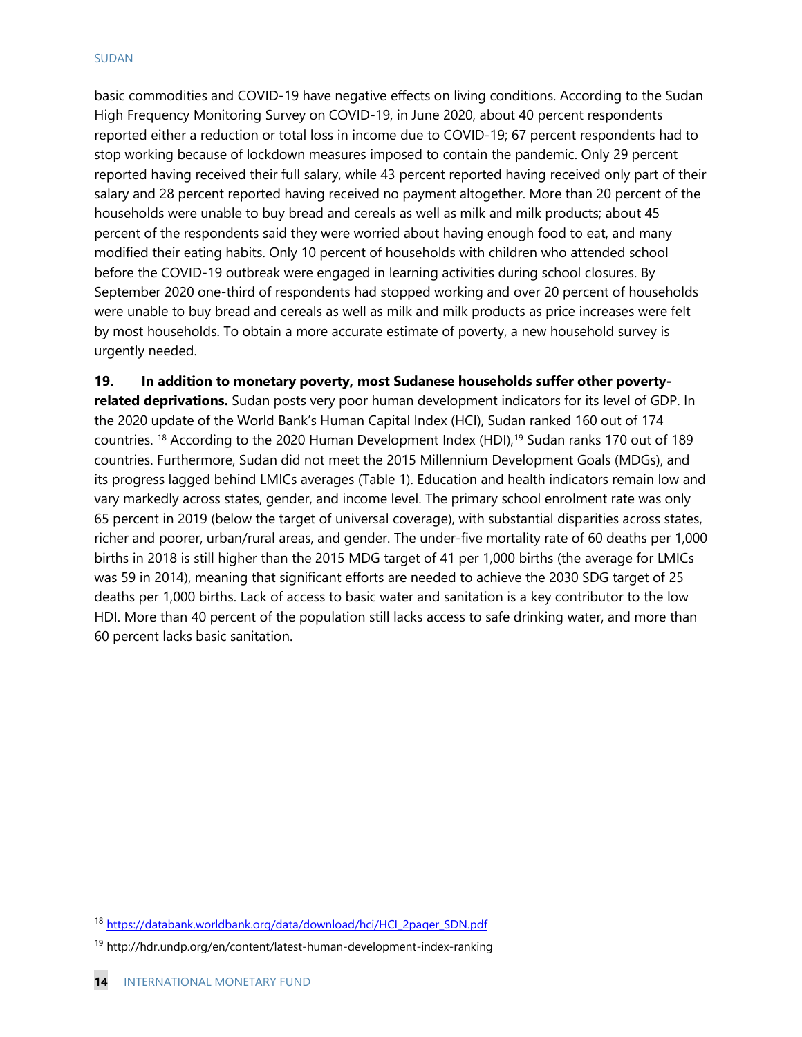basic commodities and COVID-19 have negative effects on living conditions. According to the Sudan High Frequency Monitoring Survey on COVID-19, in June 2020, about 40 percent respondents reported either a reduction or total loss in income due to COVID-19; 67 percent respondents had to stop working because of lockdown measures imposed to contain the pandemic. Only 29 percent reported having received their full salary, while 43 percent reported having received only part of their salary and 28 percent reported having received no payment altogether. More than 20 percent of the households were unable to buy bread and cereals as well as milk and milk products; about 45 percent of the respondents said they were worried about having enough food to eat, and many modified their eating habits. Only 10 percent of households with children who attended school before the COVID-19 outbreak were engaged in learning activities during school closures. By September 2020 one-third of respondents had stopped working and over 20 percent of households were unable to buy bread and cereals as well as milk and milk products as price increases were felt by most households. To obtain a more accurate estimate of poverty, a new household survey is urgently needed.

**19. In addition to monetary poverty, most Sudanese households suffer other poverty-related deprivations.** Sudan posts very poor human development indicators for its level of GDP. In the 2020 update of the World Bank's Human Capital Index (HCI), Sudan ranked 160 out of 174 countries. [18] According to the 2020 Human Development Index (HDI),[19] Sudan ranks 170 out of 189 countries. Furthermore, Sudan did not meet the 2015 Millennium Development Goals (MDGs), and its progress lagged behind LMICs averages (Table 1). Education and health indicators remain low and vary markedly across states, gender, and income level. The primary school enrolment rate was only 65 percent in 2019 (below the target of universal coverage), with substantial disparities across states, richer and poorer, urban/rural areas, and gender. The under-five mortality rate of 60 deaths per 1,000 births in 2018 is still higher than the 2015 MDG target of 41 per 1,000 births (the average for LMICs was 59 in 2014), meaning that significant efforts are needed to achieve the 2030 SDG target of 25 deaths per 1,000 births. Lack of access to basic water and sanitation is a key contributor to the low HDI. More than 40 percent of the population still lacks access to safe drinking water, and more than 60 percent lacks basic sanitation.

---

[18] https://databank.worldbank.org/data/download/hci/HCI_2pager_SDN.pdf

[19] http://hdr.undp.org/en/content/latest-human-development-index-ranking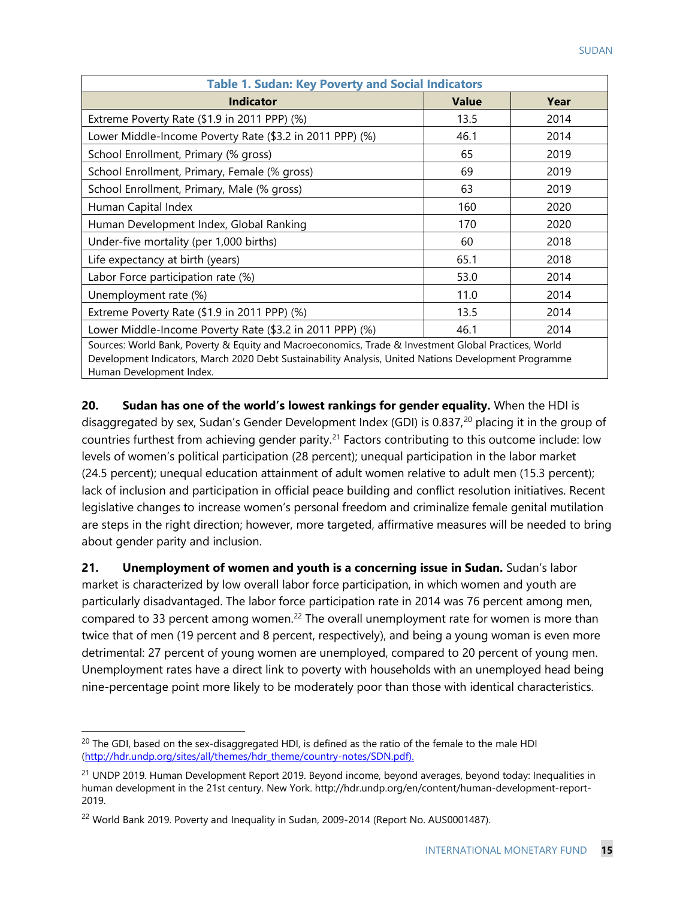**Table 1. Sudan: Key Poverty and Social Indicators**

| Indicator | Value | Year |
|---|---|---|
| Extreme Poverty Rate ($1.9 in 2011 PPP) (%) | 13.5 | 2014 |
| Lower Middle-Income Poverty Rate ($3.2 in 2011 PPP) (%) | 46.1 | 2014 |
| School Enrollment, Primary (% gross) | 65 | 2019 |
| School Enrollment, Primary, Female (% gross) | 69 | 2019 |
| School Enrollment, Primary, Male (% gross) | 63 | 2019 |
| Human Capital Index | 160 | 2020 |
| Human Development Index, Global Ranking | 170 | 2020 |
| Under-five mortality (per 1,000 births) | 60 | 2018 |
| Life expectancy at birth (years) | 65.1 | 2018 |
| Labor Force participation rate (%) | 53.0 | 2014 |
| Unemployment rate (%) | 11.0 | 2014 |
| Extreme Poverty Rate ($1.9 in 2011 PPP) (%) | 13.5 | 2014 |
| Lower Middle-Income Poverty Rate ($3.2 in 2011 PPP) (%) | 46.1 | 2014 |

Sources: World Bank, Poverty & Equity and Macroeconomics, Trade & Investment Global Practices, World Development Indicators, March 2020 Debt Sustainability Analysis, United Nations Development Programme Human Development Index.

**20. Sudan has one of the world's lowest rankings for gender equality.** When the HDI is disaggregated by sex, Sudan's Gender Development Index (GDI) is 0.837,[20] placing it in the group of countries furthest from achieving gender parity.[21] Factors contributing to this outcome include: low levels of women's political participation (28 percent); unequal participation in the labor market (24.5 percent); unequal education attainment of adult women relative to adult men (15.3 percent); lack of inclusion and participation in official peace building and conflict resolution initiatives. Recent legislative changes to increase women's personal freedom and criminalize female genital mutilation are steps in the right direction; however, more targeted, affirmative measures will be needed to bring about gender parity and inclusion.

**21. Unemployment of women and youth is a concerning issue in Sudan.** Sudan's labor market is characterized by low overall labor force participation, in which women and youth are particularly disadvantaged. The labor force participation rate in 2014 was 76 percent among men, compared to 33 percent among women.[22] The overall unemployment rate for women is more than twice that of men (19 percent and 8 percent, respectively), and being a young woman is even more detrimental: 27 percent of young women are unemployed, compared to 20 percent of young men. Unemployment rates have a direct link to poverty with households with an unemployed head being nine-percentage point more likely to be moderately poor than those with identical characteristics.

---

[20] The GDI, based on the sex-disaggregated HDI, is defined as the ratio of the female to the male HDI (http://hdr.undp.org/sites/all/themes/hdr_theme/country-notes/SDN.pdf).

[21] UNDP 2019. Human Development Report 2019. Beyond income, beyond averages, beyond today: Inequalities in human development in the 21st century. New York. http://hdr.undp.org/en/content/human-development-report-2019.

[22] World Bank 2019. Poverty and Inequality in Sudan, 2009-2014 (Report No. AUS0001487).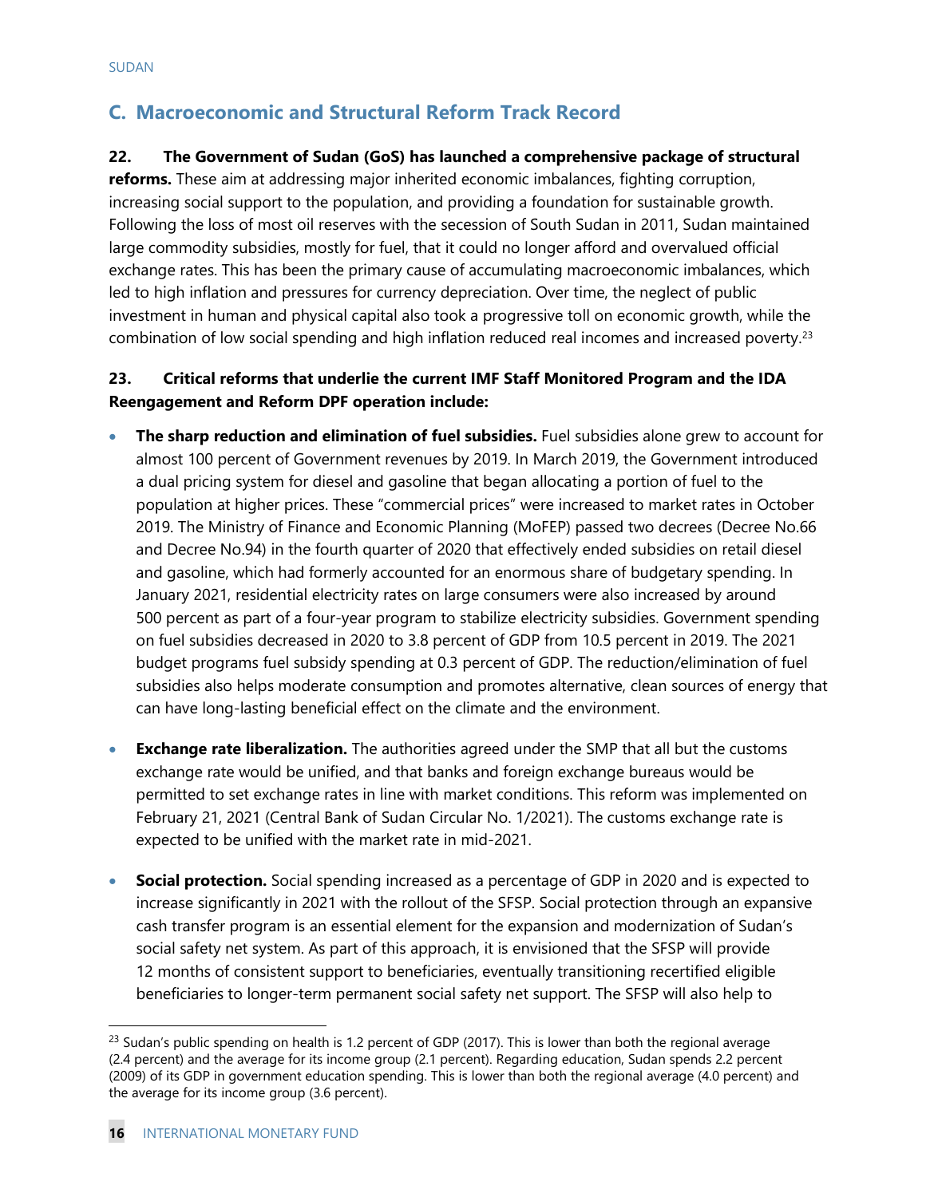## C. Macroeconomic and Structural Reform Track Record

**22. The Government of Sudan (GoS) has launched a comprehensive package of structural reforms.** These aim at addressing major inherited economic imbalances, fighting corruption, increasing social support to the population, and providing a foundation for sustainable growth. Following the loss of most oil reserves with the secession of South Sudan in 2011, Sudan maintained large commodity subsidies, mostly for fuel, that it could no longer afford and overvalued official exchange rates. This has been the primary cause of accumulating macroeconomic imbalances, which led to high inflation and pressures for currency depreciation. Over time, the neglect of public investment in human and physical capital also took a progressive toll on economic growth, while the combination of low social spending and high inflation reduced real incomes and increased poverty.[23]

**23. Critical reforms that underlie the current IMF Staff Monitored Program and the IDA Reengagement and Reform DPF operation include:**

- **The sharp reduction and elimination of fuel subsidies.** Fuel subsidies alone grew to account for almost 100 percent of Government revenues by 2019. In March 2019, the Government introduced a dual pricing system for diesel and gasoline that began allocating a portion of fuel to the population at higher prices. These "commercial prices" were increased to market rates in October 2019. The Ministry of Finance and Economic Planning (MoFEP) passed two decrees (Decree No.66 and Decree No.94) in the fourth quarter of 2020 that effectively ended subsidies on retail diesel and gasoline, which had formerly accounted for an enormous share of budgetary spending. In January 2021, residential electricity rates on large consumers were also increased by around 500 percent as part of a four-year program to stabilize electricity subsidies. Government spending on fuel subsidies decreased in 2020 to 3.8 percent of GDP from 10.5 percent in 2019. The 2021 budget programs fuel subsidy spending at 0.3 percent of GDP. The reduction/elimination of fuel subsidies also helps moderate consumption and promotes alternative, clean sources of energy that can have long-lasting beneficial effect on the climate and the environment.

- **Exchange rate liberalization.** The authorities agreed under the SMP that all but the customs exchange rate would be unified, and that banks and foreign exchange bureaus would be permitted to set exchange rates in line with market conditions. This reform was implemented on February 21, 2021 (Central Bank of Sudan Circular No. 1/2021). The customs exchange rate is expected to be unified with the market rate in mid-2021.

- **Social protection.** Social spending increased as a percentage of GDP in 2020 and is expected to increase significantly in 2021 with the rollout of the SFSP. Social protection through an expansive cash transfer program is an essential element for the expansion and modernization of Sudan's social safety net system. As part of this approach, it is envisioned that the SFSP will provide 12 months of consistent support to beneficiaries, eventually transitioning recertified eligible beneficiaries to longer-term permanent social safety net support. The SFSP will also help to

---

[23] Sudan's public spending on health is 1.2 percent of GDP (2017). This is lower than both the regional average (2.4 percent) and the average for its income group (2.1 percent). Regarding education, Sudan spends 2.2 percent (2009) of its GDP in government education spending. This is lower than both the regional average (4.0 percent) and the average for its income group (3.6 percent).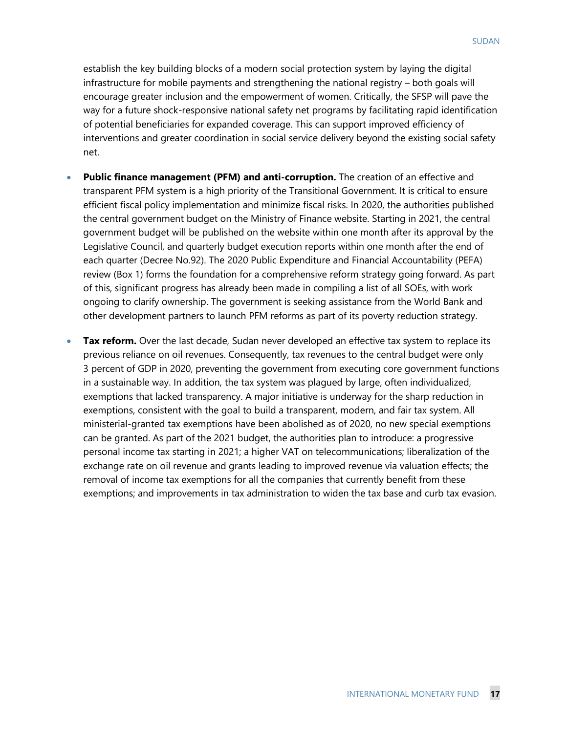establish the key building blocks of a modern social protection system by laying the digital infrastructure for mobile payments and strengthening the national registry – both goals will encourage greater inclusion and the empowerment of women. Critically, the SFSP will pave the way for a future shock-responsive national safety net programs by facilitating rapid identification of potential beneficiaries for expanded coverage. This can support improved efficiency of interventions and greater coordination in social service delivery beyond the existing social safety net.

- **Public finance management (PFM) and anti-corruption.** The creation of an effective and transparent PFM system is a high priority of the Transitional Government. It is critical to ensure efficient fiscal policy implementation and minimize fiscal risks. In 2020, the authorities published the central government budget on the Ministry of Finance website. Starting in 2021, the central government budget will be published on the website within one month after its approval by the Legislative Council, and quarterly budget execution reports within one month after the end of each quarter (Decree No.92). The 2020 Public Expenditure and Financial Accountability (PEFA) review (Box 1) forms the foundation for a comprehensive reform strategy going forward. As part of this, significant progress has already been made in compiling a list of all SOEs, with work ongoing to clarify ownership. The government is seeking assistance from the World Bank and other development partners to launch PFM reforms as part of its poverty reduction strategy.

- **Tax reform.** Over the last decade, Sudan never developed an effective tax system to replace its previous reliance on oil revenues. Consequently, tax revenues to the central budget were only 3 percent of GDP in 2020, preventing the government from executing core government functions in a sustainable way. In addition, the tax system was plagued by large, often individualized, exemptions that lacked transparency. A major initiative is underway for the sharp reduction in exemptions, consistent with the goal to build a transparent, modern, and fair tax system. All ministerial-granted tax exemptions have been abolished as of 2020, no new special exemptions can be granted. As part of the 2021 budget, the authorities plan to introduce: a progressive personal income tax starting in 2021; a higher VAT on telecommunications; liberalization of the exchange rate on oil revenue and grants leading to improved revenue via valuation effects; the removal of income tax exemptions for all the companies that currently benefit from these exemptions; and improvements in tax administration to widen the tax base and curb tax evasion.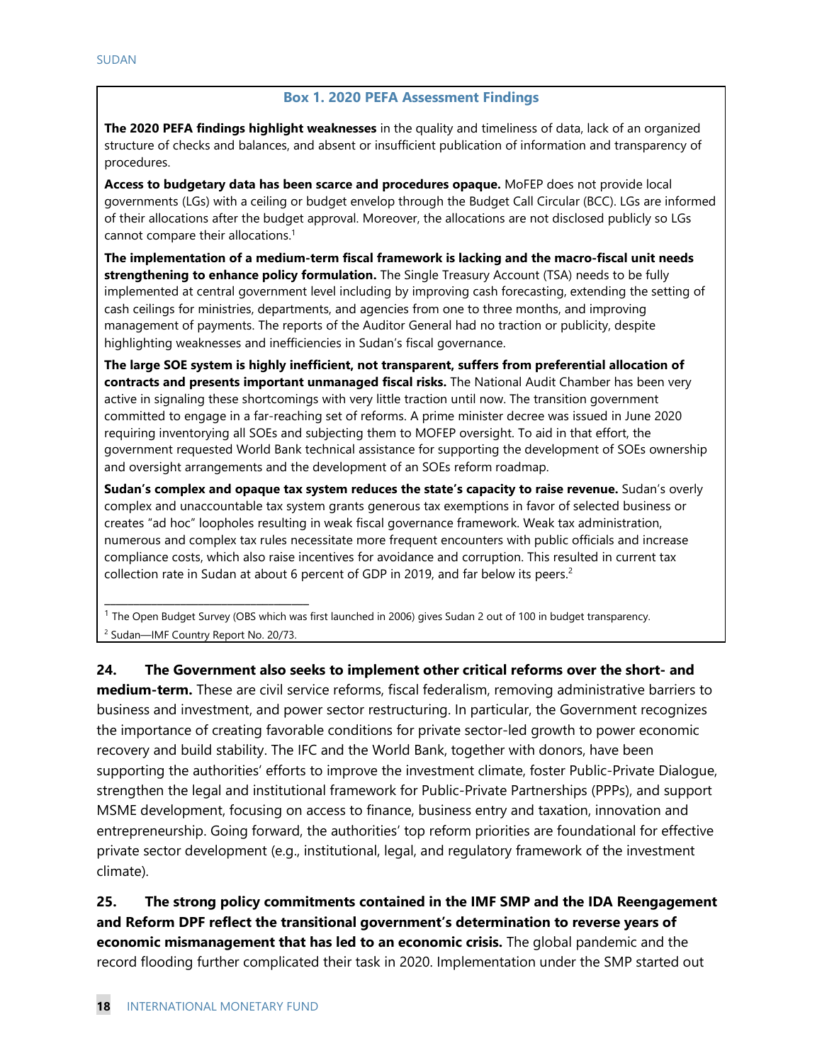### Box 1. 2020 PEFA Assessment Findings

**The 2020 PEFA findings highlight weaknesses** in the quality and timeliness of data, lack of an organized structure of checks and balances, and absent or insufficient publication of information and transparency of procedures.

**Access to budgetary data has been scarce and procedures opaque.** MoFEP does not provide local governments (LGs) with a ceiling or budget envelop through the Budget Call Circular (BCC). LGs are informed of their allocations after the budget approval. Moreover, the allocations are not disclosed publicly so LGs cannot compare their allocations.[1]

**The implementation of a medium-term fiscal framework is lacking and the macro-fiscal unit needs strengthening to enhance policy formulation.** The Single Treasury Account (TSA) needs to be fully implemented at central government level including by improving cash forecasting, extending the setting of cash ceilings for ministries, departments, and agencies from one to three months, and improving management of payments. The reports of the Auditor General had no traction or publicity, despite highlighting weaknesses and inefficiencies in Sudan's fiscal governance.

**The large SOE system is highly inefficient, not transparent, suffers from preferential allocation of contracts and presents important unmanaged fiscal risks.** The National Audit Chamber has been very active in signaling these shortcomings with very little traction until now. The transition government committed to engage in a far-reaching set of reforms. A prime minister decree was issued in June 2020 requiring inventorying all SOEs and subjecting them to MOFEP oversight. To aid in that effort, the government requested World Bank technical assistance for supporting the development of SOEs ownership and oversight arrangements and the development of an SOEs reform roadmap.

**Sudan's complex and opaque tax system reduces the state's capacity to raise revenue.** Sudan's overly complex and unaccountable tax system grants generous tax exemptions in favor of selected business or creates "ad hoc" loopholes resulting in weak fiscal governance framework. Weak tax administration, numerous and complex tax rules necessitate more frequent encounters with public officials and increase compliance costs, which also raise incentives for avoidance and corruption. This resulted in current tax collection rate in Sudan at about 6 percent of GDP in 2019, and far below its peers.[2]

---

[1] The Open Budget Survey (OBS which was first launched in 2006) gives Sudan 2 out of 100 in budget transparency.

[2] Sudan—IMF Country Report No. 20/73.

**24. The Government also seeks to implement other critical reforms over the short- and medium-term.** These are civil service reforms, fiscal federalism, removing administrative barriers to business and investment, and power sector restructuring. In particular, the Government recognizes the importance of creating favorable conditions for private sector-led growth to power economic recovery and build stability. The IFC and the World Bank, together with donors, have been supporting the authorities' efforts to improve the investment climate, foster Public-Private Dialogue, strengthen the legal and institutional framework for Public-Private Partnerships (PPPs), and support MSME development, focusing on access to finance, business entry and taxation, innovation and entrepreneurship. Going forward, the authorities' top reform priorities are foundational for effective private sector development (e.g., institutional, legal, and regulatory framework of the investment climate).

**25. The strong policy commitments contained in the IMF SMP and the IDA Reengagement and Reform DPF reflect the transitional government's determination to reverse years of economic mismanagement that has led to an economic crisis.** The global pandemic and the record flooding further complicated their task in 2020. Implementation under the SMP started out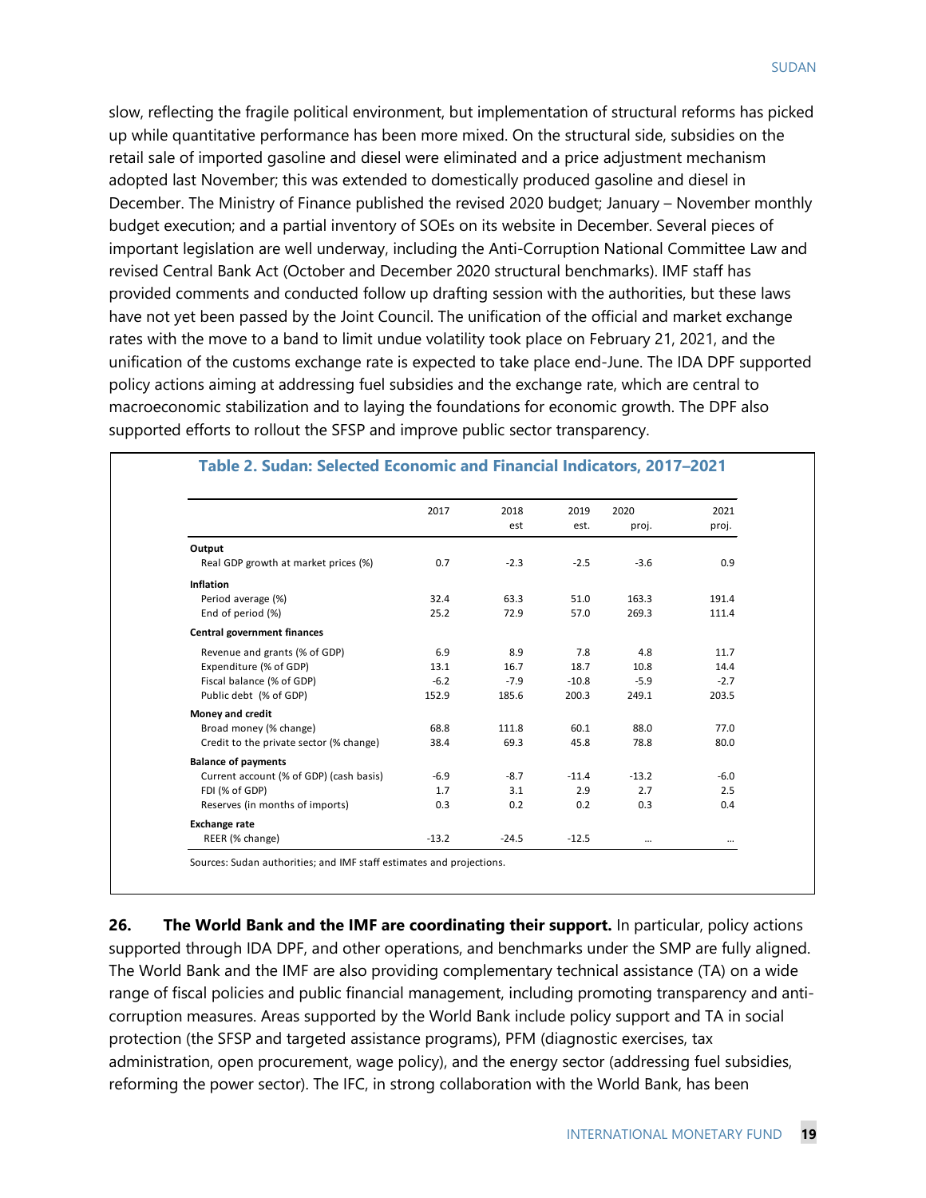slow, reflecting the fragile political environment, but implementation of structural reforms has picked up while quantitative performance has been more mixed. On the structural side, subsidies on the retail sale of imported gasoline and diesel were eliminated and a price adjustment mechanism adopted last November; this was extended to domestically produced gasoline and diesel in December. The Ministry of Finance published the revised 2020 budget; January – November monthly budget execution; and a partial inventory of SOEs on its website in December. Several pieces of important legislation are well underway, including the Anti-Corruption National Committee Law and revised Central Bank Act (October and December 2020 structural benchmarks). IMF staff has provided comments and conducted follow up drafting session with the authorities, but these laws have not yet been passed by the Joint Council. The unification of the official and market exchange rates with the move to a band to limit undue volatility took place on February 21, 2021, and the unification of the customs exchange rate is expected to take place end-June. The IDA DPF supported policy actions aiming at addressing fuel subsidies and the exchange rate, which are central to macroeconomic stabilization and to laying the foundations for economic growth. The DPF also supported efforts to rollout the SFSP and improve public sector transparency.

**Table 2. Sudan: Selected Economic and Financial Indicators, 2017–2021**

| | 2017 | 2018 est | 2019 est. | 2020 proj. | 2021 proj. |
|---|---|---|---|---|---|
| **Output** | | | | | |
| Real GDP growth at market prices (%) | 0.7 | -2.3 | -2.5 | -3.6 | 0.9 |
| **Inflation** | | | | | |
| Period average (%) | 32.4 | 63.3 | 51.0 | 163.3 | 191.4 |
| End of period (%) | 25.2 | 72.9 | 57.0 | 269.3 | 111.4 |
| **Central government finances** | | | | | |
| Revenue and grants (% of GDP) | 6.9 | 8.9 | 7.8 | 4.8 | 11.7 |
| Expenditure (% of GDP) | 13.1 | 16.7 | 18.7 | 10.8 | 14.4 |
| Fiscal balance (% of GDP) | -6.2 | -7.9 | -10.8 | -5.9 | -2.7 |
| Public debt (% of GDP) | 152.9 | 185.6 | 200.3 | 249.1 | 203.5 |
| **Money and credit** | | | | | |
| Broad money (% change) | 68.8 | 111.8 | 60.1 | 88.0 | 77.0 |
| Credit to the private sector (% change) | 38.4 | 69.3 | 45.8 | 78.8 | 80.0 |
| **Balance of payments** | | | | | |
| Current account (% of GDP) (cash basis) | -6.9 | -8.7 | -11.4 | -13.2 | -6.0 |
| FDI (% of GDP) | 1.7 | 3.1 | 2.9 | 2.7 | 2.5 |
| Reserves (in months of imports) | 0.3 | 0.2 | 0.2 | 0.3 | 0.4 |
| **Exchange rate** | | | | | |
| REER (% change) | -13.2 | -24.5 | -12.5 | … | … |

Sources: Sudan authorities; and IMF staff estimates and projections.

**26. The World Bank and the IMF are coordinating their support.** In particular, policy actions supported through IDA DPF, and other operations, and benchmarks under the SMP are fully aligned. The World Bank and the IMF are also providing complementary technical assistance (TA) on a wide range of fiscal policies and public financial management, including promoting transparency and anti-corruption measures. Areas supported by the World Bank include policy support and TA in social protection (the SFSP and targeted assistance programs), PFM (diagnostic exercises, tax administration, open procurement, wage policy), and the energy sector (addressing fuel subsidies, reforming the power sector). The IFC, in strong collaboration with the World Bank, has been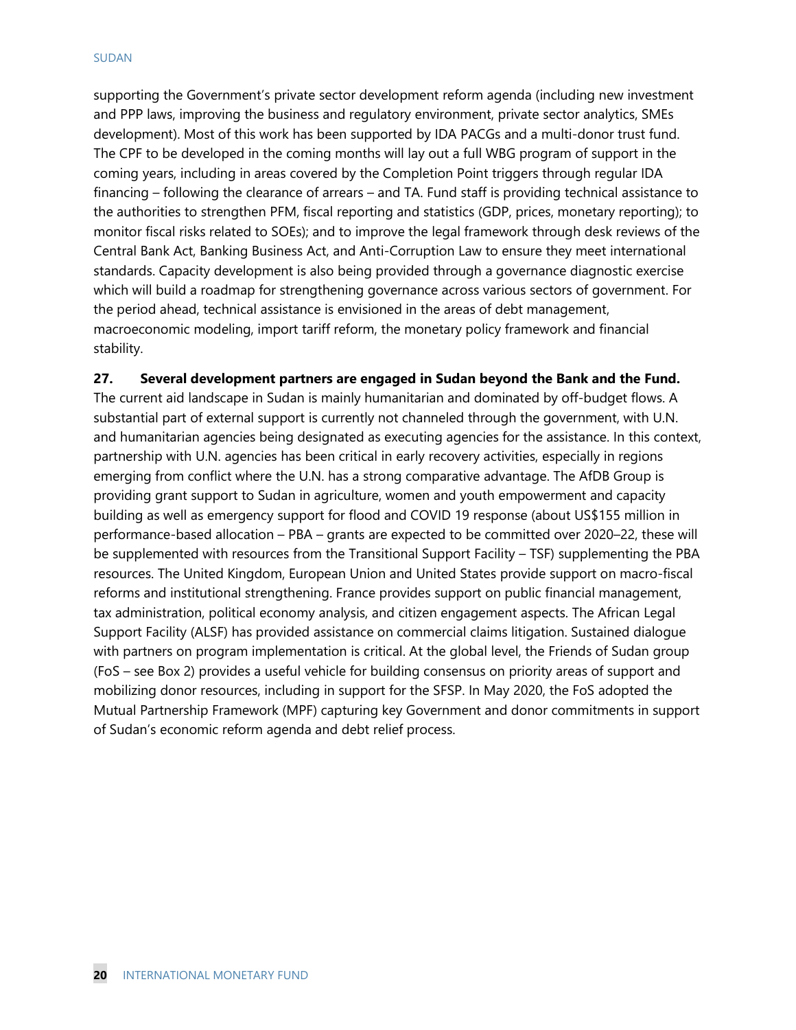supporting the Government's private sector development reform agenda (including new investment and PPP laws, improving the business and regulatory environment, private sector analytics, SMEs development). Most of this work has been supported by IDA PACGs and a multi-donor trust fund. The CPF to be developed in the coming months will lay out a full WBG program of support in the coming years, including in areas covered by the Completion Point triggers through regular IDA financing – following the clearance of arrears – and TA. Fund staff is providing technical assistance to the authorities to strengthen PFM, fiscal reporting and statistics (GDP, prices, monetary reporting); to monitor fiscal risks related to SOEs); and to improve the legal framework through desk reviews of the Central Bank Act, Banking Business Act, and Anti-Corruption Law to ensure they meet international standards. Capacity development is also being provided through a governance diagnostic exercise which will build a roadmap for strengthening governance across various sectors of government. For the period ahead, technical assistance is envisioned in the areas of debt management, macroeconomic modeling, import tariff reform, the monetary policy framework and financial stability.

**27. Several development partners are engaged in Sudan beyond the Bank and the Fund.** The current aid landscape in Sudan is mainly humanitarian and dominated by off-budget flows. A substantial part of external support is currently not channeled through the government, with U.N. and humanitarian agencies being designated as executing agencies for the assistance. In this context, partnership with U.N. agencies has been critical in early recovery activities, especially in regions emerging from conflict where the U.N. has a strong comparative advantage. The AfDB Group is providing grant support to Sudan in agriculture, women and youth empowerment and capacity building as well as emergency support for flood and COVID 19 response (about US$155 million in performance-based allocation – PBA – grants are expected to be committed over 2020–22, these will be supplemented with resources from the Transitional Support Facility – TSF) supplementing the PBA resources. The United Kingdom, European Union and United States provide support on macro-fiscal reforms and institutional strengthening. France provides support on public financial management, tax administration, political economy analysis, and citizen engagement aspects. The African Legal Support Facility (ALSF) has provided assistance on commercial claims litigation. Sustained dialogue with partners on program implementation is critical. At the global level, the Friends of Sudan group (FoS – see Box 2) provides a useful vehicle for building consensus on priority areas of support and mobilizing donor resources, including in support for the SFSP. In May 2020, the FoS adopted the Mutual Partnership Framework (MPF) capturing key Government and donor commitments in support of Sudan's economic reform agenda and debt relief process.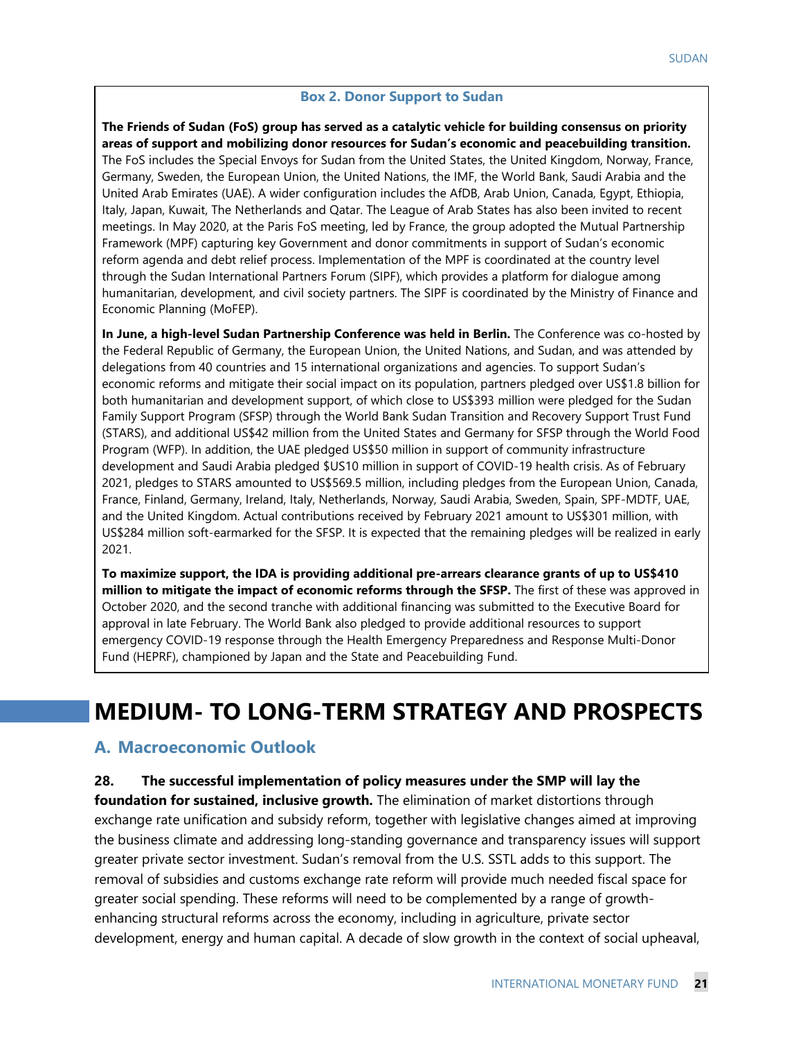**Box 2. Donor Support to Sudan**

**The Friends of Sudan (FoS) group has served as a catalytic vehicle for building consensus on priority areas of support and mobilizing donor resources for Sudan's economic and peacebuilding transition.** The FoS includes the Special Envoys for Sudan from the United States, the United Kingdom, Norway, France, Germany, Sweden, the European Union, the United Nations, the IMF, the World Bank, Saudi Arabia and the United Arab Emirates (UAE). A wider configuration includes the AfDB, Arab Union, Canada, Egypt, Ethiopia, Italy, Japan, Kuwait, The Netherlands and Qatar. The League of Arab States has also been invited to recent meetings. In May 2020, at the Paris FoS meeting, led by France, the group adopted the Mutual Partnership Framework (MPF) capturing key Government and donor commitments in support of Sudan's economic reform agenda and debt relief process. Implementation of the MPF is coordinated at the country level through the Sudan International Partners Forum (SIPF), which provides a platform for dialogue among humanitarian, development, and civil society partners. The SIPF is coordinated by the Ministry of Finance and Economic Planning (MoFEP).

**In June, a high-level Sudan Partnership Conference was held in Berlin.** The Conference was co-hosted by the Federal Republic of Germany, the European Union, the United Nations, and Sudan, and was attended by delegations from 40 countries and 15 international organizations and agencies. To support Sudan's economic reforms and mitigate their social impact on its population, partners pledged over US$1.8 billion for both humanitarian and development support, of which close to US$393 million were pledged for the Sudan Family Support Program (SFSP) through the World Bank Sudan Transition and Recovery Support Trust Fund (STARS), and additional US$42 million from the United States and Germany for SFSP through the World Food Program (WFP). In addition, the UAE pledged US$50 million in support of community infrastructure development and Saudi Arabia pledged $US10 million in support of COVID-19 health crisis. As of February 2021, pledges to STARS amounted to US$569.5 million, including pledges from the European Union, Canada, France, Finland, Germany, Ireland, Italy, Netherlands, Norway, Saudi Arabia, Sweden, Spain, SPF-MDTF, UAE, and the United Kingdom. Actual contributions received by February 2021 amount to US$301 million, with US$284 million soft-earmarked for the SFSP. It is expected that the remaining pledges will be realized in early 2021.

**To maximize support, the IDA is providing additional pre-arrears clearance grants of up to US$410 million to mitigate the impact of economic reforms through the SFSP.** The first of these was approved in October 2020, and the second tranche with additional financing was submitted to the Executive Board for approval in late February. The World Bank also pledged to provide additional resources to support emergency COVID-19 response through the Health Emergency Preparedness and Response Multi-Donor Fund (HEPRF), championed by Japan and the State and Peacebuilding Fund.

# MEDIUM- TO LONG-TERM STRATEGY AND PROSPECTS

## A. Macroeconomic Outlook

**28. The successful implementation of policy measures under the SMP will lay the foundation for sustained, inclusive growth.** The elimination of market distortions through exchange rate unification and subsidy reform, together with legislative changes aimed at improving the business climate and addressing long-standing governance and transparency issues will support greater private sector investment. Sudan's removal from the U.S. SSTL adds to this support. The removal of subsidies and customs exchange rate reform will provide much needed fiscal space for greater social spending. These reforms will need to be complemented by a range of growth-enhancing structural reforms across the economy, including in agriculture, private sector development, energy and human capital. A decade of slow growth in the context of social upheaval,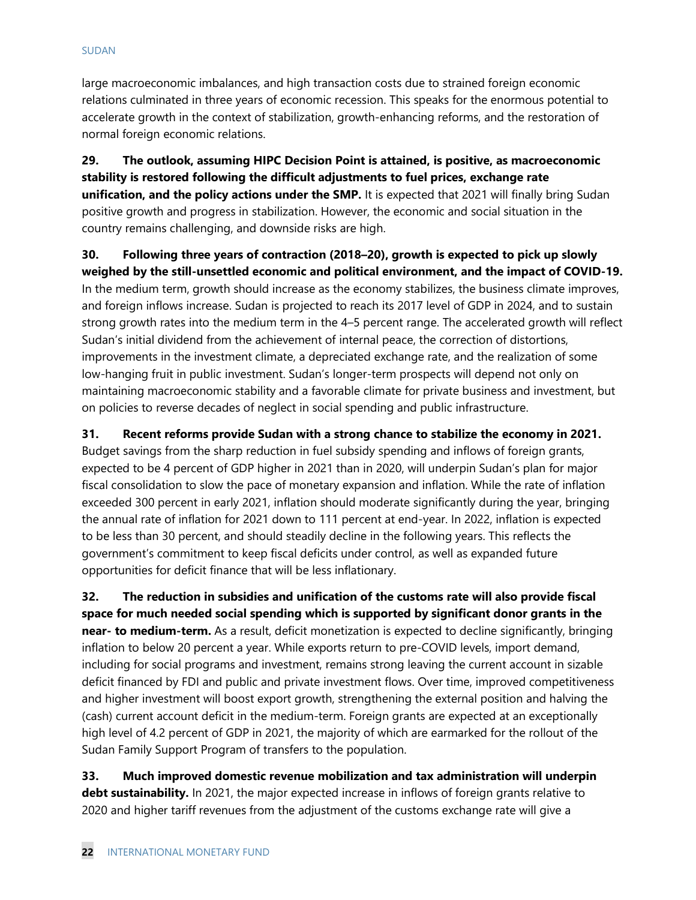large macroeconomic imbalances, and high transaction costs due to strained foreign economic relations culminated in three years of economic recession. This speaks for the enormous potential to accelerate growth in the context of stabilization, growth-enhancing reforms, and the restoration of normal foreign economic relations.

**29. The outlook, assuming HIPC Decision Point is attained, is positive, as macroeconomic stability is restored following the difficult adjustments to fuel prices, exchange rate unification, and the policy actions under the SMP.** It is expected that 2021 will finally bring Sudan positive growth and progress in stabilization. However, the economic and social situation in the country remains challenging, and downside risks are high.

**30. Following three years of contraction (2018–20), growth is expected to pick up slowly weighed by the still-unsettled economic and political environment, and the impact of COVID-19.** In the medium term, growth should increase as the economy stabilizes, the business climate improves, and foreign inflows increase. Sudan is projected to reach its 2017 level of GDP in 2024, and to sustain strong growth rates into the medium term in the 4–5 percent range. The accelerated growth will reflect Sudan's initial dividend from the achievement of internal peace, the correction of distortions, improvements in the investment climate, a depreciated exchange rate, and the realization of some low-hanging fruit in public investment. Sudan's longer-term prospects will depend not only on maintaining macroeconomic stability and a favorable climate for private business and investment, but on policies to reverse decades of neglect in social spending and public infrastructure.

**31. Recent reforms provide Sudan with a strong chance to stabilize the economy in 2021.** Budget savings from the sharp reduction in fuel subsidy spending and inflows of foreign grants, expected to be 4 percent of GDP higher in 2021 than in 2020, will underpin Sudan's plan for major fiscal consolidation to slow the pace of monetary expansion and inflation. While the rate of inflation exceeded 300 percent in early 2021, inflation should moderate significantly during the year, bringing the annual rate of inflation for 2021 down to 111 percent at end-year. In 2022, inflation is expected to be less than 30 percent, and should steadily decline in the following years. This reflects the government's commitment to keep fiscal deficits under control, as well as expanded future opportunities for deficit finance that will be less inflationary.

**32. The reduction in subsidies and unification of the customs rate will also provide fiscal space for much needed social spending which is supported by significant donor grants in the near- to medium-term.** As a result, deficit monetization is expected to decline significantly, bringing inflation to below 20 percent a year. While exports return to pre-COVID levels, import demand, including for social programs and investment, remains strong leaving the current account in sizable deficit financed by FDI and public and private investment flows. Over time, improved competitiveness and higher investment will boost export growth, strengthening the external position and halving the (cash) current account deficit in the medium-term. Foreign grants are expected at an exceptionally high level of 4.2 percent of GDP in 2021, the majority of which are earmarked for the rollout of the Sudan Family Support Program of transfers to the population.

**33. Much improved domestic revenue mobilization and tax administration will underpin debt sustainability.** In 2021, the major expected increase in inflows of foreign grants relative to 2020 and higher tariff revenues from the adjustment of the customs exchange rate will give a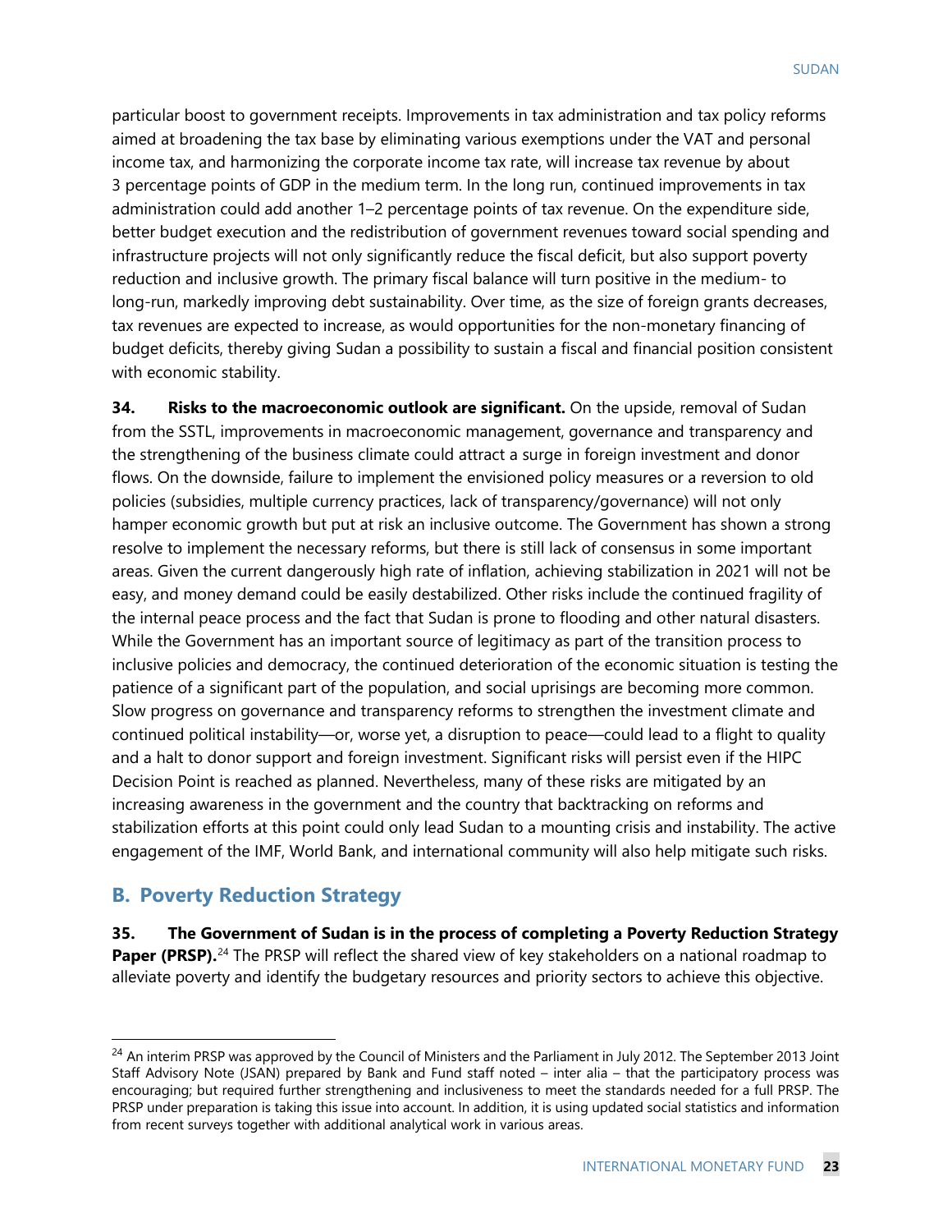particular boost to government receipts. Improvements in tax administration and tax policy reforms aimed at broadening the tax base by eliminating various exemptions under the VAT and personal income tax, and harmonizing the corporate income tax rate, will increase tax revenue by about 3 percentage points of GDP in the medium term. In the long run, continued improvements in tax administration could add another 1–2 percentage points of tax revenue. On the expenditure side, better budget execution and the redistribution of government revenues toward social spending and infrastructure projects will not only significantly reduce the fiscal deficit, but also support poverty reduction and inclusive growth. The primary fiscal balance will turn positive in the medium- to long-run, markedly improving debt sustainability. Over time, as the size of foreign grants decreases, tax revenues are expected to increase, as would opportunities for the non-monetary financing of budget deficits, thereby giving Sudan a possibility to sustain a fiscal and financial position consistent with economic stability.

**34. Risks to the macroeconomic outlook are significant.** On the upside, removal of Sudan from the SSTL, improvements in macroeconomic management, governance and transparency and the strengthening of the business climate could attract a surge in foreign investment and donor flows. On the downside, failure to implement the envisioned policy measures or a reversion to old policies (subsidies, multiple currency practices, lack of transparency/governance) will not only hamper economic growth but put at risk an inclusive outcome. The Government has shown a strong resolve to implement the necessary reforms, but there is still lack of consensus in some important areas. Given the current dangerously high rate of inflation, achieving stabilization in 2021 will not be easy, and money demand could be easily destabilized. Other risks include the continued fragility of the internal peace process and the fact that Sudan is prone to flooding and other natural disasters. While the Government has an important source of legitimacy as part of the transition process to inclusive policies and democracy, the continued deterioration of the economic situation is testing the patience of a significant part of the population, and social uprisings are becoming more common. Slow progress on governance and transparency reforms to strengthen the investment climate and continued political instability—or, worse yet, a disruption to peace—could lead to a flight to quality and a halt to donor support and foreign investment. Significant risks will persist even if the HIPC Decision Point is reached as planned. Nevertheless, many of these risks are mitigated by an increasing awareness in the government and the country that backtracking on reforms and stabilization efforts at this point could only lead Sudan to a mounting crisis and instability. The active engagement of the IMF, World Bank, and international community will also help mitigate such risks.

## B. Poverty Reduction Strategy

**35. The Government of Sudan is in the process of completing a Poverty Reduction Strategy Paper (PRSP).**[24] The PRSP will reflect the shared view of key stakeholders on a national roadmap to alleviate poverty and identify the budgetary resources and priority sectors to achieve this objective.

[24] An interim PRSP was approved by the Council of Ministers and the Parliament in July 2012. The September 2013 Joint Staff Advisory Note (JSAN) prepared by Bank and Fund staff noted – inter alia – that the participatory process was encouraging; but required further strengthening and inclusiveness to meet the standards needed for a full PRSP. The PRSP under preparation is taking this issue into account. In addition, it is using updated social statistics and information from recent surveys together with additional analytical work in various areas.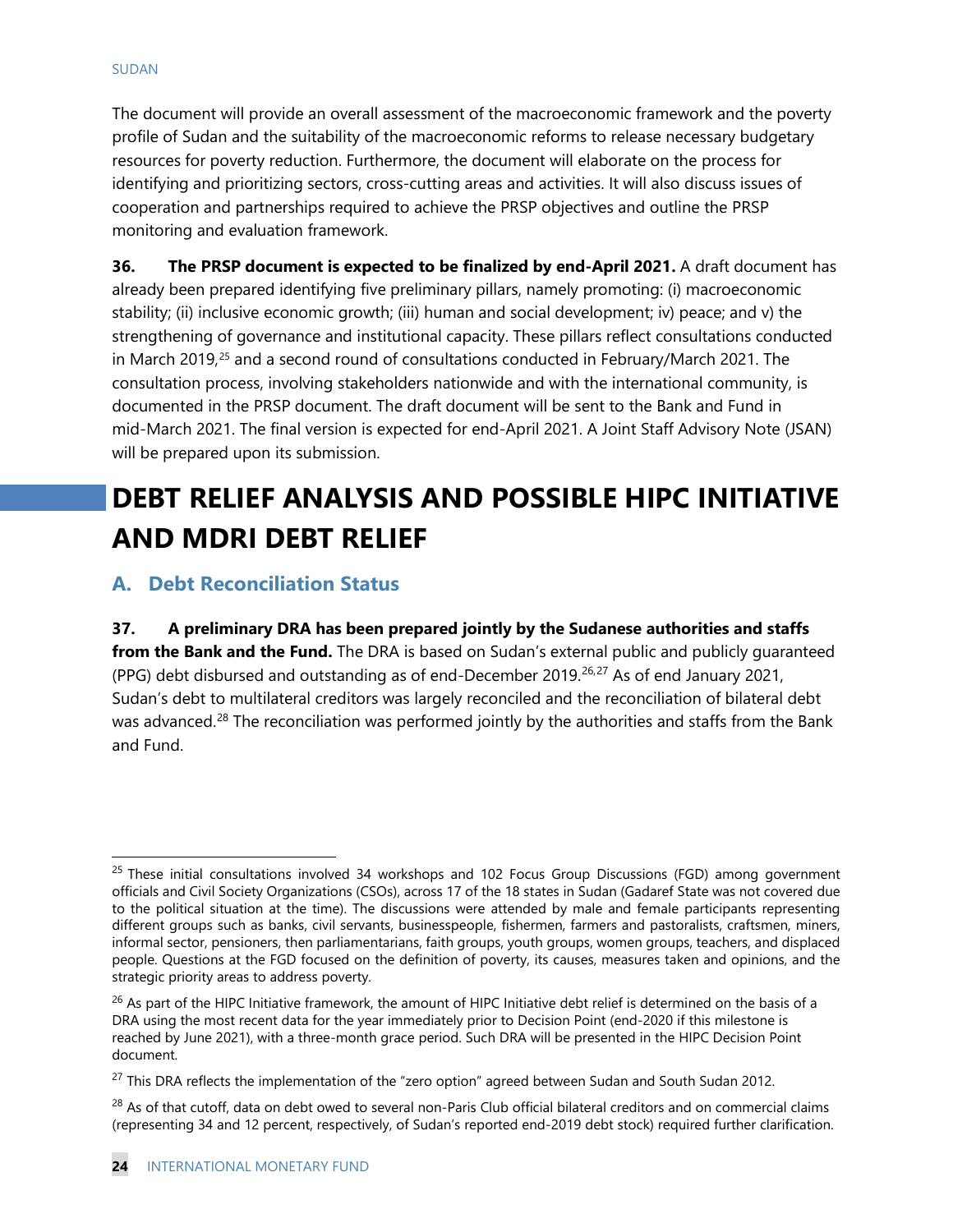The document will provide an overall assessment of the macroeconomic framework and the poverty profile of Sudan and the suitability of the macroeconomic reforms to release necessary budgetary resources for poverty reduction. Furthermore, the document will elaborate on the process for identifying and prioritizing sectors, cross-cutting areas and activities. It will also discuss issues of cooperation and partnerships required to achieve the PRSP objectives and outline the PRSP monitoring and evaluation framework.

**36. The PRSP document is expected to be finalized by end-April 2021.** A draft document has already been prepared identifying five preliminary pillars, namely promoting: (i) macroeconomic stability; (ii) inclusive economic growth; (iii) human and social development; iv) peace; and v) the strengthening of governance and institutional capacity. These pillars reflect consultations conducted in March 2019,[25] and a second round of consultations conducted in February/March 2021. The consultation process, involving stakeholders nationwide and with the international community, is documented in the PRSP document. The draft document will be sent to the Bank and Fund in mid-March 2021. The final version is expected for end-April 2021. A Joint Staff Advisory Note (JSAN) will be prepared upon its submission.

# DEBT RELIEF ANALYSIS AND POSSIBLE HIPC INITIATIVE AND MDRI DEBT RELIEF

## A. Debt Reconciliation Status

**37. A preliminary DRA has been prepared jointly by the Sudanese authorities and staffs from the Bank and the Fund.** The DRA is based on Sudan's external public and publicly guaranteed (PPG) debt disbursed and outstanding as of end-December 2019.[26,27] As of end January 2021, Sudan's debt to multilateral creditors was largely reconciled and the reconciliation of bilateral debt was advanced.[28] The reconciliation was performed jointly by the authorities and staffs from the Bank and Fund.

---

[25] These initial consultations involved 34 workshops and 102 Focus Group Discussions (FGD) among government officials and Civil Society Organizations (CSOs), across 17 of the 18 states in Sudan (Gadaref State was not covered due to the political situation at the time). The discussions were attended by male and female participants representing different groups such as banks, civil servants, businesspeople, fishermen, farmers and pastoralists, craftsmen, miners, informal sector, pensioners, then parliamentarians, faith groups, youth groups, women groups, teachers, and displaced people. Questions at the FGD focused on the definition of poverty, its causes, measures taken and opinions, and the strategic priority areas to address poverty.

[26] As part of the HIPC Initiative framework, the amount of HIPC Initiative debt relief is determined on the basis of a DRA using the most recent data for the year immediately prior to Decision Point (end-2020 if this milestone is reached by June 2021), with a three-month grace period. Such DRA will be presented in the HIPC Decision Point document.

[27] This DRA reflects the implementation of the "zero option" agreed between Sudan and South Sudan 2012.

[28] As of that cutoff, data on debt owed to several non-Paris Club official bilateral creditors and on commercial claims (representing 34 and 12 percent, respectively, of Sudan's reported end-2019 debt stock) required further clarification.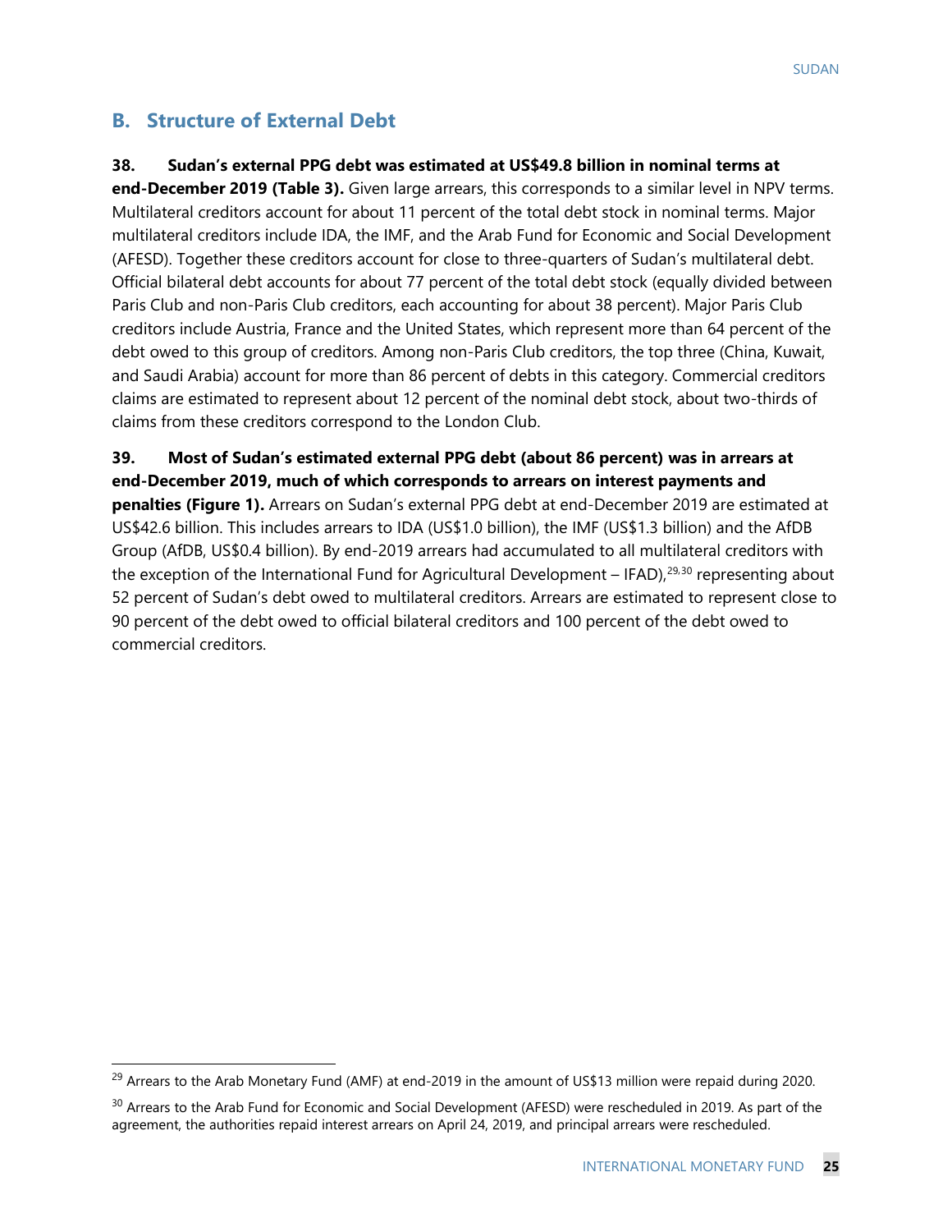## B. Structure of External Debt

**38. Sudan's external PPG debt was estimated at US$49.8 billion in nominal terms at end-December 2019 (Table 3).** Given large arrears, this corresponds to a similar level in NPV terms. Multilateral creditors account for about 11 percent of the total debt stock in nominal terms. Major multilateral creditors include IDA, the IMF, and the Arab Fund for Economic and Social Development (AFESD). Together these creditors account for close to three-quarters of Sudan's multilateral debt. Official bilateral debt accounts for about 77 percent of the total debt stock (equally divided between Paris Club and non-Paris Club creditors, each accounting for about 38 percent). Major Paris Club creditors include Austria, France and the United States, which represent more than 64 percent of the debt owed to this group of creditors. Among non-Paris Club creditors, the top three (China, Kuwait, and Saudi Arabia) account for more than 86 percent of debts in this category. Commercial creditors claims are estimated to represent about 12 percent of the nominal debt stock, about two-thirds of claims from these creditors correspond to the London Club.

**39. Most of Sudan's estimated external PPG debt (about 86 percent) was in arrears at end-December 2019, much of which corresponds to arrears on interest payments and penalties (Figure 1).** Arrears on Sudan's external PPG debt at end-December 2019 are estimated at US$42.6 billion. This includes arrears to IDA (US$1.0 billion), the IMF (US$1.3 billion) and the AfDB Group (AfDB, US$0.4 billion). By end-2019 arrears had accumulated to all multilateral creditors with the exception of the International Fund for Agricultural Development – IFAD),[29,30] representing about 52 percent of Sudan's debt owed to multilateral creditors. Arrears are estimated to represent close to 90 percent of the debt owed to official bilateral creditors and 100 percent of the debt owed to commercial creditors.

[29] Arrears to the Arab Monetary Fund (AMF) at end-2019 in the amount of US$13 million were repaid during 2020.

[30] Arrears to the Arab Fund for Economic and Social Development (AFESD) were rescheduled in 2019. As part of the agreement, the authorities repaid interest arrears on April 24, 2019, and principal arrears were rescheduled.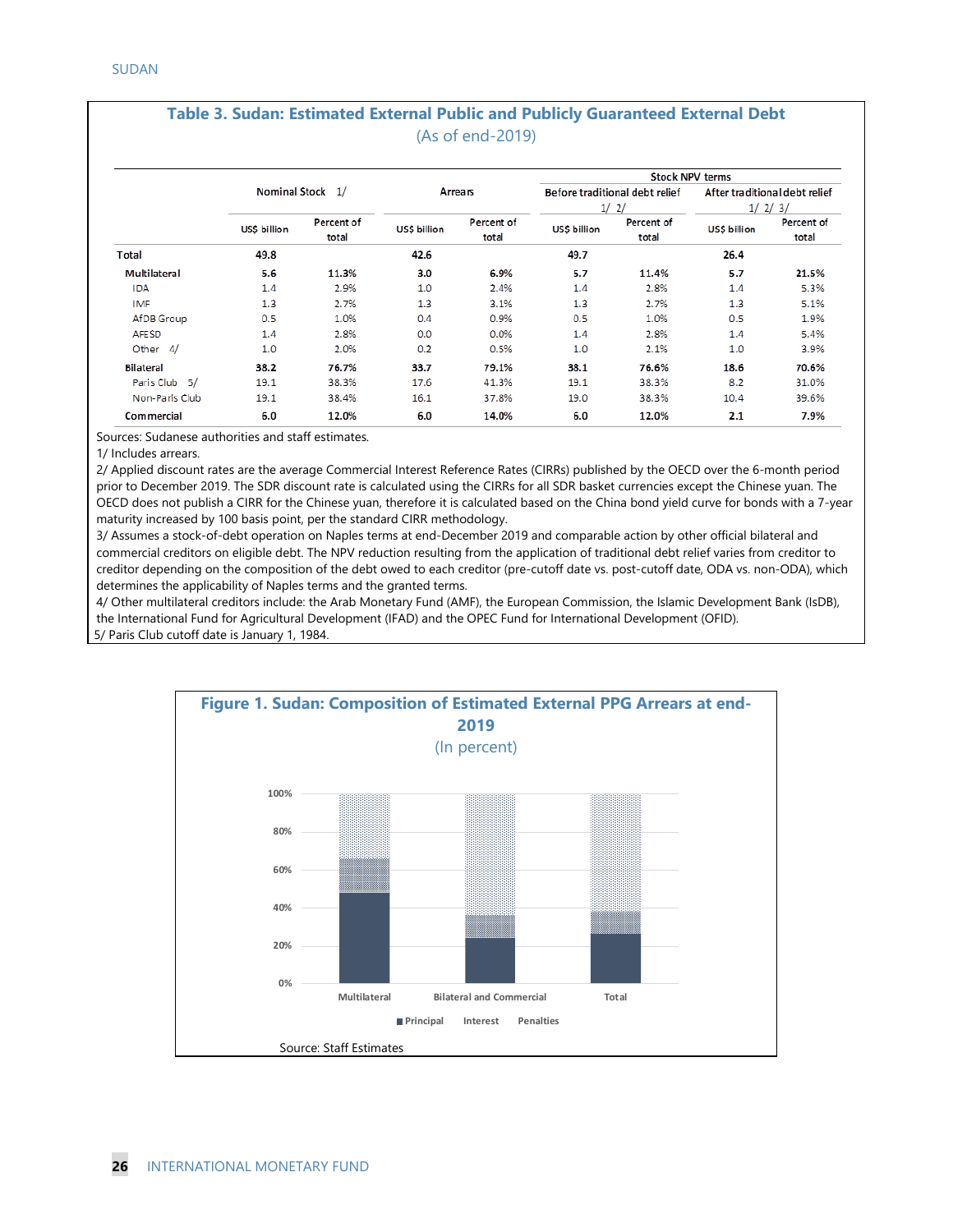## Table 3. Sudan: Estimated External Public and Publicly Guaranteed External Debt

(As of end-2019)

| | Nominal Stock 1/ | | Arrears | | Stock NPV terms | | | |
|---|---|---|---|---|---|---|---|---|
| | | | | | Before traditional debt relief 1/ 2/ | | After traditional debt relief 1/ 2/ 3/ | |
| | US$ billion | Percent of total | US$ billion | Percent of total | US$ billion | Percent of total | US$ billion | Percent of total |
| **Total** | **49.8** | | **42.6** | | **49.7** | | **26.4** | |
| **Multilateral** | **5.6** | **11.3%** | **3.0** | **6.9%** | **5.7** | **11.4%** | **5.7** | **21.5%** |
| IDA | 1.4 | 2.9% | 1.0 | 2.4% | 1.4 | 2.8% | 1.4 | 5.3% |
| IMF | 1.3 | 2.7% | 1.3 | 3.1% | 1.3 | 2.7% | 1.3 | 5.1% |
| AfDB Group | 0.5 | 1.0% | 0.4 | 0.9% | 0.5 | 1.0% | 0.5 | 1.9% |
| AFESD | 1.4 | 2.8% | 0.0 | 0.0% | 1.4 | 2.8% | 1.4 | 5.4% |
| Other 4/ | 1.0 | 2.0% | 0.2 | 0.5% | 1.0 | 2.1% | 1.0 | 3.9% |
| **Bilateral** | **38.2** | **76.7%** | **33.7** | **79.1%** | **38.1** | **76.6%** | **18.6** | **70.6%** |
| Paris Club 5/ | 19.1 | 38.3% | 17.6 | 41.3% | 19.1 | 38.3% | 8.2 | 31.0% |
| Non-Paris Club | 19.1 | 38.4% | 16.1 | 37.8% | 19.0 | 38.3% | 10.4 | 39.6% |
| **Commercial** | **6.0** | **12.0%** | **6.0** | **14.0%** | **6.0** | **12.0%** | **2.1** | **7.9%** |

Sources: Sudanese authorities and staff estimates.

1/ Includes arrears.

2/ Applied discount rates are the average Commercial Interest Reference Rates (CIRRs) published by the OECD over the 6-month period prior to December 2019. The SDR discount rate is calculated using the CIRRs for all SDR basket currencies except the Chinese yuan. The OECD does not publish a CIRR for the Chinese yuan, therefore it is calculated based on the China bond yield curve for bonds with a 7-year maturity increased by 100 basis point, per the standard CIRR methodology.

3/ Assumes a stock-of-debt operation on Naples terms at end-December 2019 and comparable action by other official bilateral and commercial creditors on eligible debt. The NPV reduction resulting from the application of traditional debt relief varies from creditor to creditor depending on the composition of the debt owed to each creditor (pre-cutoff date vs. post-cutoff date, ODA vs. non-ODA), which determines the applicability of Naples terms and the granted terms.

4/ Other multilateral creditors include: the Arab Monetary Fund (AMF), the European Commission, the Islamic Development Bank (IsDB), the International Fund for Agricultural Development (IFAD) and the OPEC Fund for International Development (OFID).

5/ Paris Club cutoff date is January 1, 1984.

## Figure 1. Sudan: Composition of Estimated External PPG Arrears at end-2019

(In percent)

Source: Staff Estimates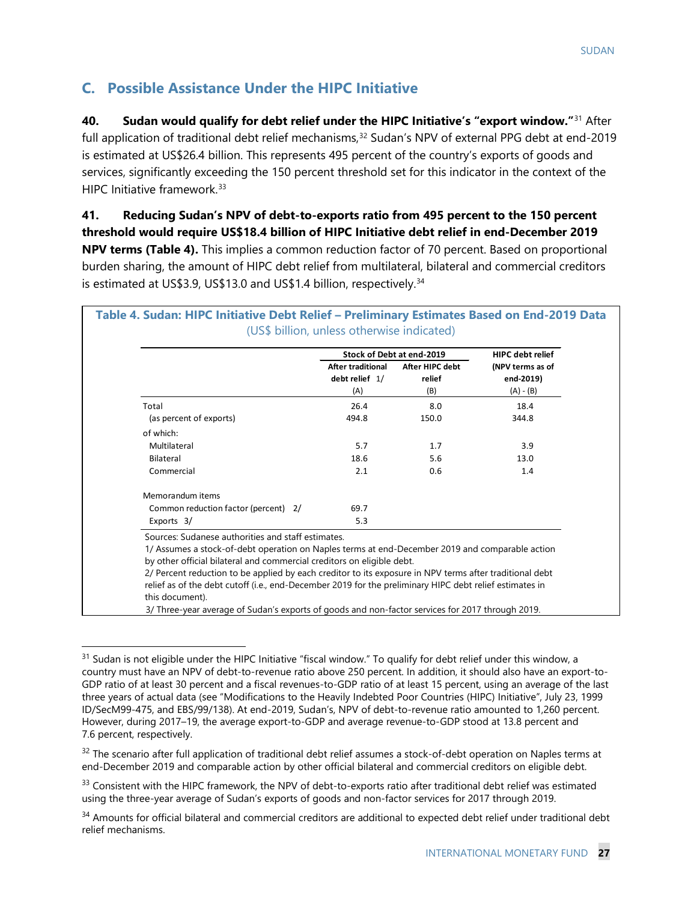## C. Possible Assistance Under the HIPC Initiative

**40. Sudan would qualify for debt relief under the HIPC Initiative's "export window."**[31] After full application of traditional debt relief mechanisms,[32] Sudan's NPV of external PPG debt at end-2019 is estimated at US$26.4 billion. This represents 495 percent of the country's exports of goods and services, significantly exceeding the 150 percent threshold set for this indicator in the context of the HIPC Initiative framework.[33]

**41. Reducing Sudan's NPV of debt-to-exports ratio from 495 percent to the 150 percent threshold would require US$18.4 billion of HIPC Initiative debt relief in end-December 2019 NPV terms (Table 4).** This implies a common reduction factor of 70 percent. Based on proportional burden sharing, the amount of HIPC debt relief from multilateral, bilateral and commercial creditors is estimated at US$3.9, US$13.0 and US$1.4 billion, respectively.[34]

**Table 4. Sudan: HIPC Initiative Debt Relief – Preliminary Estimates Based on End-2019 Data**
(US$ billion, unless otherwise indicated)

| | Stock of Debt at end-2019 | | HIPC debt relief |
|---|---|---|---|
| | After traditional debt relief 1/ (A) | After HIPC debt relief (B) | (NPV terms as of end-2019) (A) - (B) |
| Total | 26.4 | 8.0 | 18.4 |
| (as percent of exports) | 494.8 | 150.0 | 344.8 |
| of which: | | | |
| Multilateral | 5.7 | 1.7 | 3.9 |
| Bilateral | 18.6 | 5.6 | 13.0 |
| Commercial | 2.1 | 0.6 | 1.4 |
| Memorandum items | | | |
| Common reduction factor (percent) 2/ | 69.7 | | |
| Exports 3/ | 5.3 | | |

Sources: Sudanese authorities and staff estimates.

1/ Assumes a stock-of-debt operation on Naples terms at end-December 2019 and comparable action by other official bilateral and commercial creditors on eligible debt.

2/ Percent reduction to be applied by each creditor to its exposure in NPV terms after traditional debt relief as of the debt cutoff (i.e., end-December 2019 for the preliminary HIPC debt relief estimates in this document).

3/ Three-year average of Sudan's exports of goods and non-factor services for 2017 through 2019.

---

[31] Sudan is not eligible under the HIPC Initiative "fiscal window." To qualify for debt relief under this window, a country must have an NPV of debt-to-revenue ratio above 250 percent. In addition, it should also have an export-to-GDP ratio of at least 30 percent and a fiscal revenues-to-GDP ratio of at least 15 percent, using an average of the last three years of actual data (see "Modifications to the Heavily Indebted Poor Countries (HIPC) Initiative", July 23, 1999 ID/SecM99-475, and EBS/99/138). At end-2019, Sudan's, NPV of debt-to-revenue ratio amounted to 1,260 percent. However, during 2017–19, the average export-to-GDP and average revenue-to-GDP stood at 13.8 percent and 7.6 percent, respectively.

[32] The scenario after full application of traditional debt relief assumes a stock-of-debt operation on Naples terms at end-December 2019 and comparable action by other official bilateral and commercial creditors on eligible debt.

[33] Consistent with the HIPC framework, the NPV of debt-to-exports ratio after traditional debt relief was estimated using the three-year average of Sudan's exports of goods and non-factor services for 2017 through 2019.

[34] Amounts for official bilateral and commercial creditors are additional to expected debt relief under traditional debt relief mechanisms.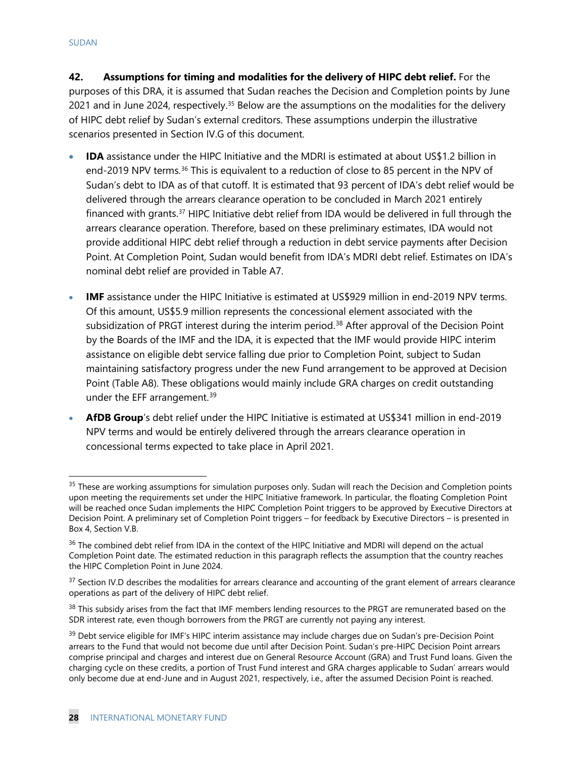**42. Assumptions for timing and modalities for the delivery of HIPC debt relief.** For the purposes of this DRA, it is assumed that Sudan reaches the Decision and Completion points by June 2021 and in June 2024, respectively.[35] Below are the assumptions on the modalities for the delivery of HIPC debt relief by Sudan's external creditors. These assumptions underpin the illustrative scenarios presented in Section IV.G of this document.

- **IDA** assistance under the HIPC Initiative and the MDRI is estimated at about US$1.2 billion in end-2019 NPV terms.[36] This is equivalent to a reduction of close to 85 percent in the NPV of Sudan's debt to IDA as of that cutoff. It is estimated that 93 percent of IDA's debt relief would be delivered through the arrears clearance operation to be concluded in March 2021 entirely financed with grants.[37] HIPC Initiative debt relief from IDA would be delivered in full through the arrears clearance operation. Therefore, based on these preliminary estimates, IDA would not provide additional HIPC debt relief through a reduction in debt service payments after Decision Point. At Completion Point, Sudan would benefit from IDA's MDRI debt relief. Estimates on IDA's nominal debt relief are provided in Table A7.

- **IMF** assistance under the HIPC Initiative is estimated at US$929 million in end-2019 NPV terms. Of this amount, US$5.9 million represents the concessional element associated with the subsidization of PRGT interest during the interim period.[38] After approval of the Decision Point by the Boards of the IMF and the IDA, it is expected that the IMF would provide HIPC interim assistance on eligible debt service falling due prior to Completion Point, subject to Sudan maintaining satisfactory progress under the new Fund arrangement to be approved at Decision Point (Table A8). These obligations would mainly include GRA charges on credit outstanding under the EFF arrangement.[39]

- **AfDB Group**'s debt relief under the HIPC Initiative is estimated at US$341 million in end-2019 NPV terms and would be entirely delivered through the arrears clearance operation in concessional terms expected to take place in April 2021.

---

[35] These are working assumptions for simulation purposes only. Sudan will reach the Decision and Completion points upon meeting the requirements set under the HIPC Initiative framework. In particular, the floating Completion Point will be reached once Sudan implements the HIPC Completion Point triggers to be approved by Executive Directors at Decision Point. A preliminary set of Completion Point triggers – for feedback by Executive Directors – is presented in Box 4, Section V.B.

[36] The combined debt relief from IDA in the context of the HIPC Initiative and MDRI will depend on the actual Completion Point date. The estimated reduction in this paragraph reflects the assumption that the country reaches the HIPC Completion Point in June 2024.

[37] Section IV.D describes the modalities for arrears clearance and accounting of the grant element of arrears clearance operations as part of the delivery of HIPC debt relief.

[38] This subsidy arises from the fact that IMF members lending resources to the PRGT are remunerated based on the SDR interest rate, even though borrowers from the PRGT are currently not paying any interest.

[39] Debt service eligible for IMF's HIPC interim assistance may include charges due on Sudan's pre-Decision Point arrears to the Fund that would not become due until after Decision Point. Sudan's pre-HIPC Decision Point arrears comprise principal and charges and interest due on General Resource Account (GRA) and Trust Fund loans. Given the charging cycle on these credits, a portion of Trust Fund interest and GRA charges applicable to Sudan' arrears would only become due at end-June and in August 2021, respectively, i.e., after the assumed Decision Point is reached.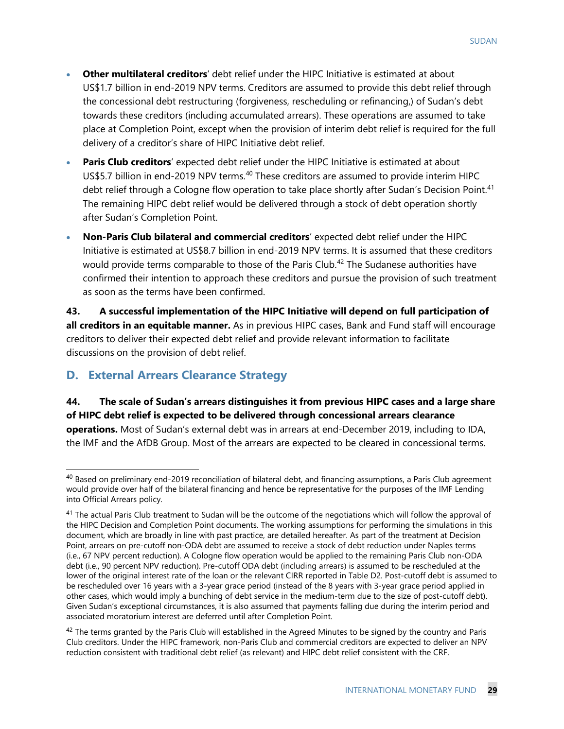- **Other multilateral creditors**' debt relief under the HIPC Initiative is estimated at about US$1.7 billion in end-2019 NPV terms. Creditors are assumed to provide this debt relief through the concessional debt restructuring (forgiveness, rescheduling or refinancing,) of Sudan's debt towards these creditors (including accumulated arrears). These operations are assumed to take place at Completion Point, except when the provision of interim debt relief is required for the full delivery of a creditor's share of HIPC Initiative debt relief.
- **Paris Club creditors**' expected debt relief under the HIPC Initiative is estimated at about US$5.7 billion in end-2019 NPV terms.[40] These creditors are assumed to provide interim HIPC debt relief through a Cologne flow operation to take place shortly after Sudan's Decision Point.[41] The remaining HIPC debt relief would be delivered through a stock of debt operation shortly after Sudan's Completion Point.
- **Non-Paris Club bilateral and commercial creditors**' expected debt relief under the HIPC Initiative is estimated at US$8.7 billion in end-2019 NPV terms. It is assumed that these creditors would provide terms comparable to those of the Paris Club.[42] The Sudanese authorities have confirmed their intention to approach these creditors and pursue the provision of such treatment as soon as the terms have been confirmed.

**43. A successful implementation of the HIPC Initiative will depend on full participation of all creditors in an equitable manner.** As in previous HIPC cases, Bank and Fund staff will encourage creditors to deliver their expected debt relief and provide relevant information to facilitate discussions on the provision of debt relief.

## D. External Arrears Clearance Strategy

**44. The scale of Sudan's arrears distinguishes it from previous HIPC cases and a large share of HIPC debt relief is expected to be delivered through concessional arrears clearance operations.** Most of Sudan's external debt was in arrears at end-December 2019, including to IDA, the IMF and the AfDB Group. Most of the arrears are expected to be cleared in concessional terms.

---

[40] Based on preliminary end-2019 reconciliation of bilateral debt, and financing assumptions, a Paris Club agreement would provide over half of the bilateral financing and hence be representative for the purposes of the IMF Lending into Official Arrears policy.

[41] The actual Paris Club treatment to Sudan will be the outcome of the negotiations which will follow the approval of the HIPC Decision and Completion Point documents. The working assumptions for performing the simulations in this document, which are broadly in line with past practice, are detailed hereafter. As part of the treatment at Decision Point, arrears on pre-cutoff non-ODA debt are assumed to receive a stock of debt reduction under Naples terms (i.e., 67 NPV percent reduction). A Cologne flow operation would be applied to the remaining Paris Club non-ODA debt (i.e., 90 percent NPV reduction). Pre-cutoff ODA debt (including arrears) is assumed to be rescheduled at the lower of the original interest rate of the loan or the relevant CIRR reported in Table D2. Post-cutoff debt is assumed to be rescheduled over 16 years with a 3-year grace period (instead of the 8 years with 3-year grace period applied in other cases, which would imply a bunching of debt service in the medium-term due to the size of post-cutoff debt). Given Sudan's exceptional circumstances, it is also assumed that payments falling due during the interim period and associated moratorium interest are deferred until after Completion Point.

[42] The terms granted by the Paris Club will established in the Agreed Minutes to be signed by the country and Paris Club creditors. Under the HIPC framework, non-Paris Club and commercial creditors are expected to deliver an NPV reduction consistent with traditional debt relief (as relevant) and HIPC debt relief consistent with the CRF.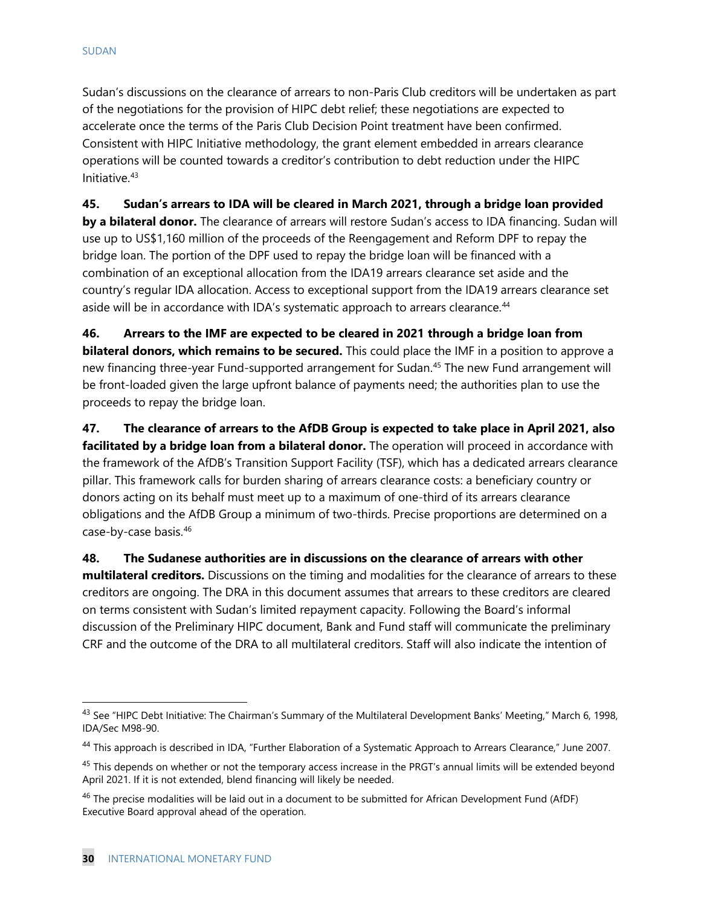Sudan's discussions on the clearance of arrears to non-Paris Club creditors will be undertaken as part of the negotiations for the provision of HIPC debt relief; these negotiations are expected to accelerate once the terms of the Paris Club Decision Point treatment have been confirmed. Consistent with HIPC Initiative methodology, the grant element embedded in arrears clearance operations will be counted towards a creditor's contribution to debt reduction under the HIPC Initiative.[43]

**45. Sudan's arrears to IDA will be cleared in March 2021, through a bridge loan provided by a bilateral donor.** The clearance of arrears will restore Sudan's access to IDA financing. Sudan will use up to US$1,160 million of the proceeds of the Reengagement and Reform DPF to repay the bridge loan. The portion of the DPF used to repay the bridge loan will be financed with a combination of an exceptional allocation from the IDA19 arrears clearance set aside and the country's regular IDA allocation. Access to exceptional support from the IDA19 arrears clearance set aside will be in accordance with IDA's systematic approach to arrears clearance.[44]

**46. Arrears to the IMF are expected to be cleared in 2021 through a bridge loan from bilateral donors, which remains to be secured.** This could place the IMF in a position to approve a new financing three-year Fund-supported arrangement for Sudan.[45] The new Fund arrangement will be front-loaded given the large upfront balance of payments need; the authorities plan to use the proceeds to repay the bridge loan.

**47. The clearance of arrears to the AfDB Group is expected to take place in April 2021, also facilitated by a bridge loan from a bilateral donor.** The operation will proceed in accordance with the framework of the AfDB's Transition Support Facility (TSF), which has a dedicated arrears clearance pillar. This framework calls for burden sharing of arrears clearance costs: a beneficiary country or donors acting on its behalf must meet up to a maximum of one-third of its arrears clearance obligations and the AfDB Group a minimum of two-thirds. Precise proportions are determined on a case-by-case basis.[46]

**48. The Sudanese authorities are in discussions on the clearance of arrears with other multilateral creditors.** Discussions on the timing and modalities for the clearance of arrears to these creditors are ongoing. The DRA in this document assumes that arrears to these creditors are cleared on terms consistent with Sudan's limited repayment capacity. Following the Board's informal discussion of the Preliminary HIPC document, Bank and Fund staff will communicate the preliminary CRF and the outcome of the DRA to all multilateral creditors. Staff will also indicate the intention of

---

[43] See "HIPC Debt Initiative: The Chairman's Summary of the Multilateral Development Banks' Meeting," March 6, 1998, IDA/Sec M98-90.

[44] This approach is described in IDA, "Further Elaboration of a Systematic Approach to Arrears Clearance," June 2007.

[45] This depends on whether or not the temporary access increase in the PRGT's annual limits will be extended beyond April 2021. If it is not extended, blend financing will likely be needed.

[46] The precise modalities will be laid out in a document to be submitted for African Development Fund (AfDF) Executive Board approval ahead of the operation.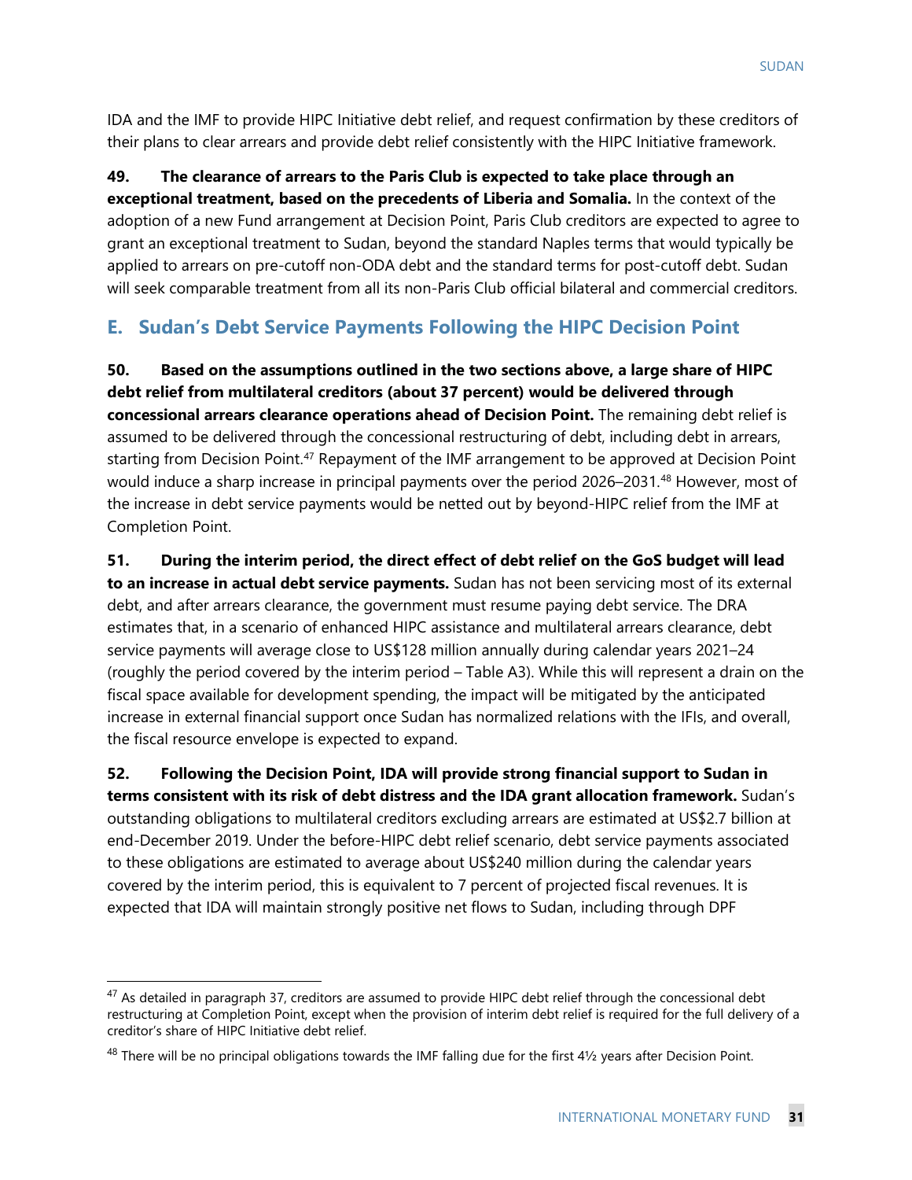IDA and the IMF to provide HIPC Initiative debt relief, and request confirmation by these creditors of their plans to clear arrears and provide debt relief consistently with the HIPC Initiative framework.

**49. The clearance of arrears to the Paris Club is expected to take place through an exceptional treatment, based on the precedents of Liberia and Somalia.** In the context of the adoption of a new Fund arrangement at Decision Point, Paris Club creditors are expected to agree to grant an exceptional treatment to Sudan, beyond the standard Naples terms that would typically be applied to arrears on pre-cutoff non-ODA debt and the standard terms for post-cutoff debt. Sudan will seek comparable treatment from all its non-Paris Club official bilateral and commercial creditors.

## E. Sudan's Debt Service Payments Following the HIPC Decision Point

**50. Based on the assumptions outlined in the two sections above, a large share of HIPC debt relief from multilateral creditors (about 37 percent) would be delivered through concessional arrears clearance operations ahead of Decision Point.** The remaining debt relief is assumed to be delivered through the concessional restructuring of debt, including debt in arrears, starting from Decision Point.[47] Repayment of the IMF arrangement to be approved at Decision Point would induce a sharp increase in principal payments over the period 2026–2031.[48] However, most of the increase in debt service payments would be netted out by beyond-HIPC relief from the IMF at Completion Point.

**51. During the interim period, the direct effect of debt relief on the GoS budget will lead to an increase in actual debt service payments.** Sudan has not been servicing most of its external debt, and after arrears clearance, the government must resume paying debt service. The DRA estimates that, in a scenario of enhanced HIPC assistance and multilateral arrears clearance, debt service payments will average close to US$128 million annually during calendar years 2021–24 (roughly the period covered by the interim period – Table A3). While this will represent a drain on the fiscal space available for development spending, the impact will be mitigated by the anticipated increase in external financial support once Sudan has normalized relations with the IFIs, and overall, the fiscal resource envelope is expected to expand.

**52. Following the Decision Point, IDA will provide strong financial support to Sudan in terms consistent with its risk of debt distress and the IDA grant allocation framework.** Sudan's outstanding obligations to multilateral creditors excluding arrears are estimated at US$2.7 billion at end-December 2019. Under the before-HIPC debt relief scenario, debt service payments associated to these obligations are estimated to average about US$240 million during the calendar years covered by the interim period, this is equivalent to 7 percent of projected fiscal revenues. It is expected that IDA will maintain strongly positive net flows to Sudan, including through DPF

---

[47] As detailed in paragraph 37, creditors are assumed to provide HIPC debt relief through the concessional debt restructuring at Completion Point, except when the provision of interim debt relief is required for the full delivery of a creditor's share of HIPC Initiative debt relief.

[48] There will be no principal obligations towards the IMF falling due for the first 4½ years after Decision Point.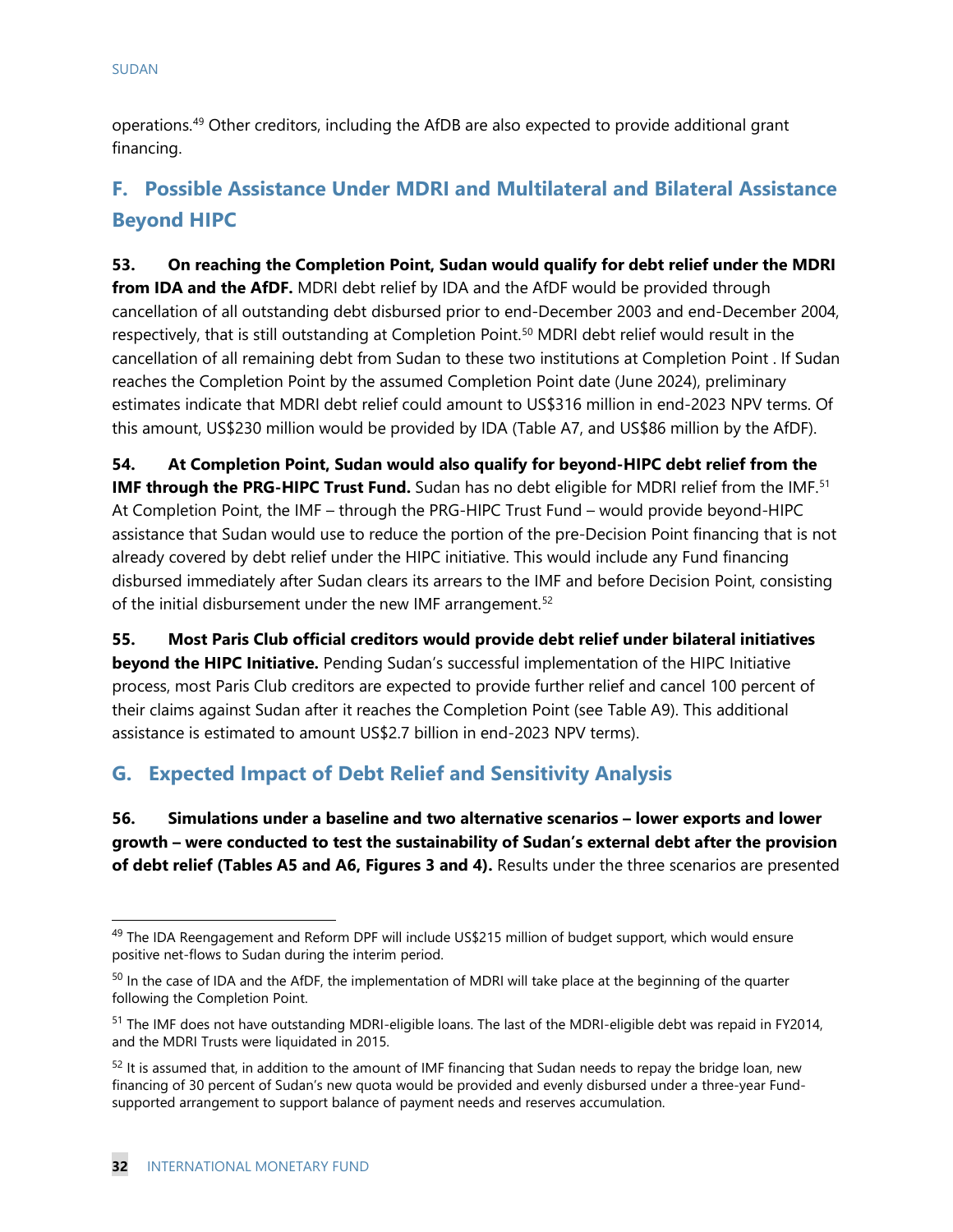operations.[49] Other creditors, including the AfDB are also expected to provide additional grant financing.

## F. Possible Assistance Under MDRI and Multilateral and Bilateral Assistance Beyond HIPC

**53. On reaching the Completion Point, Sudan would qualify for debt relief under the MDRI from IDA and the AfDF.** MDRI debt relief by IDA and the AfDF would be provided through cancellation of all outstanding debt disbursed prior to end-December 2003 and end-December 2004, respectively, that is still outstanding at Completion Point.[50] MDRI debt relief would result in the cancellation of all remaining debt from Sudan to these two institutions at Completion Point . If Sudan reaches the Completion Point by the assumed Completion Point date (June 2024), preliminary estimates indicate that MDRI debt relief could amount to US$316 million in end-2023 NPV terms. Of this amount, US$230 million would be provided by IDA (Table A7, and US$86 million by the AfDF).

**54. At Completion Point, Sudan would also qualify for beyond-HIPC debt relief from the IMF through the PRG-HIPC Trust Fund.** Sudan has no debt eligible for MDRI relief from the IMF.[51] At Completion Point, the IMF – through the PRG-HIPC Trust Fund – would provide beyond-HIPC assistance that Sudan would use to reduce the portion of the pre-Decision Point financing that is not already covered by debt relief under the HIPC initiative. This would include any Fund financing disbursed immediately after Sudan clears its arrears to the IMF and before Decision Point, consisting of the initial disbursement under the new IMF arrangement.[52]

**55. Most Paris Club official creditors would provide debt relief under bilateral initiatives beyond the HIPC Initiative.** Pending Sudan's successful implementation of the HIPC Initiative process, most Paris Club creditors are expected to provide further relief and cancel 100 percent of their claims against Sudan after it reaches the Completion Point (see Table A9). This additional assistance is estimated to amount US$2.7 billion in end-2023 NPV terms).

## G. Expected Impact of Debt Relief and Sensitivity Analysis

**56. Simulations under a baseline and two alternative scenarios – lower exports and lower growth – were conducted to test the sustainability of Sudan's external debt after the provision of debt relief (Tables A5 and A6, Figures 3 and 4).** Results under the three scenarios are presented

---

[49] The IDA Reengagement and Reform DPF will include US$215 million of budget support, which would ensure positive net-flows to Sudan during the interim period.

[50] In the case of IDA and the AfDF, the implementation of MDRI will take place at the beginning of the quarter following the Completion Point.

[51] The IMF does not have outstanding MDRI-eligible loans. The last of the MDRI-eligible debt was repaid in FY2014, and the MDRI Trusts were liquidated in 2015.

[52] It is assumed that, in addition to the amount of IMF financing that Sudan needs to repay the bridge loan, new financing of 30 percent of Sudan's new quota would be provided and evenly disbursed under a three-year Fund-supported arrangement to support balance of payment needs and reserves accumulation.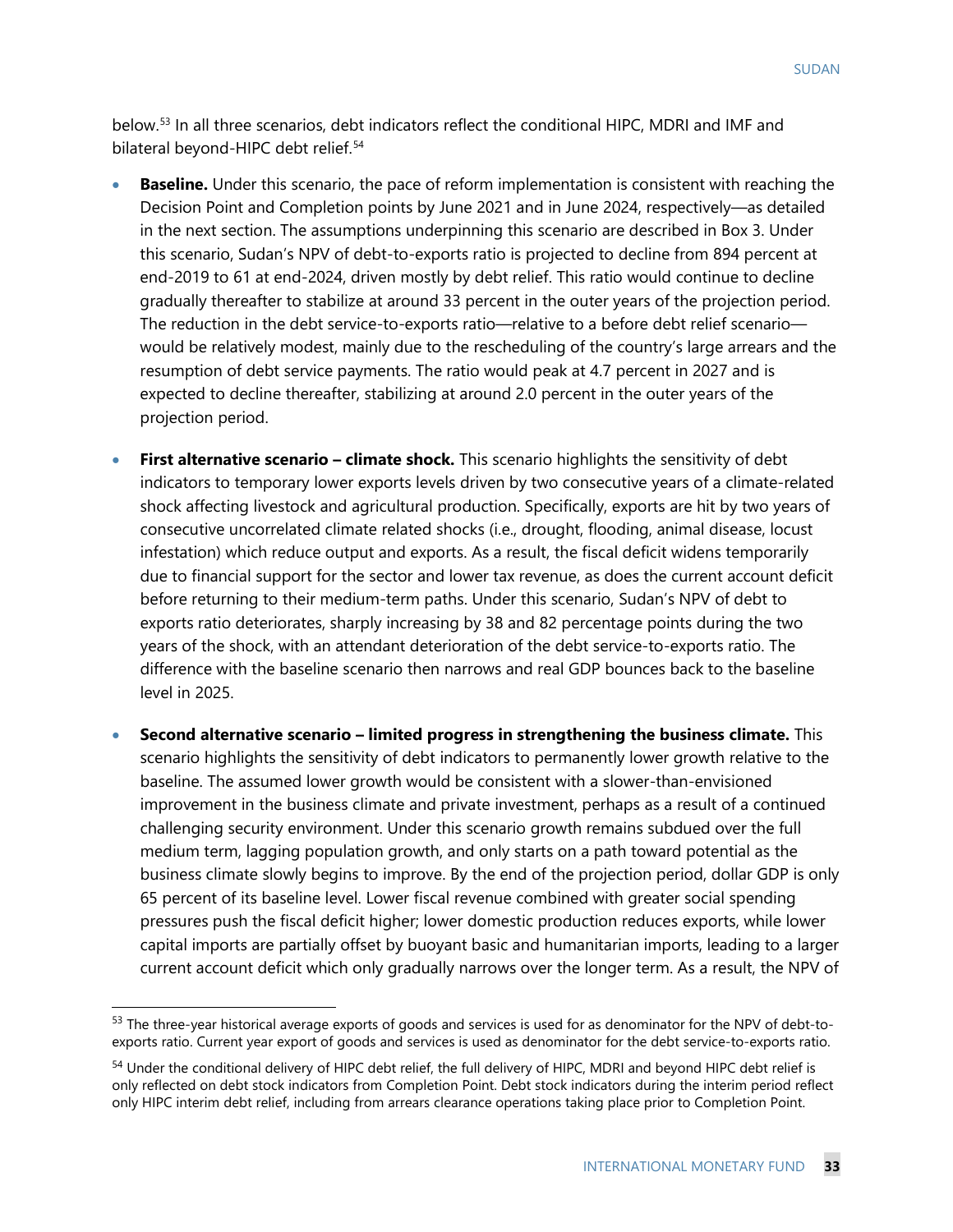below.[53] In all three scenarios, debt indicators reflect the conditional HIPC, MDRI and IMF and bilateral beyond-HIPC debt relief.[54]

- **Baseline.** Under this scenario, the pace of reform implementation is consistent with reaching the Decision Point and Completion points by June 2021 and in June 2024, respectively—as detailed in the next section. The assumptions underpinning this scenario are described in Box 3. Under this scenario, Sudan's NPV of debt-to-exports ratio is projected to decline from 894 percent at end-2019 to 61 at end-2024, driven mostly by debt relief. This ratio would continue to decline gradually thereafter to stabilize at around 33 percent in the outer years of the projection period. The reduction in the debt service-to-exports ratio—relative to a before debt relief scenario—would be relatively modest, mainly due to the rescheduling of the country's large arrears and the resumption of debt service payments. The ratio would peak at 4.7 percent in 2027 and is expected to decline thereafter, stabilizing at around 2.0 percent in the outer years of the projection period.

- **First alternative scenario – climate shock.** This scenario highlights the sensitivity of debt indicators to temporary lower exports levels driven by two consecutive years of a climate-related shock affecting livestock and agricultural production. Specifically, exports are hit by two years of consecutive uncorrelated climate related shocks (i.e., drought, flooding, animal disease, locust infestation) which reduce output and exports. As a result, the fiscal deficit widens temporarily due to financial support for the sector and lower tax revenue, as does the current account deficit before returning to their medium-term paths. Under this scenario, Sudan's NPV of debt to exports ratio deteriorates, sharply increasing by 38 and 82 percentage points during the two years of the shock, with an attendant deterioration of the debt service-to-exports ratio. The difference with the baseline scenario then narrows and real GDP bounces back to the baseline level in 2025.

- **Second alternative scenario – limited progress in strengthening the business climate.** This scenario highlights the sensitivity of debt indicators to permanently lower growth relative to the baseline. The assumed lower growth would be consistent with a slower-than-envisioned improvement in the business climate and private investment, perhaps as a result of a continued challenging security environment. Under this scenario growth remains subdued over the full medium term, lagging population growth, and only starts on a path toward potential as the business climate slowly begins to improve. By the end of the projection period, dollar GDP is only 65 percent of its baseline level. Lower fiscal revenue combined with greater social spending pressures push the fiscal deficit higher; lower domestic production reduces exports, while lower capital imports are partially offset by buoyant basic and humanitarian imports, leading to a larger current account deficit which only gradually narrows over the longer term. As a result, the NPV of

---

[53] The three-year historical average exports of goods and services is used for as denominator for the NPV of debt-to-exports ratio. Current year export of goods and services is used as denominator for the debt service-to-exports ratio.

[54] Under the conditional delivery of HIPC debt relief, the full delivery of HIPC, MDRI and beyond HIPC debt relief is only reflected on debt stock indicators from Completion Point. Debt stock indicators during the interim period reflect only HIPC interim debt relief, including from arrears clearance operations taking place prior to Completion Point.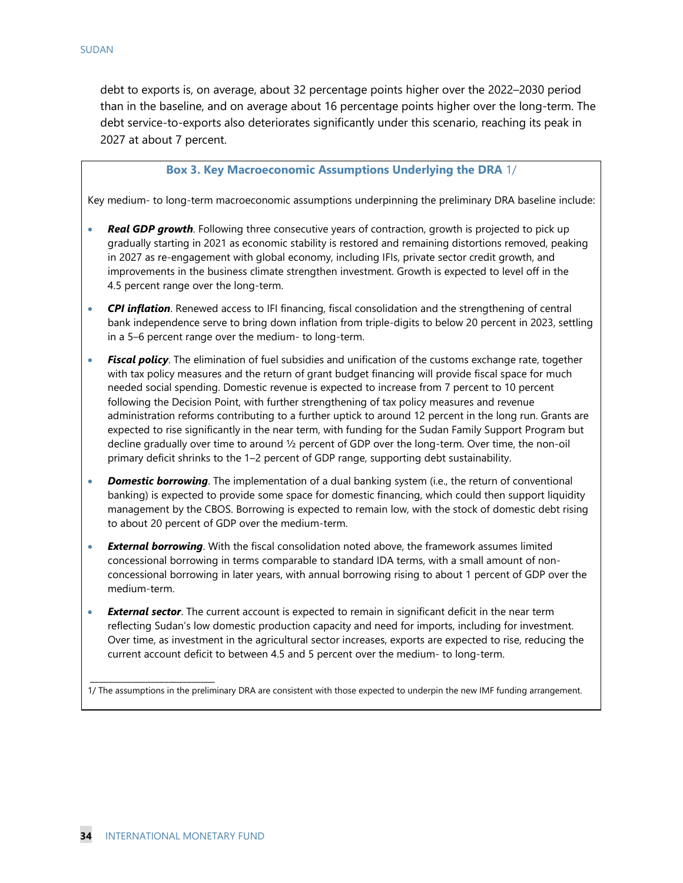debt to exports is, on average, about 32 percentage points higher over the 2022–2030 period than in the baseline, and on average about 16 percentage points higher over the long-term. The debt service-to-exports also deteriorates significantly under this scenario, reaching its peak in 2027 at about 7 percent.

### Box 3. Key Macroeconomic Assumptions Underlying the DRA 1/

Key medium- to long-term macroeconomic assumptions underpinning the preliminary DRA baseline include:

- ***Real GDP growth***. Following three consecutive years of contraction, growth is projected to pick up gradually starting in 2021 as economic stability is restored and remaining distortions removed, peaking in 2027 as re-engagement with global economy, including IFIs, private sector credit growth, and improvements in the business climate strengthen investment. Growth is expected to level off in the 4.5 percent range over the long-term.
- ***CPI inflation***. Renewed access to IFI financing, fiscal consolidation and the strengthening of central bank independence serve to bring down inflation from triple-digits to below 20 percent in 2023, settling in a 5–6 percent range over the medium- to long-term.
- ***Fiscal policy***. The elimination of fuel subsidies and unification of the customs exchange rate, together with tax policy measures and the return of grant budget financing will provide fiscal space for much needed social spending. Domestic revenue is expected to increase from 7 percent to 10 percent following the Decision Point, with further strengthening of tax policy measures and revenue administration reforms contributing to a further uptick to around 12 percent in the long run. Grants are expected to rise significantly in the near term, with funding for the Sudan Family Support Program but decline gradually over time to around ½ percent of GDP over the long-term. Over time, the non-oil primary deficit shrinks to the 1–2 percent of GDP range, supporting debt sustainability.
- ***Domestic borrowing***. The implementation of a dual banking system (i.e., the return of conventional banking) is expected to provide some space for domestic financing, which could then support liquidity management by the CBOS. Borrowing is expected to remain low, with the stock of domestic debt rising to about 20 percent of GDP over the medium-term.
- ***External borrowing***. With the fiscal consolidation noted above, the framework assumes limited concessional borrowing in terms comparable to standard IDA terms, with a small amount of non-concessional borrowing in later years, with annual borrowing rising to about 1 percent of GDP over the medium-term.
- ***External sector***. The current account is expected to remain in significant deficit in the near term reflecting Sudan's low domestic production capacity and need for imports, including for investment. Over time, as investment in the agricultural sector increases, exports are expected to rise, reducing the current account deficit to between 4.5 and 5 percent over the medium- to long-term.

1/ The assumptions in the preliminary DRA are consistent with those expected to underpin the new IMF funding arrangement.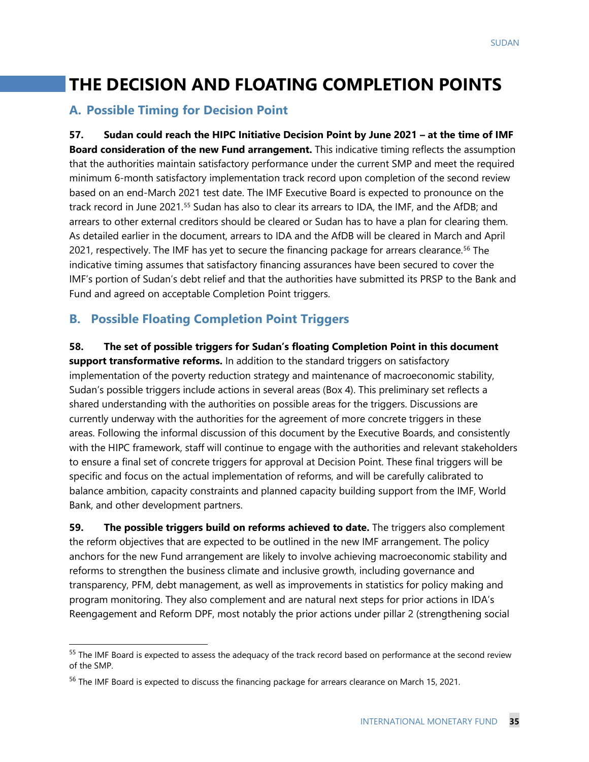# THE DECISION AND FLOATING COMPLETION POINTS

## A. Possible Timing for Decision Point

**57. Sudan could reach the HIPC Initiative Decision Point by June 2021 – at the time of IMF Board consideration of the new Fund arrangement.** This indicative timing reflects the assumption that the authorities maintain satisfactory performance under the current SMP and meet the required minimum 6-month satisfactory implementation track record upon completion of the second review based on an end-March 2021 test date. The IMF Executive Board is expected to pronounce on the track record in June 2021.[55] Sudan has also to clear its arrears to IDA, the IMF, and the AfDB; and arrears to other external creditors should be cleared or Sudan has to have a plan for clearing them. As detailed earlier in the document, arrears to IDA and the AfDB will be cleared in March and April 2021, respectively. The IMF has yet to secure the financing package for arrears clearance.[56] The indicative timing assumes that satisfactory financing assurances have been secured to cover the IMF's portion of Sudan's debt relief and that the authorities have submitted its PRSP to the Bank and Fund and agreed on acceptable Completion Point triggers.

## B. Possible Floating Completion Point Triggers

**58. The set of possible triggers for Sudan's floating Completion Point in this document support transformative reforms.** In addition to the standard triggers on satisfactory implementation of the poverty reduction strategy and maintenance of macroeconomic stability, Sudan's possible triggers include actions in several areas (Box 4). This preliminary set reflects a shared understanding with the authorities on possible areas for the triggers. Discussions are currently underway with the authorities for the agreement of more concrete triggers in these areas. Following the informal discussion of this document by the Executive Boards, and consistently with the HIPC framework, staff will continue to engage with the authorities and relevant stakeholders to ensure a final set of concrete triggers for approval at Decision Point. These final triggers will be specific and focus on the actual implementation of reforms, and will be carefully calibrated to balance ambition, capacity constraints and planned capacity building support from the IMF, World Bank, and other development partners.

**59. The possible triggers build on reforms achieved to date.** The triggers also complement the reform objectives that are expected to be outlined in the new IMF arrangement. The policy anchors for the new Fund arrangement are likely to involve achieving macroeconomic stability and reforms to strengthen the business climate and inclusive growth, including governance and transparency, PFM, debt management, as well as improvements in statistics for policy making and program monitoring. They also complement and are natural next steps for prior actions in IDA's Reengagement and Reform DPF, most notably the prior actions under pillar 2 (strengthening social

[55] The IMF Board is expected to assess the adequacy of the track record based on performance at the second review of the SMP.

[56] The IMF Board is expected to discuss the financing package for arrears clearance on March 15, 2021.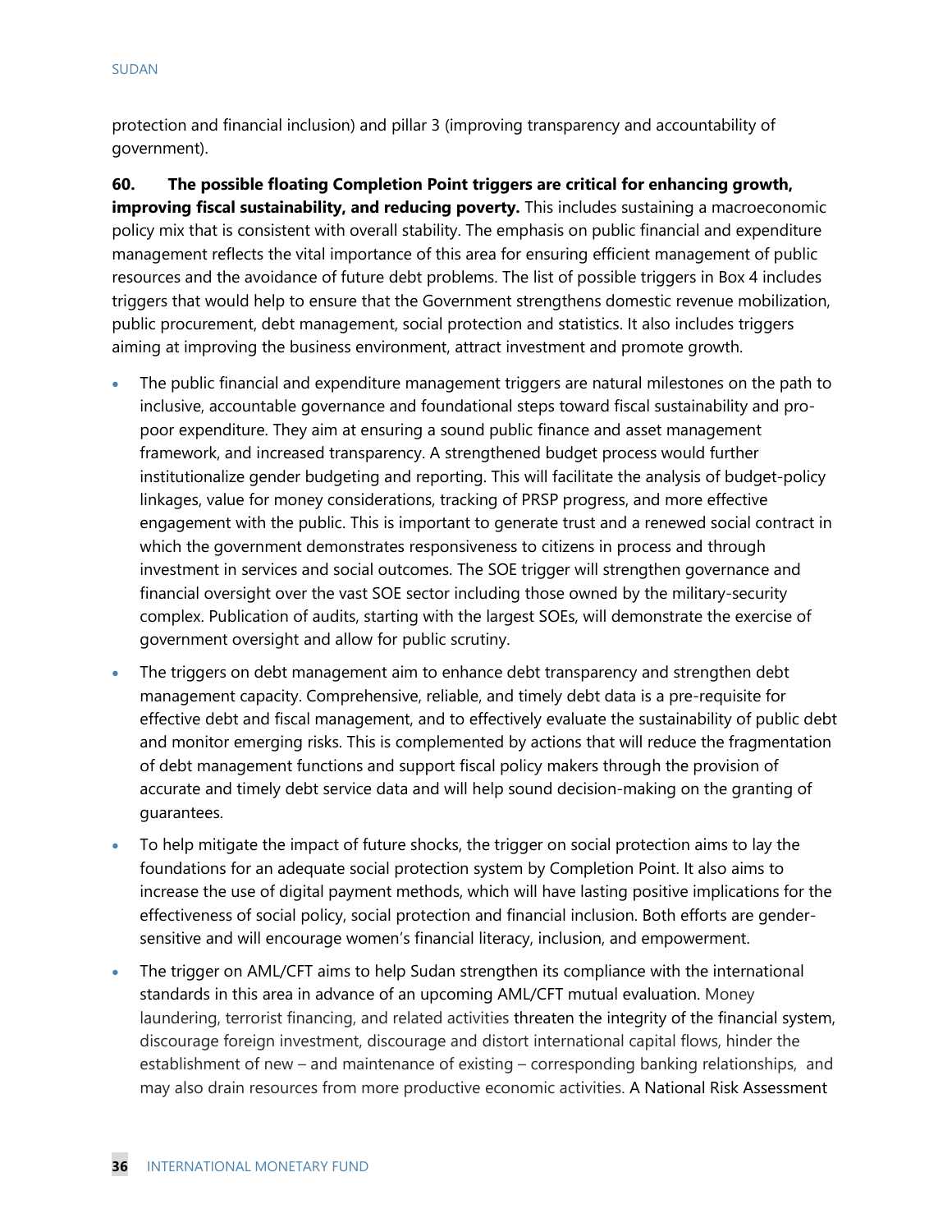protection and financial inclusion) and pillar 3 (improving transparency and accountability of government).

**60. The possible floating Completion Point triggers are critical for enhancing growth, improving fiscal sustainability, and reducing poverty.** This includes sustaining a macroeconomic policy mix that is consistent with overall stability. The emphasis on public financial and expenditure management reflects the vital importance of this area for ensuring efficient management of public resources and the avoidance of future debt problems. The list of possible triggers in Box 4 includes triggers that would help to ensure that the Government strengthens domestic revenue mobilization, public procurement, debt management, social protection and statistics. It also includes triggers aiming at improving the business environment, attract investment and promote growth.

- The public financial and expenditure management triggers are natural milestones on the path to inclusive, accountable governance and foundational steps toward fiscal sustainability and pro-poor expenditure. They aim at ensuring a sound public finance and asset management framework, and increased transparency. A strengthened budget process would further institutionalize gender budgeting and reporting. This will facilitate the analysis of budget-policy linkages, value for money considerations, tracking of PRSP progress, and more effective engagement with the public. This is important to generate trust and a renewed social contract in which the government demonstrates responsiveness to citizens in process and through investment in services and social outcomes. The SOE trigger will strengthen governance and financial oversight over the vast SOE sector including those owned by the military-security complex. Publication of audits, starting with the largest SOEs, will demonstrate the exercise of government oversight and allow for public scrutiny.
- The triggers on debt management aim to enhance debt transparency and strengthen debt management capacity. Comprehensive, reliable, and timely debt data is a pre-requisite for effective debt and fiscal management, and to effectively evaluate the sustainability of public debt and monitor emerging risks. This is complemented by actions that will reduce the fragmentation of debt management functions and support fiscal policy makers through the provision of accurate and timely debt service data and will help sound decision-making on the granting of guarantees.
- To help mitigate the impact of future shocks, the trigger on social protection aims to lay the foundations for an adequate social protection system by Completion Point. It also aims to increase the use of digital payment methods, which will have lasting positive implications for the effectiveness of social policy, social protection and financial inclusion. Both efforts are gender-sensitive and will encourage women's financial literacy, inclusion, and empowerment.
- The trigger on AML/CFT aims to help Sudan strengthen its compliance with the international standards in this area in advance of an upcoming AML/CFT mutual evaluation. Money laundering, terrorist financing, and related activities threaten the integrity of the financial system, discourage foreign investment, discourage and distort international capital flows, hinder the establishment of new – and maintenance of existing – corresponding banking relationships, and may also drain resources from more productive economic activities. A National Risk Assessment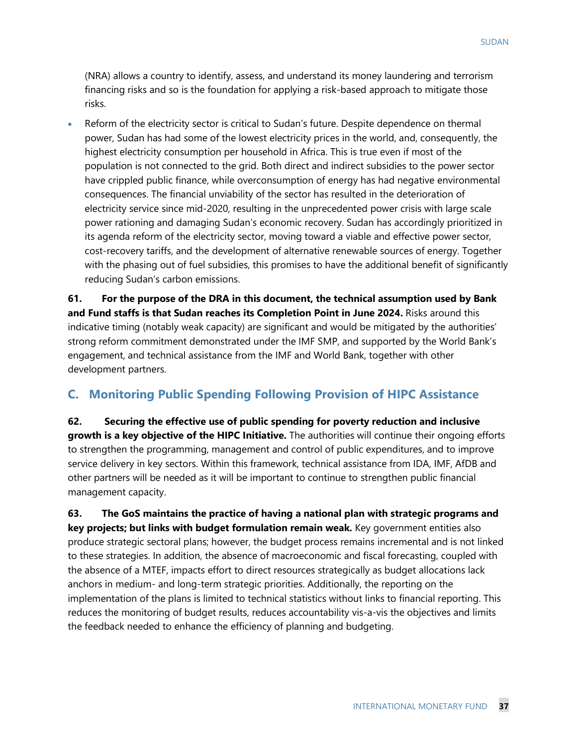(NRA) allows a country to identify, assess, and understand its money laundering and terrorism financing risks and so is the foundation for applying a risk-based approach to mitigate those risks.

- Reform of the electricity sector is critical to Sudan's future. Despite dependence on thermal power, Sudan has had some of the lowest electricity prices in the world, and, consequently, the highest electricity consumption per household in Africa. This is true even if most of the population is not connected to the grid. Both direct and indirect subsidies to the power sector have crippled public finance, while overconsumption of energy has had negative environmental consequences. The financial unviability of the sector has resulted in the deterioration of electricity service since mid-2020, resulting in the unprecedented power crisis with large scale power rationing and damaging Sudan's economic recovery. Sudan has accordingly prioritized in its agenda reform of the electricity sector, moving toward a viable and effective power sector, cost-recovery tariffs, and the development of alternative renewable sources of energy. Together with the phasing out of fuel subsidies, this promises to have the additional benefit of significantly reducing Sudan's carbon emissions.

**61. For the purpose of the DRA in this document, the technical assumption used by Bank and Fund staffs is that Sudan reaches its Completion Point in June 2024.** Risks around this indicative timing (notably weak capacity) are significant and would be mitigated by the authorities' strong reform commitment demonstrated under the IMF SMP, and supported by the World Bank's engagement, and technical assistance from the IMF and World Bank, together with other development partners.

## C. Monitoring Public Spending Following Provision of HIPC Assistance

**62. Securing the effective use of public spending for poverty reduction and inclusive growth is a key objective of the HIPC Initiative.** The authorities will continue their ongoing efforts to strengthen the programming, management and control of public expenditures, and to improve service delivery in key sectors. Within this framework, technical assistance from IDA, IMF, AfDB and other partners will be needed as it will be important to continue to strengthen public financial management capacity.

**63. The GoS maintains the practice of having a national plan with strategic programs and key projects; but links with budget formulation remain weak.** Key government entities also produce strategic sectoral plans; however, the budget process remains incremental and is not linked to these strategies. In addition, the absence of macroeconomic and fiscal forecasting, coupled with the absence of a MTEF, impacts effort to direct resources strategically as budget allocations lack anchors in medium- and long-term strategic priorities. Additionally, the reporting on the implementation of the plans is limited to technical statistics without links to financial reporting. This reduces the monitoring of budget results, reduces accountability vis-a-vis the objectives and limits the feedback needed to enhance the efficiency of planning and budgeting.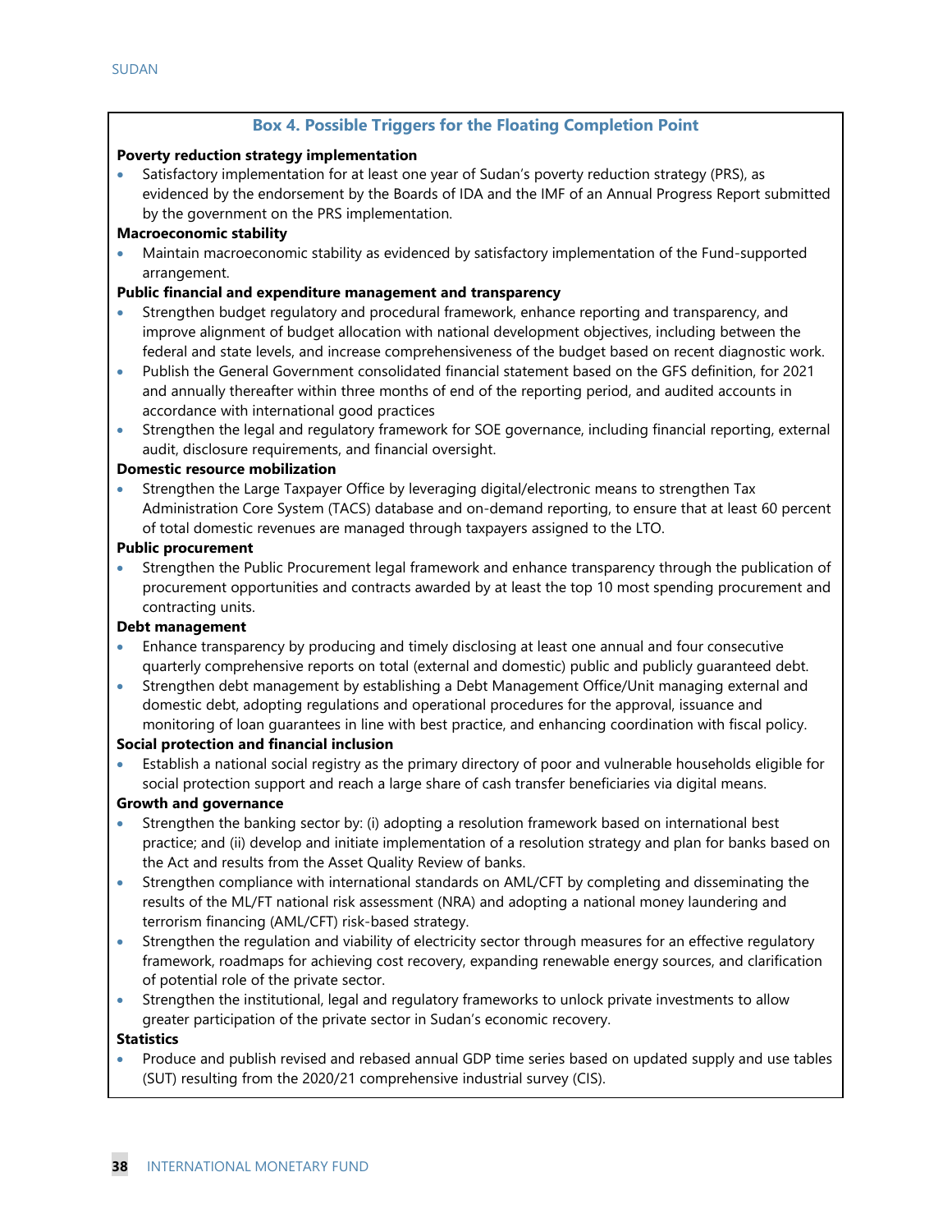## Box 4. Possible Triggers for the Floating Completion Point

**Poverty reduction strategy implementation**

- Satisfactory implementation for at least one year of Sudan's poverty reduction strategy (PRS), as evidenced by the endorsement by the Boards of IDA and the IMF of an Annual Progress Report submitted by the government on the PRS implementation.

**Macroeconomic stability**

- Maintain macroeconomic stability as evidenced by satisfactory implementation of the Fund-supported arrangement.

**Public financial and expenditure management and transparency**

- Strengthen budget regulatory and procedural framework, enhance reporting and transparency, and improve alignment of budget allocation with national development objectives, including between the federal and state levels, and increase comprehensiveness of the budget based on recent diagnostic work.
- Publish the General Government consolidated financial statement based on the GFS definition, for 2021 and annually thereafter within three months of end of the reporting period, and audited accounts in accordance with international good practices
- Strengthen the legal and regulatory framework for SOE governance, including financial reporting, external audit, disclosure requirements, and financial oversight.

**Domestic resource mobilization**

- Strengthen the Large Taxpayer Office by leveraging digital/electronic means to strengthen Tax Administration Core System (TACS) database and on-demand reporting, to ensure that at least 60 percent of total domestic revenues are managed through taxpayers assigned to the LTO.

**Public procurement**

- Strengthen the Public Procurement legal framework and enhance transparency through the publication of procurement opportunities and contracts awarded by at least the top 10 most spending procurement and contracting units.

**Debt management**

- Enhance transparency by producing and timely disclosing at least one annual and four consecutive quarterly comprehensive reports on total (external and domestic) public and publicly guaranteed debt.
- Strengthen debt management by establishing a Debt Management Office/Unit managing external and domestic debt, adopting regulations and operational procedures for the approval, issuance and monitoring of loan guarantees in line with best practice, and enhancing coordination with fiscal policy.

**Social protection and financial inclusion**

- Establish a national social registry as the primary directory of poor and vulnerable households eligible for social protection support and reach a large share of cash transfer beneficiaries via digital means.

**Growth and governance**

- Strengthen the banking sector by: (i) adopting a resolution framework based on international best practice; and (ii) develop and initiate implementation of a resolution strategy and plan for banks based on the Act and results from the Asset Quality Review of banks.
- Strengthen compliance with international standards on AML/CFT by completing and disseminating the results of the ML/FT national risk assessment (NRA) and adopting a national money laundering and terrorism financing (AML/CFT) risk-based strategy.
- Strengthen the regulation and viability of electricity sector through measures for an effective regulatory framework, roadmaps for achieving cost recovery, expanding renewable energy sources, and clarification of potential role of the private sector.
- Strengthen the institutional, legal and regulatory frameworks to unlock private investments to allow greater participation of the private sector in Sudan's economic recovery.

**Statistics**

- Produce and publish revised and rebased annual GDP time series based on updated supply and use tables (SUT) resulting from the 2020/21 comprehensive industrial survey (CIS).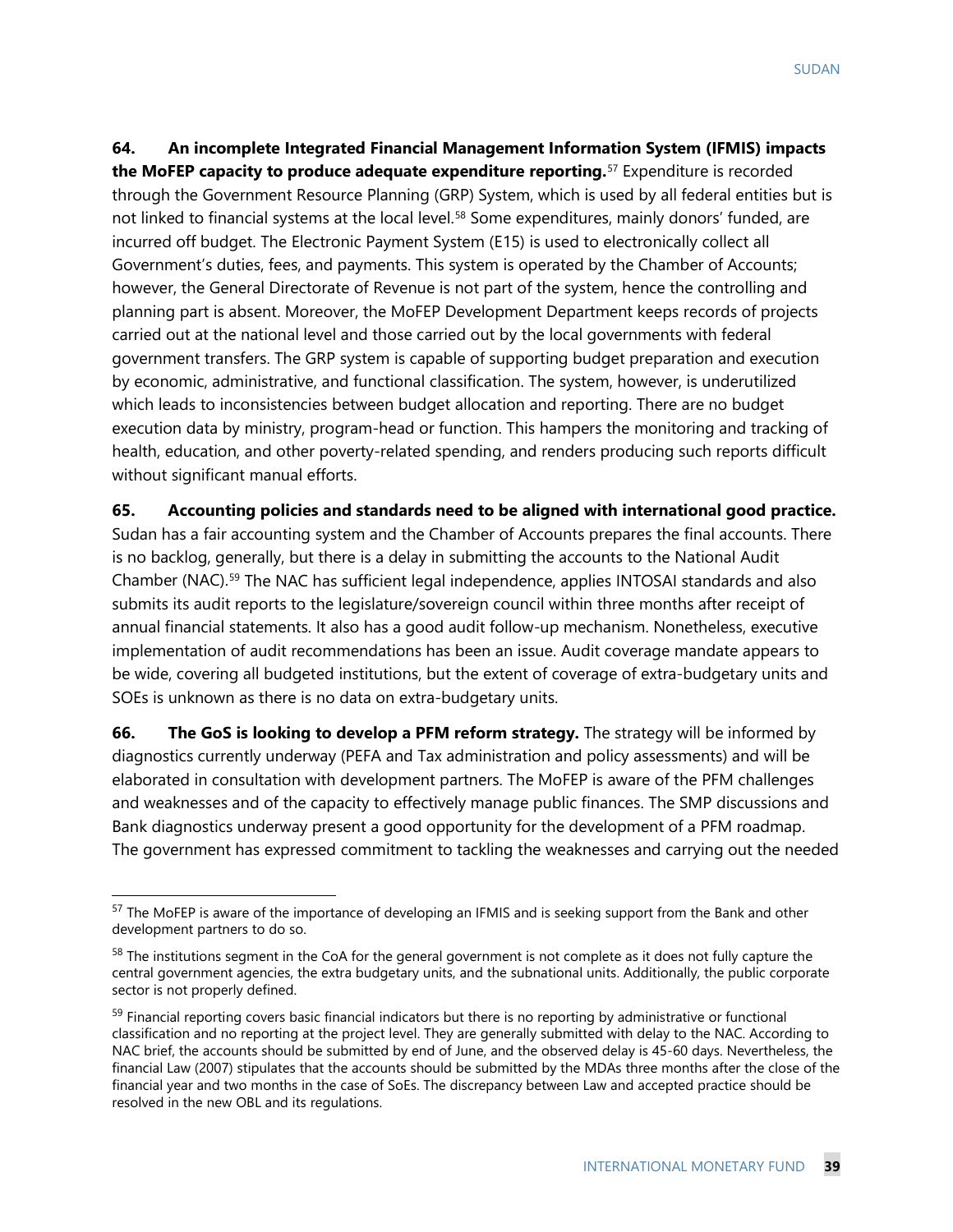**64. An incomplete Integrated Financial Management Information System (IFMIS) impacts the MoFEP capacity to produce adequate expenditure reporting.**[57] Expenditure is recorded through the Government Resource Planning (GRP) System, which is used by all federal entities but is not linked to financial systems at the local level.[58] Some expenditures, mainly donors' funded, are incurred off budget. The Electronic Payment System (E15) is used to electronically collect all Government's duties, fees, and payments. This system is operated by the Chamber of Accounts; however, the General Directorate of Revenue is not part of the system, hence the controlling and planning part is absent. Moreover, the MoFEP Development Department keeps records of projects carried out at the national level and those carried out by the local governments with federal government transfers. The GRP system is capable of supporting budget preparation and execution by economic, administrative, and functional classification. The system, however, is underutilized which leads to inconsistencies between budget allocation and reporting. There are no budget execution data by ministry, program-head or function. This hampers the monitoring and tracking of health, education, and other poverty-related spending, and renders producing such reports difficult without significant manual efforts.

**65. Accounting policies and standards need to be aligned with international good practice.** Sudan has a fair accounting system and the Chamber of Accounts prepares the final accounts. There is no backlog, generally, but there is a delay in submitting the accounts to the National Audit Chamber (NAC).[59] The NAC has sufficient legal independence, applies INTOSAI standards and also submits its audit reports to the legislature/sovereign council within three months after receipt of annual financial statements. It also has a good audit follow-up mechanism. Nonetheless, executive implementation of audit recommendations has been an issue. Audit coverage mandate appears to be wide, covering all budgeted institutions, but the extent of coverage of extra-budgetary units and SOEs is unknown as there is no data on extra-budgetary units.

**66. The GoS is looking to develop a PFM reform strategy.** The strategy will be informed by diagnostics currently underway (PEFA and Tax administration and policy assessments) and will be elaborated in consultation with development partners. The MoFEP is aware of the PFM challenges and weaknesses and of the capacity to effectively manage public finances. The SMP discussions and Bank diagnostics underway present a good opportunity for the development of a PFM roadmap. The government has expressed commitment to tackling the weaknesses and carrying out the needed

---

[57] The MoFEP is aware of the importance of developing an IFMIS and is seeking support from the Bank and other development partners to do so.

[58] The institutions segment in the CoA for the general government is not complete as it does not fully capture the central government agencies, the extra budgetary units, and the subnational units. Additionally, the public corporate sector is not properly defined.

[59] Financial reporting covers basic financial indicators but there is no reporting by administrative or functional classification and no reporting at the project level. They are generally submitted with delay to the NAC. According to NAC brief, the accounts should be submitted by end of June, and the observed delay is 45-60 days. Nevertheless, the financial Law (2007) stipulates that the accounts should be submitted by the MDAs three months after the close of the financial year and two months in the case of SoEs. The discrepancy between Law and accepted practice should be resolved in the new OBL and its regulations.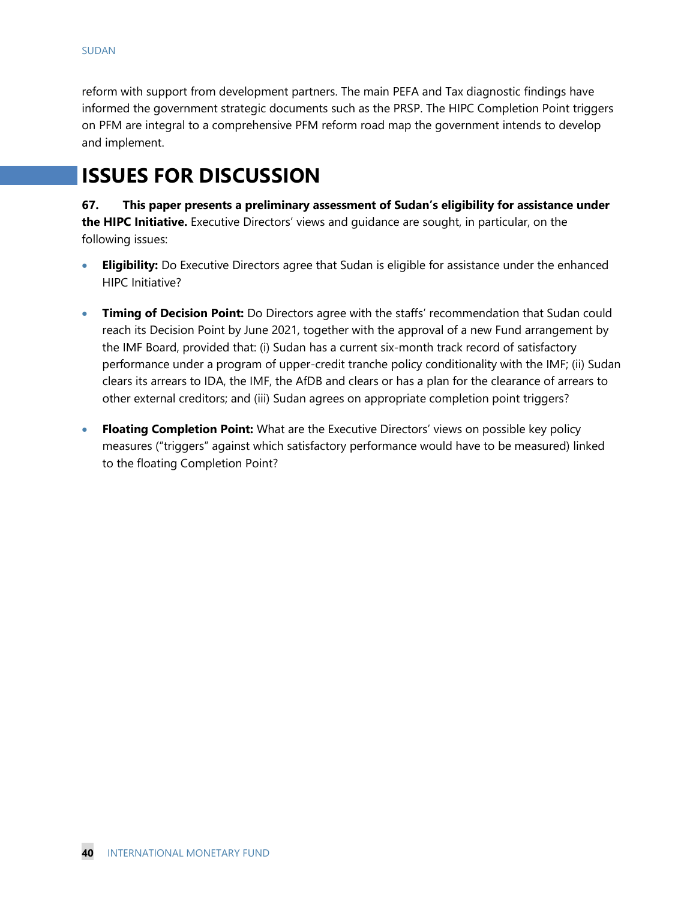reform with support from development partners. The main PEFA and Tax diagnostic findings have informed the government strategic documents such as the PRSP. The HIPC Completion Point triggers on PFM are integral to a comprehensive PFM reform road map the government intends to develop and implement.

# ISSUES FOR DISCUSSION

**67. This paper presents a preliminary assessment of Sudan's eligibility for assistance under the HIPC Initiative.** Executive Directors' views and guidance are sought, in particular, on the following issues:

- **Eligibility:** Do Executive Directors agree that Sudan is eligible for assistance under the enhanced HIPC Initiative?
- **Timing of Decision Point:** Do Directors agree with the staffs' recommendation that Sudan could reach its Decision Point by June 2021, together with the approval of a new Fund arrangement by the IMF Board, provided that: (i) Sudan has a current six-month track record of satisfactory performance under a program of upper-credit tranche policy conditionality with the IMF; (ii) Sudan clears its arrears to IDA, the IMF, the AfDB and clears or has a plan for the clearance of arrears to other external creditors; and (iii) Sudan agrees on appropriate completion point triggers?
- **Floating Completion Point:** What are the Executive Directors' views on possible key policy measures ("triggers" against which satisfactory performance would have to be measured) linked to the floating Completion Point?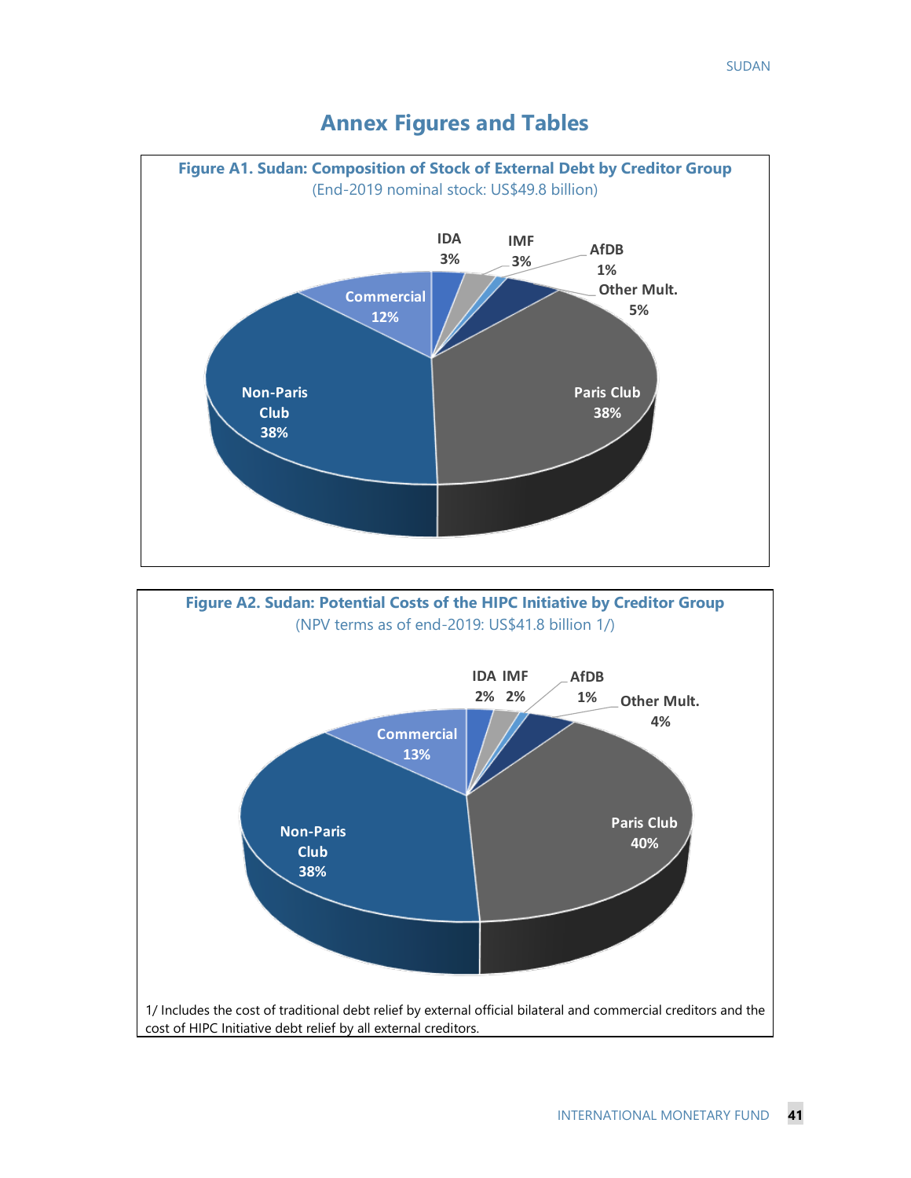## Annex Figures and Tables

**Figure A1. Sudan: Composition of Stock of External Debt by Creditor Group**
(End-2019 nominal stock: US$49.8 billion)

| Creditor Group | Share |
|---|---|
| IDA | 3% |
| IMF | 3% |
| AfDB | 1% |
| Other Mult. | 5% |
| Paris Club | 38% |
| Non-Paris Club | 38% |
| Commercial | 12% |

**Figure A2. Sudan: Potential Costs of the HIPC Initiative by Creditor Group**
(NPV terms as of end-2019: US$41.8 billion 1/)

| Creditor Group | Share |
|---|---|
| IDA | 2% |
| IMF | 2% |
| AfDB | 1% |
| Other Mult. | 4% |
| Paris Club | 40% |
| Non-Paris Club | 38% |
| Commercial | 13% |

1/ Includes the cost of traditional debt relief by external official bilateral and commercial creditors and the cost of HIPC Initiative debt relief by all external creditors.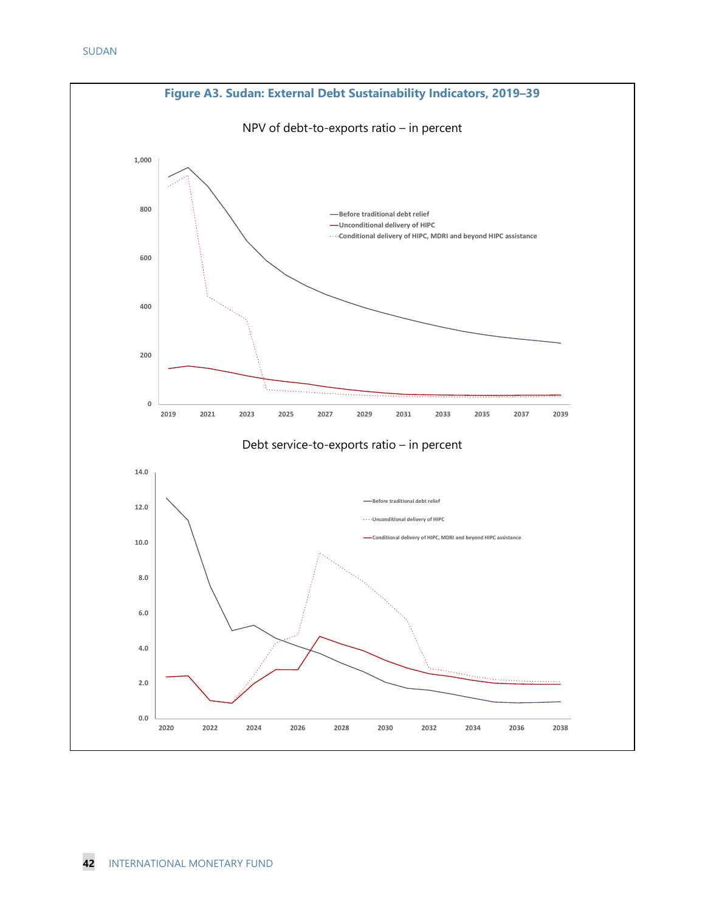**Figure A3. Sudan: External Debt Sustainability Indicators, 2019–39**

NPV of debt-to-exports ratio – in percent

Before traditional debt relief
Unconditional delivery of HIPC
Conditional delivery of HIPC, MDRI and beyond HIPC assistance

Debt service-to-exports ratio – in percent

Before traditional debt relief
Unconditional delivery of HIPC
Conditional delivery of HIPC, MDRI and beyond HIPC assistance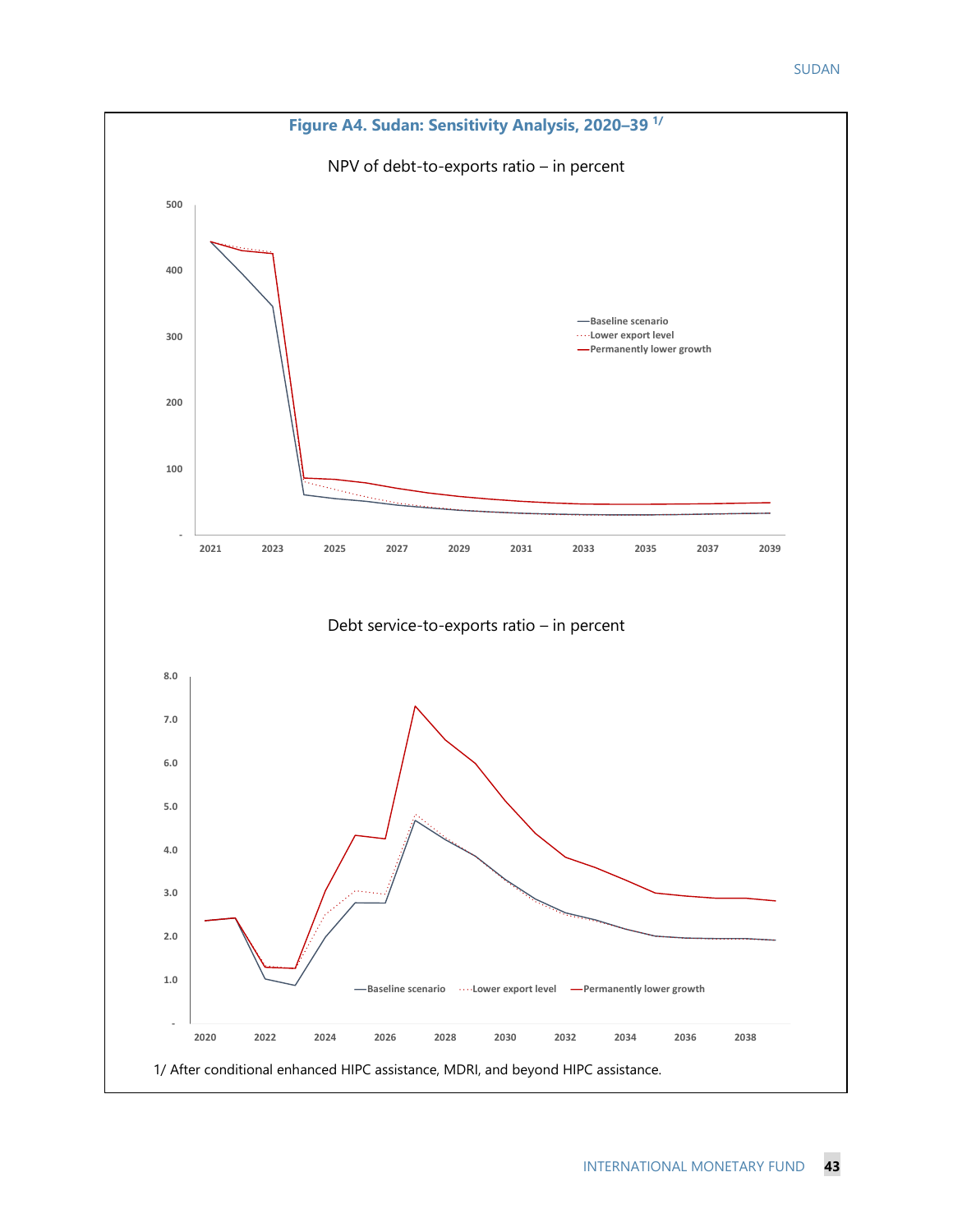## Figure A4. Sudan: Sensitivity Analysis, 2020–39 1/

NPV of debt-to-exports ratio – in percent

Debt service-to-exports ratio – in percent

1/ After conditional enhanced HIPC assistance, MDRI, and beyond HIPC assistance.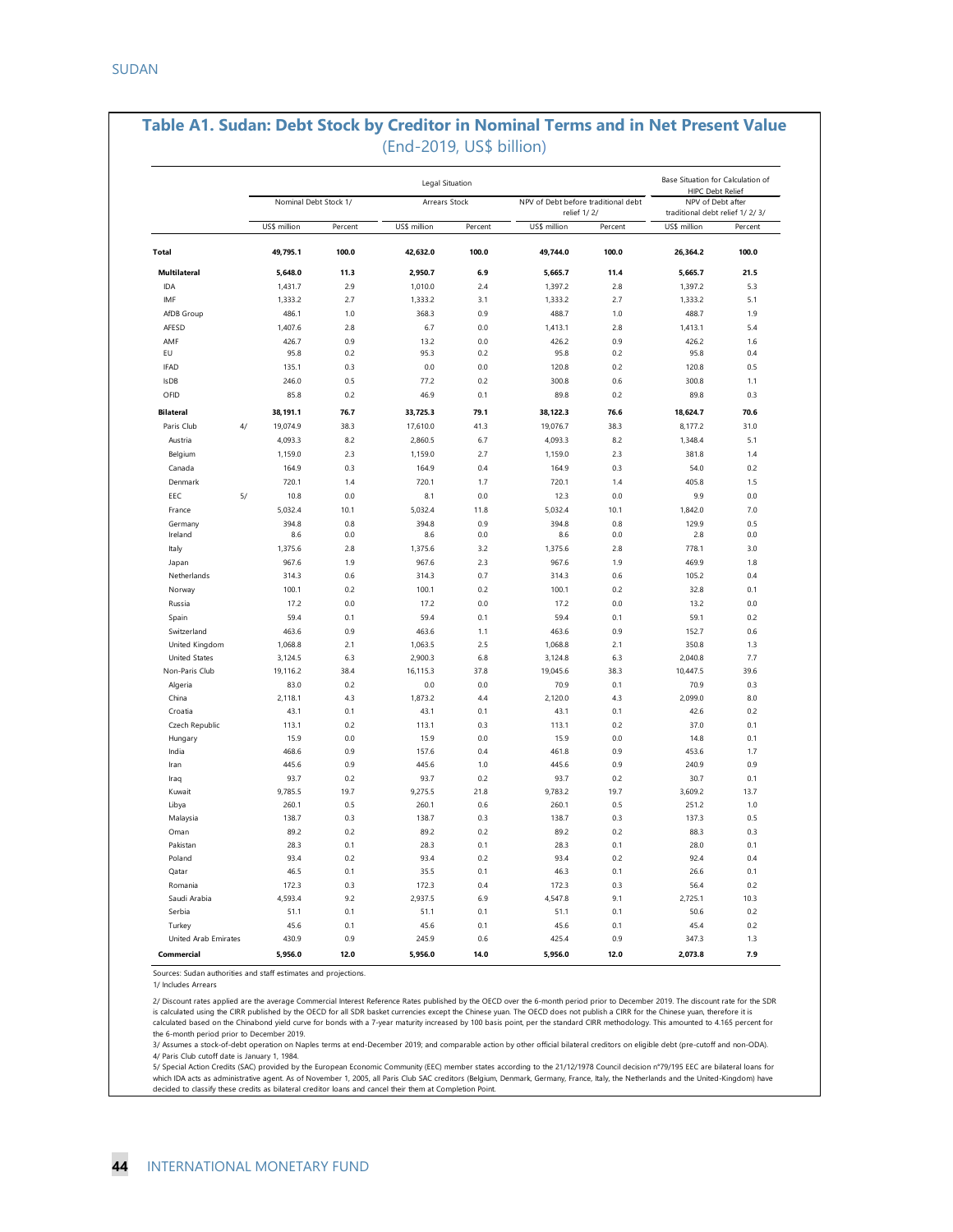## Table A1. Sudan: Debt Stock by Creditor in Nominal Terms and in Net Present Value

(End-2019, US$ billion)

| | | Legal Situation | | | | | | Base Situation for Calculation of HIPC Debt Relief | |
|---|---|---|---|---|---|---|---|---|---|
| | | Nominal Debt Stock 1/ | | Arrears Stock | | NPV of Debt before traditional debt relief 1/ 2/ | | NPV of Debt after traditional debt relief 1/ 2/ 3/ | |
| | | US$ million | Percent | US$ million | Percent | US$ million | Percent | US$ million | Percent |
| **Total** | | **49,795.1** | **100.0** | **42,632.0** | **100.0** | **49,744.0** | **100.0** | **26,364.2** | **100.0** |
| **Multilateral** | | **5,648.0** | **11.3** | **2,950.7** | **6.9** | **5,665.7** | **11.4** | **5,665.7** | **21.5** |
| IDA | | 1,431.7 | 2.9 | 1,010.0 | 2.4 | 1,397.2 | 2.8 | 1,397.2 | 5.3 |
| IMF | | 1,333.2 | 2.7 | 1,333.2 | 3.1 | 1,333.2 | 2.7 | 1,333.2 | 5.1 |
| AfDB Group | | 486.1 | 1.0 | 368.3 | 0.9 | 488.7 | 1.0 | 488.7 | 1.9 |
| AFESD | | 1,407.6 | 2.8 | 6.7 | 0.0 | 1,413.1 | 2.8 | 1,413.1 | 5.4 |
| AMF | | 426.7 | 0.9 | 13.2 | 0.0 | 426.2 | 0.9 | 426.2 | 1.6 |
| EU | | 95.8 | 0.2 | 95.3 | 0.2 | 95.8 | 0.2 | 95.8 | 0.4 |
| IFAD | | 135.1 | 0.3 | 0.0 | 0.0 | 120.8 | 0.2 | 120.8 | 0.5 |
| IsDB | | 246.0 | 0.5 | 77.2 | 0.2 | 300.8 | 0.6 | 300.8 | 1.1 |
| OFID | | 85.8 | 0.2 | 46.9 | 0.1 | 89.8 | 0.2 | 89.8 | 0.3 |
| **Bilateral** | | **38,191.1** | **76.7** | **33,725.3** | **79.1** | **38,122.3** | **76.6** | **18,624.7** | **70.6** |
| Paris Club | 4/ | 19,074.9 | 38.3 | 17,610.0 | 41.3 | 19,076.7 | 38.3 | 8,177.2 | 31.0 |
| Austria | | 4,093.3 | 8.2 | 2,860.5 | 6.7 | 4,093.3 | 8.2 | 1,348.4 | 5.1 |
| Belgium | | 1,159.0 | 2.3 | 1,159.0 | 2.7 | 1,159.0 | 2.3 | 381.8 | 1.4 |
| Canada | | 164.9 | 0.3 | 164.9 | 0.4 | 164.9 | 0.3 | 54.0 | 0.2 |
| Denmark | | 720.1 | 1.4 | 720.1 | 1.7 | 720.1 | 1.4 | 405.8 | 1.5 |
| EEC | 5/ | 10.8 | 0.0 | 8.1 | 0.0 | 12.3 | 0.0 | 9.9 | 0.0 |
| France | | 5,032.4 | 10.1 | 5,032.4 | 11.8 | 5,032.4 | 10.1 | 1,842.0 | 7.0 |
| Germany | | 394.8 | 0.8 | 394.8 | 0.9 | 394.8 | 0.8 | 129.9 | 0.5 |
| Ireland | | 8.6 | 0.0 | 8.6 | 0.0 | 8.6 | 0.0 | 2.8 | 0.0 |
| Italy | | 1,375.6 | 2.8 | 1,375.6 | 3.2 | 1,375.6 | 2.8 | 778.1 | 3.0 |
| Japan | | 967.6 | 1.9 | 967.6 | 2.3 | 967.6 | 1.9 | 469.9 | 1.8 |
| Netherlands | | 314.3 | 0.6 | 314.3 | 0.7 | 314.3 | 0.6 | 105.2 | 0.4 |
| Norway | | 100.1 | 0.2 | 100.1 | 0.2 | 100.1 | 0.2 | 32.8 | 0.1 |
| Russia | | 17.2 | 0.0 | 17.2 | 0.0 | 17.2 | 0.0 | 13.2 | 0.0 |
| Spain | | 59.4 | 0.1 | 59.4 | 0.1 | 59.4 | 0.1 | 59.1 | 0.2 |
| Switzerland | | 463.6 | 0.9 | 463.6 | 1.1 | 463.6 | 0.9 | 152.7 | 0.6 |
| United Kingdom | | 1,068.8 | 2.1 | 1,063.5 | 2.5 | 1,068.8 | 2.1 | 350.8 | 1.3 |
| United States | | 3,124.5 | 6.3 | 2,900.3 | 6.8 | 3,124.8 | 6.3 | 2,040.8 | 7.7 |
| Non-Paris Club | | 19,116.2 | 38.4 | 16,115.3 | 37.8 | 19,045.6 | 38.3 | 10,447.5 | 39.6 |
| Algeria | | 83.0 | 0.2 | 0.0 | 0.0 | 70.9 | 0.1 | 70.9 | 0.3 |
| China | | 2,118.1 | 4.3 | 1,873.2 | 4.4 | 2,120.0 | 4.3 | 2,099.0 | 8.0 |
| Croatia | | 43.1 | 0.1 | 43.1 | 0.1 | 43.1 | 0.1 | 42.6 | 0.2 |
| Czech Republic | | 113.1 | 0.2 | 113.1 | 0.3 | 113.1 | 0.2 | 37.0 | 0.1 |
| Hungary | | 15.9 | 0.0 | 15.9 | 0.0 | 15.9 | 0.0 | 14.8 | 0.1 |
| India | | 468.6 | 0.9 | 157.6 | 0.4 | 461.8 | 0.9 | 453.6 | 1.7 |
| Iran | | 445.6 | 0.9 | 445.6 | 1.0 | 445.6 | 0.9 | 240.9 | 0.9 |
| Iraq | | 93.7 | 0.2 | 93.7 | 0.2 | 93.7 | 0.2 | 30.7 | 0.1 |
| Kuwait | | 9,785.5 | 19.7 | 9,275.5 | 21.8 | 9,783.2 | 19.7 | 3,609.2 | 13.7 |
| Libya | | 260.1 | 0.5 | 260.1 | 0.6 | 260.1 | 0.5 | 251.2 | 1.0 |
| Malaysia | | 138.7 | 0.3 | 138.7 | 0.3 | 138.7 | 0.3 | 137.3 | 0.5 |
| Oman | | 89.2 | 0.2 | 89.2 | 0.2 | 89.2 | 0.2 | 88.3 | 0.3 |
| Pakistan | | 28.3 | 0.1 | 28.3 | 0.1 | 28.3 | 0.1 | 28.0 | 0.1 |
| Poland | | 93.4 | 0.2 | 93.4 | 0.2 | 93.4 | 0.2 | 92.4 | 0.4 |
| Qatar | | 46.5 | 0.1 | 35.5 | 0.1 | 46.3 | 0.1 | 26.6 | 0.1 |
| Romania | | 172.3 | 0.3 | 172.3 | 0.4 | 172.3 | 0.3 | 56.4 | 0.2 |
| Saudi Arabia | | 4,593.4 | 9.2 | 2,937.5 | 6.9 | 4,547.8 | 9.1 | 2,725.1 | 10.3 |
| Serbia | | 51.1 | 0.1 | 51.1 | 0.1 | 51.1 | 0.1 | 50.6 | 0.2 |
| Turkey | | 45.6 | 0.1 | 45.6 | 0.1 | 45.6 | 0.1 | 45.4 | 0.2 |
| United Arab Emirates | | 430.9 | 0.9 | 245.9 | 0.6 | 425.4 | 0.9 | 347.3 | 1.3 |
| **Commercial** | | **5,956.0** | **12.0** | **5,956.0** | **14.0** | **5,956.0** | **12.0** | **2,073.8** | **7.9** |

Sources: Sudan authorities and staff estimates and projections.

1/ Includes Arrears

2/ Discount rates applied are the average Commercial Interest Reference Rates published by the OECD over the 6-month period prior to December 2019. The discount rate for the SDR is calculated using the CIRR published by the OECD for all SDR basket currencies except the Chinese yuan. The OECD does not publish a CIRR for the Chinese yuan, therefore it is calculated based on the Chinabond yield curve for bonds with a 7-year maturity increased by 100 basis point, per the standard CIRR methodology. This amounted to 4.165 percent for the 6-month period prior to December 2019.

3/ Assumes a stock-of-debt operation on Naples terms at end-December 2019; and comparable action by other official bilateral creditors on eligible debt (pre-cutoff and non-ODA).

4/ Paris Club cutoff date is January 1, 1984.

5/ Special Action Credits (SAC) provided by the European Economic Community (EEC) member states according to the 21/12/1978 Council decision n°79/195 EEC are bilateral loans for which IDA acts as administrative agent. As of November 1, 2005, all Paris Club SAC creditors (Belgium, Denmark, France, Italy, the Netherlands and the United-Kingdom) have decided to classify these credits as bilateral creditor loans and cancel their them at Completion Point.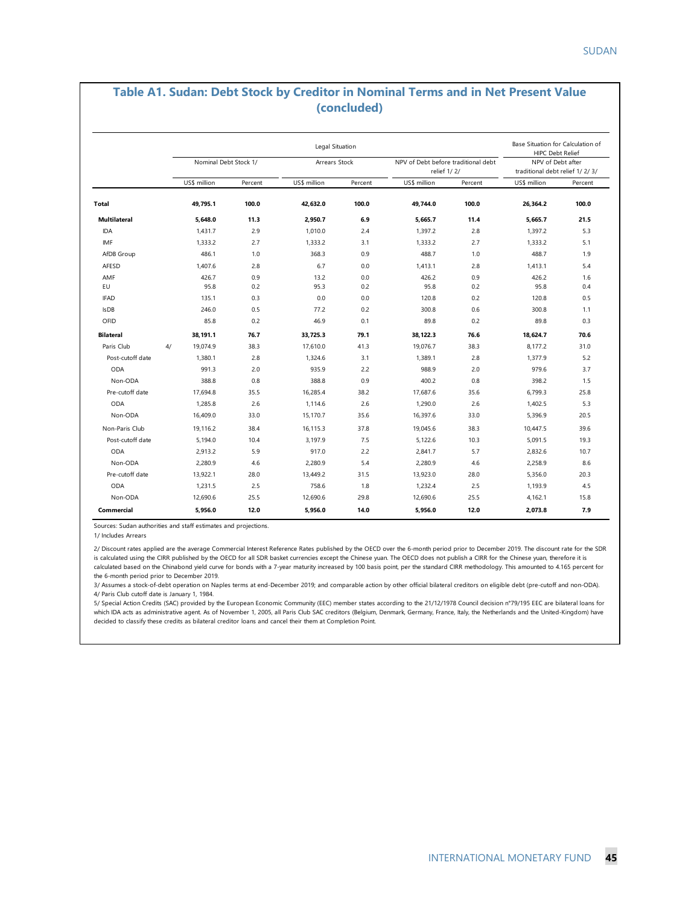## Table A1. Sudan: Debt Stock by Creditor in Nominal Terms and in Net Present Value (concluded)

| | | Legal Situation | | | | | | Base Situation for Calculation of HIPC Debt Relief | |
|---|---|---|---|---|---|---|---|---|---|
| | | Nominal Debt Stock 1/ | | Arrears Stock | | NPV of Debt before traditional debt relief 1/ 2/ | | NPV of Debt after traditional debt relief 1/ 2/ 3/ | |
| | | US$ million | Percent | US$ million | Percent | US$ million | Percent | US$ million | Percent |
| **Total** | | **49,795.1** | **100.0** | **42,632.0** | **100.0** | **49,744.0** | **100.0** | **26,364.2** | **100.0** |
| **Multilateral** | | **5,648.0** | **11.3** | **2,950.7** | **6.9** | **5,665.7** | **11.4** | **5,665.7** | **21.5** |
| IDA | | 1,431.7 | 2.9 | 1,010.0 | 2.4 | 1,397.2 | 2.8 | 1,397.2 | 5.3 |
| IMF | | 1,333.2 | 2.7 | 1,333.2 | 3.1 | 1,333.2 | 2.7 | 1,333.2 | 5.1 |
| AfDB Group | | 486.1 | 1.0 | 368.3 | 0.9 | 488.7 | 1.0 | 488.7 | 1.9 |
| AFESD | | 1,407.6 | 2.8 | 6.7 | 0.0 | 1,413.1 | 2.8 | 1,413.1 | 5.4 |
| AMF | | 426.7 | 0.9 | 13.2 | 0.0 | 426.2 | 0.9 | 426.2 | 1.6 |
| EU | | 95.8 | 0.2 | 95.3 | 0.2 | 95.8 | 0.2 | 95.8 | 0.4 |
| IFAD | | 135.1 | 0.3 | 0.0 | 0.0 | 120.8 | 0.2 | 120.8 | 0.5 |
| IsDB | | 246.0 | 0.5 | 77.2 | 0.2 | 300.8 | 0.6 | 300.8 | 1.1 |
| OFID | | 85.8 | 0.2 | 46.9 | 0.1 | 89.8 | 0.2 | 89.8 | 0.3 |
| **Bilateral** | | **38,191.1** | **76.7** | **33,725.3** | **79.1** | **38,122.3** | **76.6** | **18,624.7** | **70.6** |
| Paris Club | 4/ | 19,074.9 | 38.3 | 17,610.0 | 41.3 | 19,076.7 | 38.3 | 8,177.2 | 31.0 |
| Post-cutoff date | | 1,380.1 | 2.8 | 1,324.6 | 3.1 | 1,389.1 | 2.8 | 1,377.9 | 5.2 |
| ODA | | 991.3 | 2.0 | 935.9 | 2.2 | 988.9 | 2.0 | 979.6 | 3.7 |
| Non-ODA | | 388.8 | 0.8 | 388.8 | 0.9 | 400.2 | 0.8 | 398.2 | 1.5 |
| Pre-cutoff date | | 17,694.8 | 35.5 | 16,285.4 | 38.2 | 17,687.6 | 35.6 | 6,799.3 | 25.8 |
| ODA | | 1,285.8 | 2.6 | 1,114.6 | 2.6 | 1,290.0 | 2.6 | 1,402.5 | 5.3 |
| Non-ODA | | 16,409.0 | 33.0 | 15,170.7 | 35.6 | 16,397.6 | 33.0 | 5,396.9 | 20.5 |
| Non-Paris Club | | 19,116.2 | 38.4 | 16,115.3 | 37.8 | 19,045.6 | 38.3 | 10,447.5 | 39.6 |
| Post-cutoff date | | 5,194.0 | 10.4 | 3,197.9 | 7.5 | 5,122.6 | 10.3 | 5,091.5 | 19.3 |
| ODA | | 2,913.2 | 5.9 | 917.0 | 2.2 | 2,841.7 | 5.7 | 2,832.6 | 10.7 |
| Non-ODA | | 2,280.9 | 4.6 | 2,280.9 | 5.4 | 2,280.9 | 4.6 | 2,258.9 | 8.6 |
| Pre-cutoff date | | 13,922.1 | 28.0 | 13,449.2 | 31.5 | 13,923.0 | 28.0 | 5,356.0 | 20.3 |
| ODA | | 1,231.5 | 2.5 | 758.6 | 1.8 | 1,232.4 | 2.5 | 1,193.9 | 4.5 |
| Non-ODA | | 12,690.6 | 25.5 | 12,690.6 | 29.8 | 12,690.6 | 25.5 | 4,162.1 | 15.8 |
| **Commercial** | | **5,956.0** | **12.0** | **5,956.0** | **14.0** | **5,956.0** | **12.0** | **2,073.8** | **7.9** |

Sources: Sudan authorities and staff estimates and projections.

1/ Includes Arrears

2/ Discount rates applied are the average Commercial Interest Reference Rates published by the OECD over the 6-month period prior to December 2019. The discount rate for the SDR is calculated using the CIRR published by the OECD for all SDR basket currencies except the Chinese yuan. The OECD does not publish a CIRR for the Chinese yuan, therefore it is calculated based on the Chinabond yield curve for bonds with a 7-year maturity increased by 100 basis point, per the standard CIRR methodology. This amounted to 4.165 percent for the 6-month period prior to December 2019.

3/ Assumes a stock-of-debt operation on Naples terms at end-December 2019; and comparable action by other official bilateral creditors on eligible debt (pre-cutoff and non-ODA).

4/ Paris Club cutoff date is January 1, 1984.

5/ Special Action Credits (SAC) provided by the European Economic Community (EEC) member states according to the 21/12/1978 Council decision n°79/195 EEC are bilateral loans for which IDA acts as administrative agent. As of November 1, 2005, all Paris Club SAC creditors (Belgium, Denmark, Germany, France, Italy, the Netherlands and the United-Kingdom) have decided to classify these credits as bilateral creditor loans and cancel their them at Completion Point.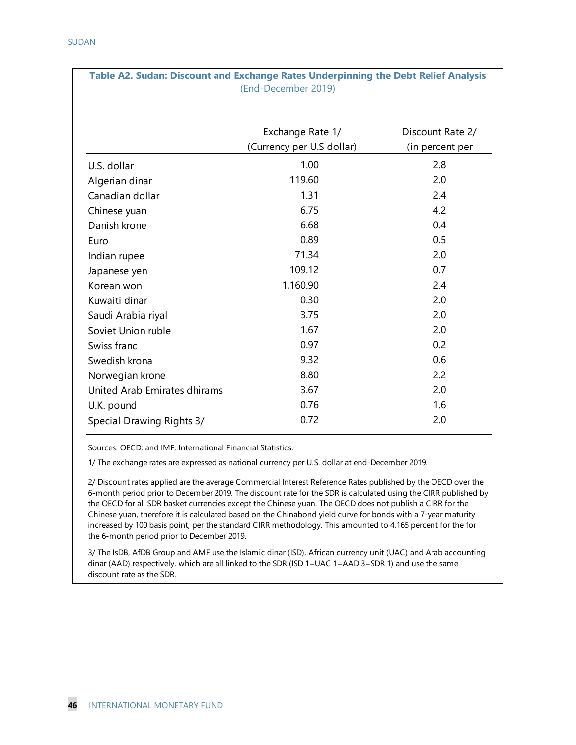**Table A2. Sudan: Discount and Exchange Rates Underpinning the Debt Relief Analysis**
(End-December 2019)

| | Exchange Rate 1/ (Currency per U.S dollar) | Discount Rate 2/ (in percent per |
|---|---|---|
| U.S. dollar | 1.00 | 2.8 |
| Algerian dinar | 119.60 | 2.0 |
| Canadian dollar | 1.31 | 2.4 |
| Chinese yuan | 6.75 | 4.2 |
| Danish krone | 6.68 | 0.4 |
| Euro | 0.89 | 0.5 |
| Indian rupee | 71.34 | 2.0 |
| Japanese yen | 109.12 | 0.7 |
| Korean won | 1,160.90 | 2.4 |
| Kuwaiti dinar | 0.30 | 2.0 |
| Saudi Arabia riyal | 3.75 | 2.0 |
| Soviet Union ruble | 1.67 | 2.0 |
| Swiss franc | 0.97 | 0.2 |
| Swedish krona | 9.32 | 0.6 |
| Norwegian krone | 8.80 | 2.2 |
| United Arab Emirates dhirams | 3.67 | 2.0 |
| U.K. pound | 0.76 | 1.6 |
| Special Drawing Rights 3/ | 0.72 | 2.0 |

Sources: OECD; and IMF, International Financial Statistics.

1/ The exchange rates are expressed as national currency per U.S. dollar at end-December 2019.

2/ Discount rates applied are the average Commercial Interest Reference Rates published by the OECD over the 6-month period prior to December 2019. The discount rate for the SDR is calculated using the CIRR published by the OECD for all SDR basket currencies except the Chinese yuan. The OECD does not publish a CIRR for the Chinese yuan, therefore it is calculated based on the Chinabond yield curve for bonds with a 7-year maturity increased by 100 basis point, per the standard CIRR methodology. This amounted to 4.165 percent for the for the 6-month period prior to December 2019.

3/ The IsDB, AfDB Group and AMF use the Islamic dinar (ISD), African currency unit (UAC) and Arab accounting dinar (AAD) respectively, which are all linked to the SDR (ISD 1=UAC 1=AAD 3=SDR 1) and use the same discount rate as the SDR.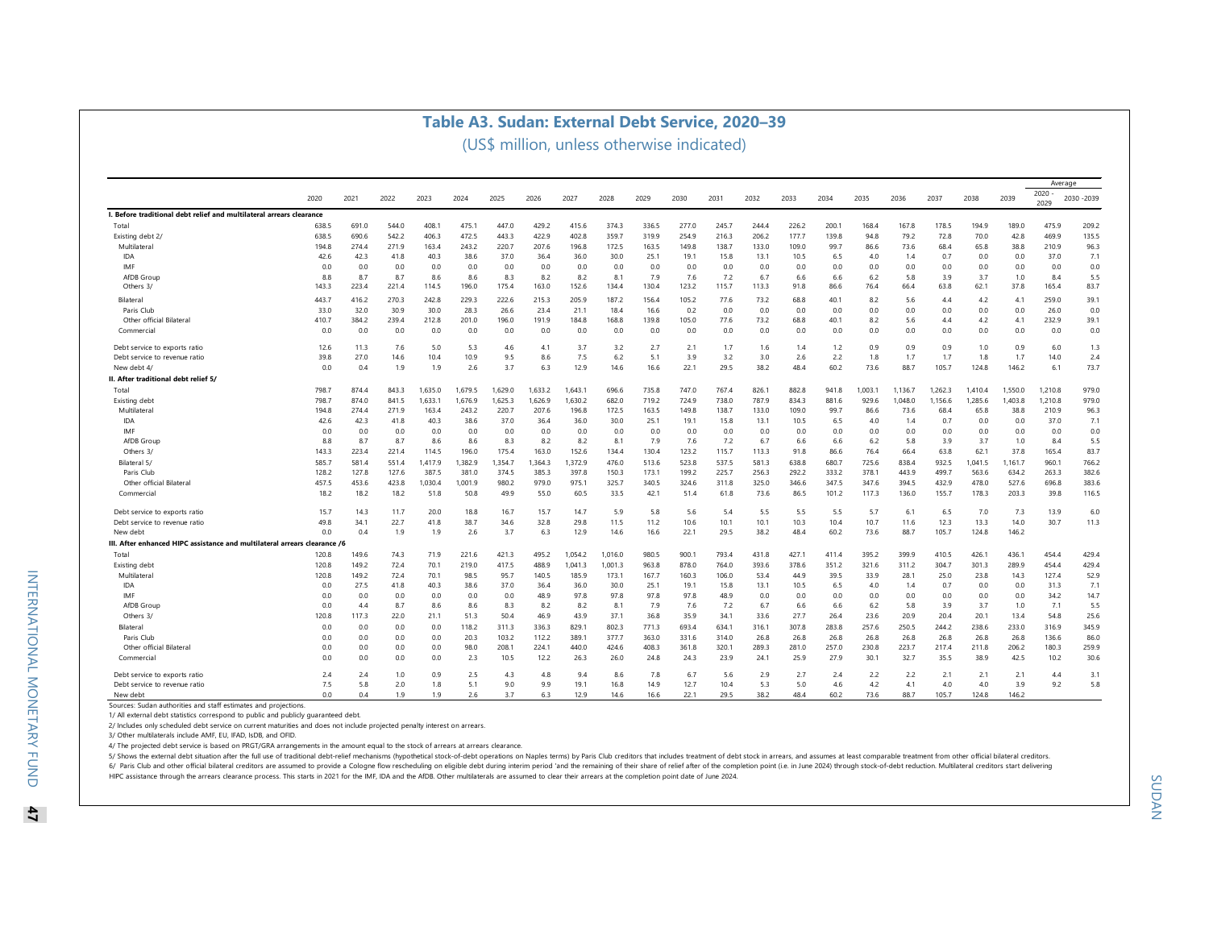## Table A3. Sudan: External Debt Service, 2020–39

(US$ million, unless otherwise indicated)

| | 2020 | 2021 | 2022 | 2023 | 2024 | 2025 | 2026 | 2027 | 2028 | 2029 | 2030 | 2031 | 2032 | 2033 | 2034 | 2035 | 2036 | 2037 | 2038 | 2039 | Average 2020 - 2029 | Average 2030 -2039 |
|---|---|---|---|---|---|---|---|---|---|---|---|---|---|---|---|---|---|---|---|---|---|---|
| **I. Before traditional debt relief and multilateral arrears clearance** | | | | | | | | | | | | | | | | | | | | | | |
| Total | 638.5 | 691.0 | 544.0 | 408.1 | 475.1 | 447.0 | 429.2 | 415.6 | 374.3 | 336.5 | 277.0 | 245.7 | 244.4 | 226.2 | 200.1 | 168.4 | 167.8 | 178.5 | 194.9 | 189.0 | 475.9 | 209.2 |
| Existing debt 2/ | 638.5 | 690.6 | 542.2 | 406.3 | 472.5 | 443.3 | 422.9 | 402.8 | 359.7 | 319.9 | 254.9 | 216.3 | 206.2 | 177.7 | 139.8 | 94.8 | 79.2 | 72.8 | 70.0 | 42.8 | 469.9 | 135.5 |
| Multilateral | 194.8 | 274.4 | 271.9 | 163.4 | 243.2 | 220.7 | 207.6 | 196.8 | 172.5 | 163.5 | 149.8 | 138.7 | 133.0 | 109.0 | 99.7 | 86.6 | 73.6 | 68.4 | 65.8 | 38.8 | 210.9 | 96.3 |
| IDA | 42.6 | 42.3 | 41.8 | 40.3 | 38.6 | 37.0 | 36.4 | 36.0 | 30.0 | 25.1 | 19.1 | 15.8 | 13.1 | 10.5 | 6.5 | 4.0 | 1.4 | 0.7 | 0.0 | 0.0 | 37.0 | 7.1 |
| IMF | 0.0 | 0.0 | 0.0 | 0.0 | 0.0 | 0.0 | 0.0 | 0.0 | 0.0 | 0.0 | 0.0 | 0.0 | 0.0 | 0.0 | 0.0 | 0.0 | 0.0 | 0.0 | 0.0 | 0.0 | 0.0 | 0.0 |
| AfDB Group | 8.8 | 8.7 | 8.7 | 8.6 | 8.6 | 8.3 | 8.2 | 8.2 | 8.1 | 7.9 | 7.6 | 7.2 | 6.7 | 6.6 | 6.6 | 6.2 | 5.8 | 3.9 | 3.7 | 1.0 | 8.4 | 5.5 |
| Others 3/ | 143.3 | 223.4 | 221.4 | 114.5 | 196.0 | 175.4 | 163.0 | 152.6 | 134.4 | 130.4 | 123.2 | 115.7 | 113.3 | 91.8 | 86.6 | 76.4 | 66.4 | 63.8 | 62.1 | 37.8 | 165.4 | 83.7 |
| Bilateral | 443.7 | 416.2 | 270.3 | 242.8 | 229.3 | 222.6 | 215.3 | 205.9 | 187.2 | 156.4 | 105.2 | 77.6 | 73.2 | 68.8 | 40.1 | 8.2 | 5.6 | 4.4 | 4.2 | 4.1 | 259.0 | 39.1 |
| Paris Club | 33.0 | 32.0 | 30.9 | 30.0 | 28.3 | 26.6 | 23.4 | 21.1 | 18.4 | 16.6 | 0.2 | 0.0 | 0.0 | 0.0 | 0.0 | 0.0 | 0.0 | 0.0 | 0.0 | 0.0 | 26.0 | 0.0 |
| Other official Bilateral | 410.7 | 384.2 | 239.4 | 212.8 | 201.0 | 196.0 | 191.9 | 184.8 | 168.8 | 139.8 | 105.0 | 77.6 | 73.2 | 68.8 | 40.1 | 8.2 | 5.6 | 4.4 | 4.2 | 4.1 | 232.9 | 39.1 |
| Commercial | 0.0 | 0.0 | 0.0 | 0.0 | 0.0 | 0.0 | 0.0 | 0.0 | 0.0 | 0.0 | 0.0 | 0.0 | 0.0 | 0.0 | 0.0 | 0.0 | 0.0 | 0.0 | 0.0 | 0.0 | 0.0 | 0.0 |
| Debt service to exports ratio | 12.6 | 11.3 | 7.6 | 5.0 | 5.3 | 4.6 | 4.1 | 3.7 | 3.2 | 2.7 | 2.1 | 1.7 | 1.6 | 1.4 | 1.2 | 0.9 | 0.9 | 0.9 | 1.0 | 0.9 | 6.0 | 1.3 |
| Debt service to revenue ratio | 39.8 | 27.0 | 14.6 | 10.4 | 10.9 | 9.5 | 8.6 | 7.5 | 6.2 | 5.1 | 3.9 | 3.2 | 3.0 | 2.6 | 2.2 | 1.8 | 1.7 | 1.7 | 1.8 | 1.7 | 14.0 | 2.4 |
| New debt 4/ | 0.0 | 0.4 | 1.9 | 1.9 | 2.6 | 3.7 | 6.3 | 12.9 | 14.6 | 16.6 | 22.1 | 29.5 | 38.2 | 48.4 | 60.2 | 73.6 | 88.7 | 105.7 | 124.8 | 146.2 | 6.1 | 73.7 |
| **II. After traditional debt relief 5/** | | | | | | | | | | | | | | | | | | | | | | |
| Total | 798.7 | 874.4 | 843.3 | 1,635.0 | 1,679.5 | 1,629.0 | 1,633.2 | 1,643.1 | 696.6 | 735.8 | 747.0 | 767.4 | 826.1 | 882.8 | 941.8 | 1,003.1 | 1,136.7 | 1,262.3 | 1,410.4 | 1,550.0 | 1,210.8 | 979.0 |
| Existing debt | 798.7 | 874.0 | 841.5 | 1,633.1 | 1,676.9 | 1,625.3 | 1,626.9 | 1,630.2 | 682.0 | 719.2 | 724.9 | 738.0 | 787.9 | 834.3 | 881.6 | 929.6 | 1,048.0 | 1,156.6 | 1,285.6 | 1,403.8 | 1,210.8 | 979.0 |
| Multilateral | 194.8 | 274.4 | 271.9 | 163.4 | 243.2 | 220.7 | 207.6 | 196.8 | 172.5 | 163.5 | 149.8 | 138.7 | 133.0 | 109.0 | 99.7 | 86.6 | 73.6 | 68.4 | 65.8 | 38.8 | 210.9 | 96.3 |
| IDA | 42.6 | 42.3 | 41.8 | 40.3 | 38.6 | 37.0 | 36.4 | 36.0 | 30.0 | 25.1 | 19.1 | 15.8 | 13.1 | 10.5 | 6.5 | 4.0 | 1.4 | 0.7 | 0.0 | 0.0 | 37.0 | 7.1 |
| IMF | 0.0 | 0.0 | 0.0 | 0.0 | 0.0 | 0.0 | 0.0 | 0.0 | 0.0 | 0.0 | 0.0 | 0.0 | 0.0 | 0.0 | 0.0 | 0.0 | 0.0 | 0.0 | 0.0 | 0.0 | 0.0 | 0.0 |
| AfDB Group | 8.8 | 8.7 | 8.7 | 8.6 | 8.6 | 8.3 | 8.2 | 8.2 | 8.1 | 7.9 | 7.6 | 7.2 | 6.7 | 6.6 | 6.6 | 6.2 | 5.8 | 3.9 | 3.7 | 1.0 | 8.4 | 5.5 |
| Others 3/ | 143.3 | 223.4 | 221.4 | 114.5 | 196.0 | 175.4 | 163.0 | 152.6 | 134.4 | 130.4 | 123.2 | 115.7 | 113.3 | 91.8 | 86.6 | 76.4 | 66.4 | 63.8 | 62.1 | 37.8 | 165.4 | 83.7 |
| Bilateral 5/ | 585.7 | 581.4 | 551.4 | 1,417.9 | 1,382.9 | 1,354.7 | 1,364.3 | 1,372.9 | 476.0 | 513.6 | 523.8 | 537.5 | 581.3 | 638.8 | 680.7 | 725.6 | 838.4 | 932.5 | 1,041.5 | 1,161.7 | 960.1 | 766.2 |
| Paris Club | 128.2 | 127.8 | 127.6 | 387.5 | 381.0 | 374.5 | 385.3 | 397.8 | 150.3 | 173.1 | 199.2 | 225.7 | 256.3 | 292.2 | 333.2 | 378.1 | 443.9 | 499.7 | 563.6 | 634.2 | 263.3 | 382.6 |
| Other official Bilateral | 457.5 | 453.6 | 423.8 | 1,030.4 | 1,001.9 | 980.2 | 979.0 | 975.1 | 325.7 | 340.5 | 324.6 | 311.8 | 325.0 | 346.6 | 347.5 | 347.6 | 394.5 | 432.9 | 478.0 | 527.6 | 696.8 | 383.6 |
| Commercial | 18.2 | 18.2 | 18.2 | 51.8 | 50.8 | 49.9 | 55.0 | 60.5 | 33.5 | 42.1 | 51.4 | 61.8 | 73.6 | 86.5 | 101.2 | 117.3 | 136.0 | 155.7 | 178.3 | 203.3 | 39.8 | 116.5 |
| Debt service to exports ratio | 15.7 | 14.3 | 11.7 | 20.0 | 18.8 | 16.7 | 15.7 | 14.7 | 5.9 | 5.8 | 5.6 | 5.4 | 5.5 | 5.5 | 5.5 | 5.7 | 6.1 | 6.5 | 7.0 | 7.3 | 13.9 | 6.0 |
| Debt service to revenue ratio | 49.8 | 34.1 | 22.7 | 41.8 | 38.7 | 34.6 | 32.8 | 29.8 | 11.5 | 11.2 | 10.6 | 10.1 | 10.1 | 10.3 | 10.4 | 10.7 | 11.6 | 12.3 | 13.3 | 14.0 | 30.7 | 11.3 |
| New debt | 0.0 | 0.4 | 1.9 | 1.9 | 2.6 | 3.7 | 6.3 | 12.9 | 14.6 | 16.6 | 22.1 | 29.5 | 38.2 | 48.4 | 60.2 | 73.6 | 88.7 | 105.7 | 124.8 | 146.2 | | |
| **III. After enhanced HIPC assistance and multilateral arrears clearance /6** | | | | | | | | | | | | | | | | | | | | | | |
| Total | 120.8 | 149.6 | 74.3 | 71.9 | 221.6 | 421.3 | 495.2 | 1,054.2 | 1,016.0 | 980.5 | 900.1 | 793.4 | 431.8 | 427.1 | 411.4 | 395.2 | 399.9 | 410.5 | 426.1 | 436.1 | 454.4 | 429.4 |
| Existing debt | 120.8 | 149.2 | 72.4 | 70.1 | 219.0 | 417.5 | 488.9 | 1,041.3 | 1,001.3 | 963.8 | 878.0 | 764.0 | 393.6 | 378.6 | 351.2 | 321.6 | 311.2 | 304.7 | 301.3 | 289.9 | 454.4 | 429.4 |
| Multilateral | 120.8 | 149.2 | 72.4 | 70.1 | 98.5 | 95.7 | 140.5 | 185.9 | 173.1 | 167.7 | 160.3 | 106.0 | 53.4 | 44.9 | 39.5 | 33.9 | 28.1 | 25.0 | 23.8 | 14.3 | 127.4 | 52.9 |
| IDA | 0.0 | 27.5 | 41.8 | 40.3 | 38.6 | 37.0 | 36.4 | 36.0 | 30.0 | 25.1 | 19.1 | 15.8 | 13.1 | 10.5 | 6.5 | 4.0 | 1.4 | 0.7 | 0.0 | 0.0 | 31.3 | 7.1 |
| IMF | 0.0 | 0.0 | 0.0 | 0.0 | 0.0 | 0.0 | 48.9 | 97.8 | 97.8 | 97.8 | 97.8 | 48.9 | 0.0 | 0.0 | 0.0 | 0.0 | 0.0 | 0.0 | 0.0 | 0.0 | 34.2 | 14.7 |
| AfDB Group | 0.0 | 4.4 | 8.7 | 8.6 | 8.6 | 8.3 | 8.2 | 8.2 | 8.1 | 7.9 | 7.6 | 7.2 | 6.7 | 6.6 | 6.6 | 6.2 | 5.8 | 3.9 | 3.7 | 1.0 | 7.1 | 5.5 |
| Others 3/ | 120.8 | 117.3 | 22.0 | 21.1 | 51.3 | 50.4 | 46.9 | 43.9 | 37.1 | 36.8 | 35.9 | 34.1 | 33.6 | 27.7 | 26.4 | 23.6 | 20.9 | 20.4 | 20.1 | 13.4 | 54.8 | 25.6 |
| Bilateral | 0.0 | 0.0 | 0.0 | 0.0 | 118.2 | 311.3 | 336.3 | 829.1 | 802.3 | 771.3 | 693.4 | 634.1 | 316.1 | 307.8 | 283.8 | 257.6 | 250.5 | 244.2 | 238.6 | 233.0 | 316.9 | 345.9 |
| Paris Club | 0.0 | 0.0 | 0.0 | 0.0 | 20.3 | 103.2 | 112.2 | 389.1 | 377.7 | 363.0 | 331.6 | 314.0 | 26.8 | 26.8 | 26.8 | 26.8 | 26.8 | 26.8 | 26.8 | 26.8 | 136.6 | 86.0 |
| Other official Bilateral | 0.0 | 0.0 | 0.0 | 0.0 | 98.0 | 208.1 | 224.1 | 440.0 | 424.6 | 408.3 | 361.8 | 320.1 | 289.3 | 281.0 | 257.0 | 230.8 | 223.7 | 217.4 | 211.8 | 206.2 | 180.3 | 259.9 |
| Commercial | 0.0 | 0.0 | 0.0 | 0.0 | 2.3 | 10.5 | 12.2 | 26.3 | 26.0 | 24.8 | 24.3 | 23.9 | 24.1 | 25.9 | 27.9 | 30.1 | 32.7 | 35.5 | 38.9 | 42.5 | 10.2 | 30.6 |
| Debt service to exports ratio | 2.4 | 2.4 | 1.0 | 0.9 | 2.5 | 4.3 | 4.8 | 9.4 | 8.6 | 7.8 | 6.7 | 5.6 | 2.9 | 2.7 | 2.4 | 2.2 | 2.2 | 2.1 | 2.1 | 2.1 | 4.4 | 3.1 |
| Debt service to revenue ratio | 7.5 | 5.8 | 2.0 | 1.8 | 5.1 | 9.0 | 9.9 | 19.1 | 16.8 | 14.9 | 12.7 | 10.4 | 5.3 | 5.0 | 4.6 | 4.2 | 4.1 | 4.0 | 4.0 | 3.9 | 9.2 | 5.8 |
| New debt | 0.0 | 0.4 | 1.9 | 1.9 | 2.6 | 3.7 | 6.3 | 12.9 | 14.6 | 16.6 | 22.1 | 29.5 | 38.2 | 48.4 | 60.2 | 73.6 | 88.7 | 105.7 | 124.8 | 146.2 | | |

Sources: Sudan authorities and staff estimates and projections.

1/ All external debt statistics correspond to public and publicly guaranteed debt.

2/ Includes only scheduled debt service on current maturities and does not include projected penalty interest on arrears.

3/ Other multilaterals include AMF, EU, IFAD, IsDB, and OFID.

4/ The projected debt service is based on PRGT/GRA arrangements in the amount equal to the stock of arrears at arrears clearance.

5/ Shows the external debt situation after the full use of traditional debt-relief mechanisms (hypothetical stock-of-debt operations on Naples terms) by Paris Club creditors that includes treatment of debt stock in arrears, and assumes at least comparable treatment from other official bilateral creditors.

6/ Paris Club and other official bilateral creditors are assumed to provide a Cologne flow rescheduling on eligible debt during interim period 'and the remaining of their share of relief after of the completion point (i.e. in June 2024) through stock-of-debt reduction. Multilateral creditors start delivering HIPC assistance through the arrears clearance process. This starts in 2021 for the IMF, IDA and the AfDB. Other multilaterals are assumed to clear their arrears at the completion point date of June 2024.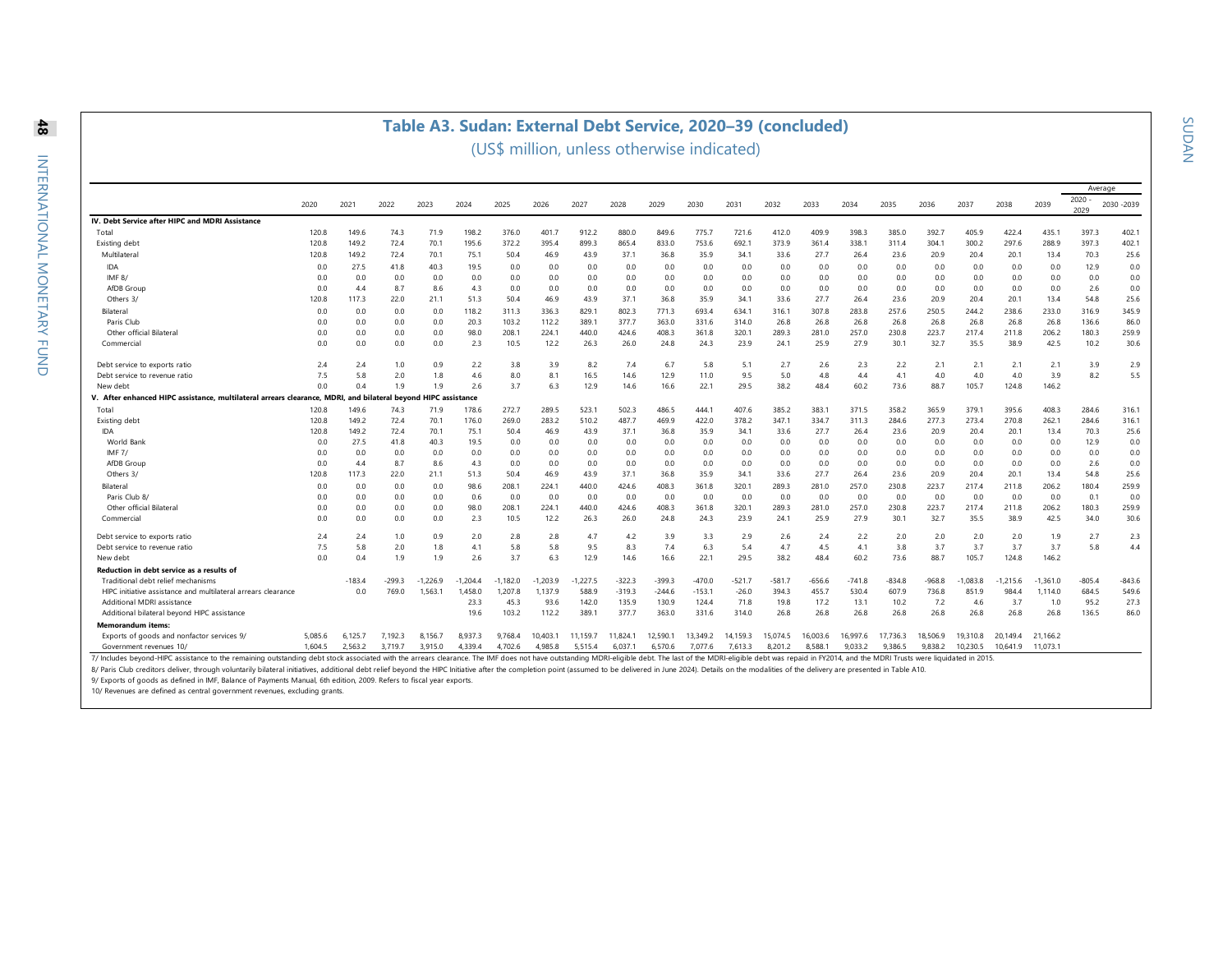# Table A3. Sudan: External Debt Service, 2020–39 (concluded)

(US$ million, unless otherwise indicated)

| | 2020 | 2021 | 2022 | 2023 | 2024 | 2025 | 2026 | 2027 | 2028 | 2029 | 2030 | 2031 | 2032 | 2033 | 2034 | 2035 | 2036 | 2037 | 2038 | 2039 | Average 2020 - 2029 | Average 2030 -2039 |
|---|---|---|---|---|---|---|---|---|---|---|---|---|---|---|---|---|---|---|---|---|---|---|
| **IV. Debt Service after HIPC and MDRI Assistance** | | | | | | | | | | | | | | | | | | | | | | |
| Total | 120.8 | 149.6 | 74.3 | 71.9 | 198.2 | 376.0 | 401.7 | 912.2 | 880.0 | 849.6 | 775.7 | 721.6 | 412.0 | 409.9 | 398.3 | 385.0 | 392.7 | 405.9 | 422.4 | 435.1 | 397.3 | 402.1 |
| Existing debt | 120.8 | 149.2 | 72.4 | 70.1 | 195.6 | 372.2 | 395.4 | 899.3 | 865.4 | 833.0 | 753.6 | 692.1 | 373.9 | 361.4 | 338.1 | 311.4 | 304.1 | 300.2 | 297.6 | 288.9 | 397.3 | 402.1 |
| Multilateral | 120.8 | 149.2 | 72.4 | 70.1 | 75.1 | 50.4 | 46.9 | 43.9 | 37.1 | 36.8 | 35.9 | 34.1 | 33.6 | 27.7 | 26.4 | 23.6 | 20.9 | 20.4 | 20.1 | 13.4 | 70.3 | 25.6 |
| IDA | 0.0 | 27.5 | 41.8 | 40.3 | 19.5 | 0.0 | 0.0 | 0.0 | 0.0 | 0.0 | 0.0 | 0.0 | 0.0 | 0.0 | 0.0 | 0.0 | 0.0 | 0.0 | 0.0 | 0.0 | 12.9 | 0.0 |
| IMF 8/ | 0.0 | 0.0 | 0.0 | 0.0 | 0.0 | 0.0 | 0.0 | 0.0 | 0.0 | 0.0 | 0.0 | 0.0 | 0.0 | 0.0 | 0.0 | 0.0 | 0.0 | 0.0 | 0.0 | 0.0 | 0.0 | 0.0 |
| AfDB Group | 0.0 | 4.4 | 8.7 | 8.6 | 4.3 | 0.0 | 0.0 | 0.0 | 0.0 | 0.0 | 0.0 | 0.0 | 0.0 | 0.0 | 0.0 | 0.0 | 0.0 | 0.0 | 0.0 | 0.0 | 2.6 | 0.0 |
| Others 3/ | 120.8 | 117.3 | 22.0 | 21.1 | 51.3 | 50.4 | 46.9 | 43.9 | 37.1 | 36.8 | 35.9 | 34.1 | 33.6 | 27.7 | 26.4 | 23.6 | 20.9 | 20.4 | 20.1 | 13.4 | 54.8 | 25.6 |
| Bilateral | 0.0 | 0.0 | 0.0 | 0.0 | 118.2 | 311.3 | 336.3 | 829.1 | 802.3 | 771.3 | 693.4 | 634.1 | 316.1 | 307.8 | 283.8 | 257.6 | 250.5 | 244.2 | 238.6 | 233.0 | 316.9 | 345.9 |
| Paris Club | 0.0 | 0.0 | 0.0 | 0.0 | 20.3 | 103.2 | 112.2 | 389.1 | 377.7 | 363.0 | 331.6 | 314.0 | 26.8 | 26.8 | 26.8 | 26.8 | 26.8 | 26.8 | 26.8 | 26.8 | 136.6 | 86.0 |
| Other official Bilateral | 0.0 | 0.0 | 0.0 | 0.0 | 98.0 | 208.1 | 224.1 | 440.0 | 424.6 | 408.3 | 361.8 | 320.1 | 289.3 | 281.0 | 257.0 | 230.8 | 223.7 | 217.4 | 211.8 | 206.2 | 180.3 | 259.9 |
| Commercial | 0.0 | 0.0 | 0.0 | 0.0 | 2.3 | 10.5 | 12.2 | 26.3 | 26.0 | 24.8 | 24.3 | 23.9 | 24.1 | 25.9 | 27.9 | 30.1 | 32.7 | 35.5 | 38.9 | 42.5 | 10.2 | 30.6 |
| Debt service to exports ratio | 2.4 | 2.4 | 1.0 | 0.9 | 2.2 | 3.8 | 3.9 | 8.2 | 7.4 | 6.7 | 5.8 | 5.1 | 2.7 | 2.6 | 2.3 | 2.2 | 2.1 | 2.1 | 2.1 | 2.1 | 3.9 | 2.9 |
| Debt service to revenue ratio | 7.5 | 5.8 | 2.0 | 1.8 | 4.6 | 8.0 | 8.1 | 16.5 | 14.6 | 12.9 | 11.0 | 9.5 | 5.0 | 4.8 | 4.4 | 4.1 | 4.0 | 4.0 | 4.0 | 3.9 | 8.2 | 5.5 |
| New debt | 0.0 | 0.4 | 1.9 | 1.9 | 2.6 | 3.7 | 6.3 | 12.9 | 14.6 | 16.6 | 22.1 | 29.5 | 38.2 | 48.4 | 60.2 | 73.6 | 88.7 | 105.7 | 124.8 | 146.2 | | |
| **V. After enhanced HIPC assistance, multilateral arrears clearance, MDRI, and bilateral beyond HIPC assistance** | | | | | | | | | | | | | | | | | | | | | | |
| Total | 120.8 | 149.6 | 74.3 | 71.9 | 178.6 | 272.7 | 289.5 | 523.1 | 502.3 | 486.5 | 444.1 | 407.6 | 385.2 | 383.1 | 371.5 | 358.2 | 365.9 | 379.1 | 395.6 | 408.3 | 284.6 | 316.1 |
| Existing debt | 120.8 | 149.2 | 72.4 | 70.1 | 176.0 | 269.0 | 283.2 | 510.2 | 487.7 | 469.9 | 422.0 | 378.2 | 347.1 | 334.7 | 311.3 | 284.6 | 277.3 | 273.4 | 270.8 | 262.1 | 284.6 | 316.1 |
| IDA | 120.8 | 149.2 | 72.4 | 70.1 | 75.1 | 50.4 | 46.9 | 43.9 | 37.1 | 36.8 | 35.9 | 34.1 | 33.6 | 27.7 | 26.4 | 23.6 | 20.9 | 20.4 | 20.1 | 13.4 | 70.3 | 25.6 |
| World Bank | 0.0 | 27.5 | 41.8 | 40.3 | 19.5 | 0.0 | 0.0 | 0.0 | 0.0 | 0.0 | 0.0 | 0.0 | 0.0 | 0.0 | 0.0 | 0.0 | 0.0 | 0.0 | 0.0 | 0.0 | 12.9 | 0.0 |
| IMF 7/ | 0.0 | 0.0 | 0.0 | 0.0 | 0.0 | 0.0 | 0.0 | 0.0 | 0.0 | 0.0 | 0.0 | 0.0 | 0.0 | 0.0 | 0.0 | 0.0 | 0.0 | 0.0 | 0.0 | 0.0 | 0.0 | 0.0 |
| AfDB Group | 0.0 | 4.4 | 8.7 | 8.6 | 4.3 | 0.0 | 0.0 | 0.0 | 0.0 | 0.0 | 0.0 | 0.0 | 0.0 | 0.0 | 0.0 | 0.0 | 0.0 | 0.0 | 0.0 | 0.0 | 2.6 | 0.0 |
| Others 3/ | 120.8 | 117.3 | 22.0 | 21.1 | 51.3 | 50.4 | 46.9 | 43.9 | 37.1 | 36.8 | 35.9 | 34.1 | 33.6 | 27.7 | 26.4 | 23.6 | 20.9 | 20.4 | 20.1 | 13.4 | 54.8 | 25.6 |
| Bilateral | 0.0 | 0.0 | 0.0 | 0.0 | 98.6 | 208.1 | 224.1 | 440.0 | 424.6 | 408.3 | 361.8 | 320.1 | 289.3 | 281.0 | 257.0 | 230.8 | 223.7 | 217.4 | 211.8 | 206.2 | 180.4 | 259.9 |
| Paris Club 8/ | 0.0 | 0.0 | 0.0 | 0.0 | 0.6 | 0.0 | 0.0 | 0.0 | 0.0 | 0.0 | 0.0 | 0.0 | 0.0 | 0.0 | 0.0 | 0.0 | 0.0 | 0.0 | 0.0 | 0.0 | 0.1 | 0.0 |
| Other official Bilateral | 0.0 | 0.0 | 0.0 | 0.0 | 98.0 | 208.1 | 224.1 | 440.0 | 424.6 | 408.3 | 361.8 | 320.1 | 289.3 | 281.0 | 257.0 | 230.8 | 223.7 | 217.4 | 211.8 | 206.2 | 180.3 | 259.9 |
| Commercial | 0.0 | 0.0 | 0.0 | 0.0 | 2.3 | 10.5 | 12.2 | 26.3 | 26.0 | 24.8 | 24.3 | 23.9 | 24.1 | 25.9 | 27.9 | 30.1 | 32.7 | 35.5 | 38.9 | 42.5 | 34.0 | 30.6 |
| Debt service to exports ratio | 2.4 | 2.4 | 1.0 | 0.9 | 2.0 | 2.8 | 2.8 | 4.7 | 4.2 | 3.9 | 3.3 | 2.9 | 2.6 | 2.4 | 2.2 | 2.0 | 2.0 | 2.0 | 2.0 | 1.9 | 2.7 | 2.3 |
| Debt service to revenue ratio | 7.5 | 5.8 | 2.0 | 1.8 | 4.1 | 5.8 | 5.8 | 9.5 | 8.3 | 7.4 | 6.3 | 5.4 | 4.7 | 4.5 | 4.1 | 3.8 | 3.7 | 3.7 | 3.7 | 3.7 | 5.8 | 4.4 |
| New debt | 0.0 | 0.4 | 1.9 | 1.9 | 2.6 | 3.7 | 6.3 | 12.9 | 14.6 | 16.6 | 22.1 | 29.5 | 38.2 | 48.4 | 60.2 | 73.6 | 88.7 | 105.7 | 124.8 | 146.2 | | |
| **Reduction in debt service as a results of** | | | | | | | | | | | | | | | | | | | | | | |
| Traditional debt relief mechanisms | | -183.4 | -299.3 | -1,226.9 | -1,204.4 | -1,182.0 | -1,203.9 | -1,227.5 | -322.3 | -399.3 | -470.0 | -521.7 | -581.7 | -656.6 | -741.8 | -834.8 | -968.8 | -1,083.8 | -1,215.6 | -1,361.0 | -805.4 | -843.6 |
| HIPC initiative assistance and multilateral arrears clearance | | 0.0 | 769.0 | 1,563.1 | 1,458.0 | 1,207.8 | 1,137.9 | 588.9 | -319.3 | -244.6 | -153.1 | -26.0 | 394.3 | 455.7 | 530.4 | 607.9 | 736.8 | 851.9 | 984.4 | 1,114.0 | 684.5 | 549.6 |
| Additional MDRI assistance | | | | | 23.3 | 45.3 | 93.6 | 142.0 | 135.9 | 130.9 | 124.4 | 71.8 | 19.8 | 17.2 | 13.1 | 10.2 | 7.2 | 4.6 | 3.7 | 1.0 | 95.2 | 27.3 |
| Additional bilateral beyond HIPC assistance | | | | | 19.6 | 103.2 | 112.2 | 389.1 | 377.7 | 363.0 | 331.6 | 314.0 | 26.8 | 26.8 | 26.8 | 26.8 | 26.8 | 26.8 | 26.8 | 26.8 | 136.5 | 86.0 |
| **Memorandum items:** | | | | | | | | | | | | | | | | | | | | | | |
| Exports of goods and nonfactor services 9/ | 5,085.6 | 6,125.7 | 7,192.3 | 8,156.7 | 8,937.3 | 9,768.4 | 10,403.1 | 11,159.7 | 11,824.1 | 12,590.1 | 13,349.2 | 14,159.3 | 15,074.5 | 16,003.6 | 16,997.6 | 17,736.3 | 18,506.9 | 19,310.8 | 20,149.4 | 21,166.2 | | |
| Government revenues 10/ | 1,604.5 | 2,563.2 | 3,719.7 | 3,915.0 | 4,339.4 | 4,702.6 | 4,985.8 | 5,515.4 | 6,037.1 | 6,570.6 | 7,077.6 | 7,613.3 | 8,201.2 | 8,588.1 | 9,033.2 | 9,386.5 | 9,838.2 | 10,230.5 | 10,641.9 | 11,073.1 | | |

7/ Includes beyond-HIPC assistance to the remaining outstanding debt stock associated with the arrears clearance. The IMF does not have outstanding MDRI-eligible debt. The last of the MDRI-eligible debt was repaid in FY2014, and the MDRI Trusts were liquidated in 2015.

8/ Paris Club creditors deliver, through voluntarily bilateral initiatives, additional debt relief beyond the HIPC Initiative after the completion point (assumed to be delivered in June 2024). Details on the modalities of the delivery are presented in Table A10.

9/ Exports of goods as defined in IMF, Balance of Payments Manual, 6th edition, 2009. Refers to fiscal year exports.

10/ Revenues are defined as central government revenues, excluding grants.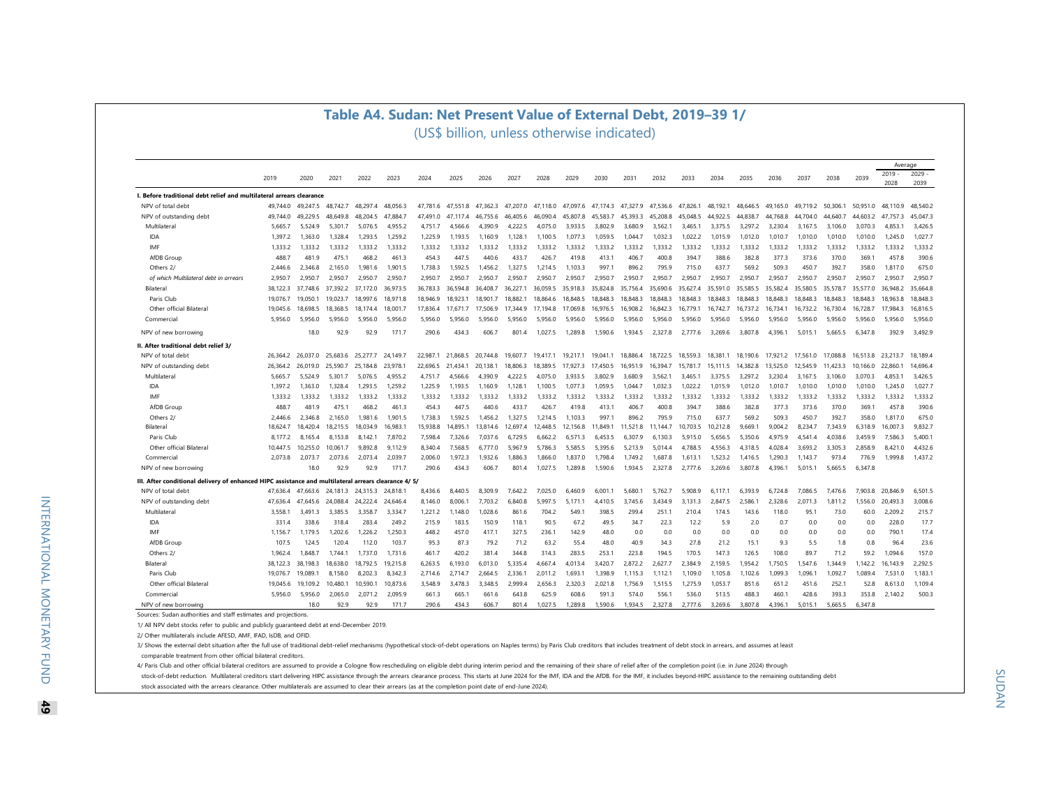# Table A4. Sudan: Net Present Value of External Debt, 2019–39 1/

(US$ billion, unless otherwise indicated)

| | 2019 | 2020 | 2021 | 2022 | 2023 | 2024 | 2025 | 2026 | 2027 | 2028 | 2029 | 2030 | 2031 | 2032 | 2033 | 2034 | 2035 | 2036 | 2037 | 2038 | 2039 | Average 2019 - 2028 | Average 2029 - 2039 |
|---|---|---|---|---|---|---|---|---|---|---|---|---|---|---|---|---|---|---|---|---|---|---|---|
| **I. Before traditional debt relief and multilateral arrears clearance** | | | | | | | | | | | | | | | | | | | | | | | |
| NPV of total debt | 49,744.0 | 49,247.5 | 48,742.7 | 48,297.4 | 48,056.3 | 47,781.6 | 47,551.8 | 47,362.3 | 47,207.0 | 47,118.0 | 47,097.6 | 47,174.3 | 47,327.9 | 47,536.6 | 47,826.1 | 48,192.1 | 48,646.5 | 49,165.0 | 49,719.2 | 50,306.1 | 50,951.0 | 48,110.9 | 48,540.2 |
| NPV of outstanding debt | 49,744.0 | 49,229.5 | 48,649.8 | 48,204.5 | 47,884.7 | 47,491.0 | 47,117.4 | 46,755.6 | 46,405.6 | 46,090.4 | 45,807.8 | 45,583.7 | 45,393.3 | 45,208.8 | 45,048.5 | 44,922.5 | 44,838.7 | 44,768.8 | 44,704.0 | 44,640.7 | 44,603.2 | 47,757.3 | 45,047.3 |
| Multilateral | 5,665.7 | 5,524.9 | 5,301.7 | 5,076.5 | 4,955.2 | 4,751.7 | 4,566.6 | 4,390.9 | 4,222.5 | 4,075.0 | 3,933.5 | 3,802.9 | 3,680.9 | 3,562.1 | 3,465.1 | 3,375.5 | 3,297.2 | 3,230.4 | 3,167.5 | 3,106.0 | 3,070.3 | 4,853.1 | 3,426.5 |
| IDA | 1,397.2 | 1,363.0 | 1,328.4 | 1,293.5 | 1,259.2 | 1,225.9 | 1,193.5 | 1,160.9 | 1,128.1 | 1,100.5 | 1,077.3 | 1,059.5 | 1,044.7 | 1,032.3 | 1,022.2 | 1,015.9 | 1,012.0 | 1,010.7 | 1,010.0 | 1,010.0 | 1,010.0 | 1,245.0 | 1,027.7 |
| IMF | 1,333.2 | 1,333.2 | 1,333.2 | 1,333.2 | 1,333.2 | 1,333.2 | 1,333.2 | 1,333.2 | 1,333.2 | 1,333.2 | 1,333.2 | 1,333.2 | 1,333.2 | 1,333.2 | 1,333.2 | 1,333.2 | 1,333.2 | 1,333.2 | 1,333.2 | 1,333.2 | 1,333.2 | 1,333.2 | 1,333.2 |
| AfDB Group | 488.7 | 481.9 | 475.1 | 468.2 | 461.3 | 454.3 | 447.5 | 440.6 | 433.7 | 426.7 | 419.8 | 413.1 | 406.7 | 400.8 | 394.7 | 388.6 | 382.8 | 377.3 | 373.6 | 370.0 | 369.1 | 457.8 | 390.6 |
| Others 2/ | 2,446.6 | 2,346.8 | 2,165.0 | 1,981.6 | 1,901.5 | 1,738.3 | 1,592.5 | 1,456.2 | 1,327.5 | 1,214.5 | 1,103.3 | 997.1 | 896.2 | 795.9 | 715.0 | 637.7 | 569.2 | 509.3 | 450.7 | 392.7 | 358.0 | 1,817.0 | 675.0 |
| *of which Multilateral debt in arrears* | 2,950.7 | 2,950.7 | 2,950.7 | 2,950.7 | 2,950.7 | 2,950.7 | 2,950.7 | 2,950.7 | 2,950.7 | 2,950.7 | 2,950.7 | 2,950.7 | 2,950.7 | 2,950.7 | 2,950.7 | 2,950.7 | 2,950.7 | 2,950.7 | 2,950.7 | 2,950.7 | 2,950.7 | 2,950.7 | 2,950.7 |
| Bilateral | 38,122.3 | 37,748.6 | 37,392.2 | 37,172.0 | 36,973.5 | 36,783.3 | 36,594.8 | 36,408.7 | 36,227.1 | 36,059.5 | 35,918.3 | 35,824.8 | 35,756.4 | 35,690.6 | 35,627.4 | 35,591.0 | 35,585.5 | 35,582.4 | 35,580.5 | 35,578.7 | 35,577.0 | 36,948.2 | 35,664.8 |
| Paris Club | 19,076.7 | 19,050.1 | 19,023.7 | 18,997.6 | 18,971.8 | 18,946.9 | 18,923.1 | 18,901.7 | 18,882.1 | 18,864.6 | 18,848.5 | 18,848.3 | 18,848.3 | 18,848.3 | 18,848.3 | 18,848.3 | 18,848.3 | 18,848.3 | 18,848.3 | 18,848.3 | 18,848.3 | 18,963.8 | 18,848.3 |
| Other official Bilateral | 19,045.6 | 18,698.5 | 18,368.5 | 18,174.4 | 18,001.7 | 17,836.4 | 17,671.7 | 17,506.9 | 17,344.9 | 17,194.8 | 17,069.8 | 16,976.5 | 16,908.2 | 16,842.3 | 16,779.1 | 16,742.7 | 16,737.2 | 16,734.1 | 16,732.2 | 16,730.4 | 16,728.7 | 17,984.3 | 16,816.5 |
| Commercial | 5,956.0 | 5,956.0 | 5,956.0 | 5,956.0 | 5,956.0 | 5,956.0 | 5,956.0 | 5,956.0 | 5,956.0 | 5,956.0 | 5,956.0 | 5,956.0 | 5,956.0 | 5,956.0 | 5,956.0 | 5,956.0 | 5,956.0 | 5,956.0 | 5,956.0 | 5,956.0 | 5,956.0 | 5,956.0 | 5,956.0 |
| NPV of new borrowing | | 18.0 | 92.9 | 92.9 | 171.7 | 290.6 | 434.3 | 606.7 | 801.4 | 1,027.5 | 1,289.8 | 1,590.6 | 1,934.5 | 2,327.8 | 2,777.6 | 3,269.6 | 3,807.8 | 4,396.1 | 5,015.1 | 5,665.5 | 6,347.8 | 392.9 | 3,492.9 |
| **II. After traditional debt relief 3/** | | | | | | | | | | | | | | | | | | | | | | | |
| NPV of total debt | 26,364.2 | 26,037.0 | 25,683.6 | 25,277.7 | 24,149.7 | 22,987.1 | 21,868.5 | 20,744.8 | 19,607.7 | 19,417.1 | 19,217.1 | 19,041.1 | 18,886.4 | 18,722.5 | 18,559.3 | 18,381.1 | 18,190.6 | 17,921.2 | 17,561.0 | 17,088.8 | 16,513.8 | 23,213.7 | 18,189.4 |
| NPV of outstanding debt | 26,364.2 | 26,019.0 | 25,590.7 | 25,184.8 | 23,978.1 | 22,696.5 | 21,434.1 | 20,138.1 | 18,806.3 | 18,389.5 | 17,927.3 | 17,450.5 | 16,951.9 | 16,394.7 | 15,781.7 | 15,111.5 | 14,382.8 | 13,525.0 | 12,545.9 | 11,423.3 | 10,166.0 | 22,860.1 | 14,696.4 |
| Multilateral | 5,665.7 | 5,524.9 | 5,301.7 | 5,076.5 | 4,955.2 | 4,751.7 | 4,566.6 | 4,390.9 | 4,222.5 | 4,075.0 | 3,933.5 | 3,802.9 | 3,680.9 | 3,562.1 | 3,465.1 | 3,375.5 | 3,297.2 | 3,230.4 | 3,167.5 | 3,106.0 | 3,070.3 | 4,853.1 | 3,426.5 |
| IDA | 1,397.2 | 1,363.0 | 1,328.4 | 1,293.5 | 1,259.2 | 1,225.9 | 1,193.5 | 1,160.9 | 1,128.1 | 1,100.5 | 1,077.3 | 1,059.5 | 1,044.7 | 1,032.3 | 1,022.2 | 1,015.9 | 1,012.0 | 1,010.7 | 1,010.0 | 1,010.0 | 1,010.0 | 1,245.0 | 1,027.7 |
| IMF | 1,333.2 | 1,333.2 | 1,333.2 | 1,333.2 | 1,333.2 | 1,333.2 | 1,333.2 | 1,333.2 | 1,333.2 | 1,333.2 | 1,333.2 | 1,333.2 | 1,333.2 | 1,333.2 | 1,333.2 | 1,333.2 | 1,333.2 | 1,333.2 | 1,333.2 | 1,333.2 | 1,333.2 | 1,333.2 | 1,333.2 |
| AfDB Group | 488.7 | 481.9 | 475.1 | 468.2 | 461.3 | 454.3 | 447.5 | 440.6 | 433.7 | 426.7 | 419.8 | 413.1 | 406.7 | 400.8 | 394.7 | 388.6 | 382.8 | 377.3 | 373.6 | 370.0 | 369.1 | 457.8 | 390.6 |
| Others 2/ | 2,446.6 | 2,346.8 | 2,165.0 | 1,981.6 | 1,901.5 | 1,738.3 | 1,592.5 | 1,456.2 | 1,327.5 | 1,214.5 | 1,103.3 | 997.1 | 896.2 | 795.9 | 715.0 | 637.7 | 569.2 | 509.3 | 450.7 | 392.7 | 358.0 | 1,817.0 | 675.0 |
| Bilateral | 18,624.7 | 18,420.4 | 18,215.5 | 18,034.9 | 16,983.1 | 15,938.8 | 14,895.1 | 13,814.6 | 12,697.4 | 12,448.5 | 12,156.8 | 11,849.1 | 11,521.8 | 11,144.7 | 10,703.5 | 10,212.8 | 9,669.1 | 9,004.2 | 8,234.7 | 7,343.9 | 6,318.9 | 16,007.3 | 9,832.7 |
| Paris Club | 8,177.2 | 8,165.4 | 8,153.8 | 8,142.1 | 7,870.2 | 7,598.4 | 7,326.6 | 7,037.6 | 6,729.5 | 6,662.2 | 6,571.3 | 6,453.5 | 6,307.9 | 6,130.3 | 5,915.0 | 5,656.5 | 5,350.6 | 4,975.9 | 4,541.4 | 4,038.6 | 3,459.9 | 7,586.3 | 5,400.1 |
| Other official Bilateral | 10,447.5 | 10,255.0 | 10,061.7 | 9,892.8 | 9,112.9 | 8,340.4 | 7,568.5 | 6,777.0 | 5,967.9 | 5,786.3 | 5,585.5 | 5,395.6 | 5,213.9 | 5,014.4 | 4,788.5 | 4,556.3 | 4,318.5 | 4,028.4 | 3,693.2 | 3,305.3 | 2,858.9 | 8,421.0 | 4,432.6 |
| Commercial | 2,073.8 | 2,073.7 | 2,073.6 | 2,073.4 | 2,039.7 | 2,006.0 | 1,972.3 | 1,932.6 | 1,886.3 | 1,866.0 | 1,837.0 | 1,798.4 | 1,749.2 | 1,687.8 | 1,613.1 | 1,523.2 | 1,416.5 | 1,290.3 | 1,143.7 | 973.4 | 776.9 | 1,999.8 | 1,437.2 |
| NPV of new borrowing | | 18.0 | 92.9 | 92.9 | 171.7 | 290.6 | 434.3 | 606.7 | 801.4 | 1,027.5 | 1,289.8 | 1,590.6 | 1,934.5 | 2,327.8 | 2,777.6 | 3,269.6 | 3,807.8 | 4,396.1 | 5,015.1 | 5,665.5 | 6,347.8 | | |
| **III. After conditional delivery of enhanced HIPC assistance and multilateral arrears clearance 4/ 5/** | | | | | | | | | | | | | | | | | | | | | | | |
| NPV of total debt | 47,636.4 | 47,663.6 | 24,181.3 | 24,315.3 | 24,818.1 | 8,436.6 | 8,440.5 | 8,309.9 | 7,642.2 | 7,025.0 | 6,460.9 | 6,001.1 | 5,680.1 | 5,762.7 | 5,908.9 | 6,117.1 | 6,393.9 | 6,724.8 | 7,086.5 | 7,476.6 | 7,903.8 | 20,846.9 | 6,501.5 |
| NPV of outstanding debt | 47,636.4 | 47,645.6 | 24,088.4 | 24,222.4 | 24,646.4 | 8,146.0 | 8,006.1 | 7,703.2 | 6,840.8 | 5,997.5 | 5,171.1 | 4,410.5 | 3,745.6 | 3,434.9 | 3,131.3 | 2,847.5 | 2,586.1 | 2,328.6 | 2,071.3 | 1,811.2 | 1,556.0 | 20,493.3 | 3,008.6 |
| Multilateral | 3,558.1 | 3,491.3 | 3,385.5 | 3,358.7 | 3,334.7 | 1,221.2 | 1,148.0 | 1,028.6 | 861.6 | 704.2 | 549.1 | 398.5 | 299.4 | 251.1 | 210.4 | 174.5 | 143.6 | 118.0 | 95.1 | 73.0 | 60.0 | 2,209.2 | 215.7 |
| IDA | 331.4 | 338.6 | 318.4 | 283.4 | 249.2 | 215.9 | 183.5 | 150.9 | 118.1 | 90.5 | 67.2 | 49.5 | 34.7 | 22.3 | 12.2 | 5.9 | 2.0 | 0.7 | 0.0 | 0.0 | 0.0 | 228.0 | 17.7 |
| IMF | 1,156.7 | 1,179.5 | 1,202.6 | 1,226.2 | 1,250.3 | 448.2 | 457.0 | 417.1 | 327.5 | 236.1 | 142.9 | 48.0 | 0.0 | 0.0 | 0.0 | 0.0 | 0.0 | 0.0 | 0.0 | 0.0 | 0.0 | 790.1 | 17.4 |
| AfDB Group | 107.5 | 124.5 | 120.4 | 112.0 | 103.7 | 95.3 | 87.3 | 79.2 | 71.2 | 63.2 | 55.4 | 48.0 | 40.9 | 34.3 | 27.8 | 21.2 | 15.1 | 9.3 | 5.5 | 1.8 | 0.8 | 96.4 | 23.6 |
| Others 2/ | 1,962.4 | 1,848.7 | 1,744.1 | 1,737.0 | 1,731.6 | 461.7 | 420.2 | 381.4 | 344.8 | 314.3 | 283.5 | 253.1 | 223.8 | 194.5 | 170.5 | 147.3 | 126.5 | 108.0 | 89.7 | 71.2 | 59.2 | 1,094.6 | 157.0 |
| Bilateral | 38,122.3 | 38,198.3 | 18,638.0 | 18,792.5 | 19,215.8 | 6,263.5 | 6,193.0 | 6,013.0 | 5,335.4 | 4,667.4 | 4,013.4 | 3,420.7 | 2,872.2 | 2,627.7 | 2,384.9 | 2,159.5 | 1,954.2 | 1,750.5 | 1,547.6 | 1,344.9 | 1,142.2 | 16,143.9 | 2,292.5 |
| Paris Club | 19,076.7 | 19,089.1 | 8,158.0 | 8,202.3 | 8,342.3 | 2,714.6 | 2,714.7 | 2,664.5 | 2,336.1 | 2,011.2 | 1,693.1 | 1,398.9 | 1,115.3 | 1,112.1 | 1,109.0 | 1,105.8 | 1,102.6 | 1,099.3 | 1,096.1 | 1,092.7 | 1,089.4 | 7,531.0 | 1,183.1 |
| Other official Bilateral | 19,045.6 | 19,109.2 | 10,480.1 | 10,590.1 | 10,873.6 | 3,548.9 | 3,478.3 | 3,348.5 | 2,999.4 | 2,656.3 | 2,320.3 | 2,021.8 | 1,756.9 | 1,515.5 | 1,275.9 | 1,053.7 | 851.6 | 651.2 | 451.6 | 252.1 | 52.8 | 8,613.0 | 1,109.4 |
| Commercial | 5,956.0 | 5,956.0 | 2,065.0 | 2,071.2 | 2,095.9 | 661.3 | 665.1 | 661.6 | 643.8 | 625.9 | 608.6 | 591.3 | 574.0 | 556.1 | 536.0 | 513.5 | 488.3 | 460.1 | 428.6 | 393.3 | 353.8 | 2,140.2 | 500.3 |
| NPV of new borrowing | | 18.0 | 92.9 | 92.9 | 171.7 | 290.6 | 434.3 | 606.7 | 801.4 | 1,027.5 | 1,289.8 | 1,590.6 | 1,934.5 | 2,327.8 | 2,777.6 | 3,269.6 | 3,807.8 | 4,396.1 | 5,015.1 | 5,665.5 | 6,347.8 | | |

Sources: Sudan authorities and staff estimates and projections.

1/ All NPV debt stocks refer to public and publicly guaranteed debt at end-December 2019.

2/ Other multilaterals include AFESD, AMF, IFAD, IsDB, and OFID.

3/ Shows the external debt situation after the full use of traditional debt-relief mechanisms (hypothetical stock-of-debt operations on Naples terms) by Paris Club creditors that includes treatment of debt stock in arrears, and assumes at least comparable treatment from other official bilateral creditors.

4/ Paris Club and other official bilateral creditors are assumed to provide a Cologne flow rescheduling on eligible debt during interim period and the remaining of their share of relief after of the completion point (i.e. in June 2024) through stock-of-debt reduction. Multilateral creditors start delivering HIPC assistance through the arrears clearance process. This starts at June 2024 for the IMF, IDA and the AfDB. For the IMF, it includes beyond-HIPC assistance to the remaining outstanding debt stock associated with the arrears clearance. Other multilaterals are assumed to clear their arrears (as at the completion point date of end-June 2024).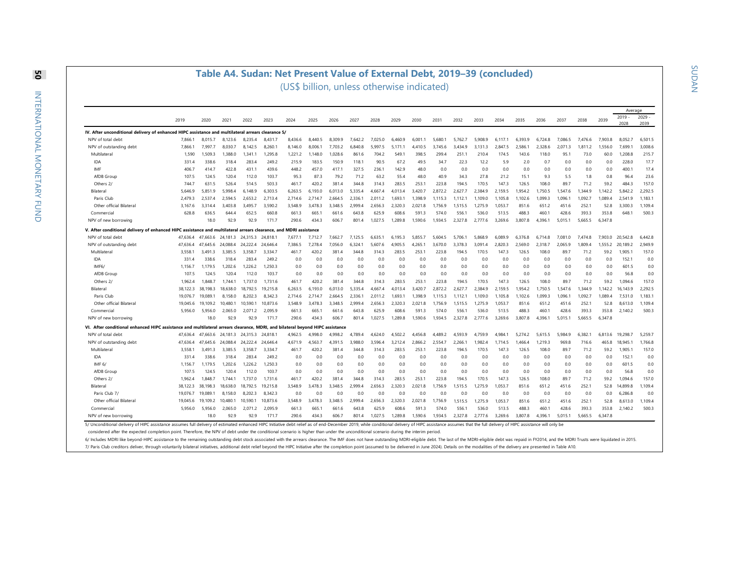## Table A4. Sudan: Net Present Value of External Debt, 2019–39 (concluded)

(US$ billion, unless otherwise indicated)

| | 2019 | 2020 | 2021 | 2022 | 2023 | 2024 | 2025 | 2026 | 2027 | 2028 | 2029 | 2030 | 2031 | 2032 | 2033 | 2034 | 2035 | 2036 | 2037 | 2038 | 2039 | Average 2019 - 2028 | Average 2029 - 2039 |
|---|---|---|---|---|---|---|---|---|---|---|---|---|---|---|---|---|---|---|---|---|---|---|---|
| **IV. After unconditional delivery of enhanced HIPC assistance and multilateral arrears clearance 5/** | | | | | | | | | | | | | | | | | | | | | | | |
| NPV of total debt | 7,866.1 | 8,015.7 | 8,123.6 | 8,235.4 | 8,431.7 | 8,436.6 | 8,440.5 | 8,309.9 | 7,642.2 | 7,025.0 | 6,460.9 | 6,001.1 | 5,680.1 | 5,762.7 | 5,908.9 | 6,117.1 | 6,393.9 | 6,724.8 | 7,086.5 | 7,476.6 | 7,903.8 | 8,052.7 | 6,501.5 |
| NPV of outstanding debt | 7,866.1 | 7,997.7 | 8,030.7 | 8,142.5 | 8,260.1 | 8,146.0 | 8,006.1 | 7,703.2 | 6,840.8 | 5,997.5 | 5,171.1 | 4,410.5 | 3,745.6 | 3,434.9 | 3,131.3 | 2,847.5 | 2,586.1 | 2,328.6 | 2,071.3 | 1,811.2 | 1,556.0 | 7,699.1 | 3,008.6 |
| Multilateral | 1,590 | 1,509.3 | 1,388.0 | 1,341.1 | 1,295.8 | 1,221.2 | 1,148.0 | 1,028.6 | 861.6 | 704.2 | 549.1 | 398.5 | 299.4 | 251.1 | 210.4 | 174.5 | 143.6 | 118.0 | 95.1 | 73.0 | 60.0 | 1,208.8 | 215.7 |
| IDA | 331.4 | 338.6 | 318.4 | 283.4 | 249.2 | 215.9 | 183.5 | 150.9 | 118.1 | 90.5 | 67.2 | 49.5 | 34.7 | 22.3 | 12.2 | 5.9 | 2.0 | 0.7 | 0.0 | 0.0 | 0.0 | 228.0 | 17.7 |
| IMF | 406.7 | 414.7 | 422.8 | 431.1 | 439.6 | 448.2 | 457.0 | 417.1 | 327.5 | 236.1 | 142.9 | 48.0 | 0.0 | 0.0 | 0.0 | 0.0 | 0.0 | 0.0 | 0.0 | 0.0 | 0.0 | 400.1 | 17.4 |
| AfDB Group | 107.5 | 124.5 | 120.4 | 112.0 | 103.7 | 95.3 | 87.3 | 79.2 | 71.2 | 63.2 | 55.4 | 48.0 | 40.9 | 34.3 | 27.8 | 21.2 | 15.1 | 9.3 | 5.5 | 1.8 | 0.8 | 96.4 | 23.6 |
| Others 2/ | 744.7 | 631.5 | 526.4 | 514.5 | 503.3 | 461.7 | 420.2 | 381.4 | 344.8 | 314.3 | 283.5 | 253.1 | 223.8 | 194.5 | 170.5 | 147.3 | 126.5 | 108.0 | 89.7 | 71.2 | 59.2 | 484.3 | 157.0 |
| Bilateral | 5,646.9 | 5,851.9 | 5,998.4 | 6,148.9 | 6,303.5 | 6,263.5 | 6,193.0 | 6,013.0 | 5,335.4 | 4,667.4 | 4,013.4 | 3,420.7 | 2,872.2 | 2,627.7 | 2,384.9 | 2,159.5 | 1,954.2 | 1,750.5 | 1,547.6 | 1,344.9 | 1,142.2 | 5,842.2 | 2,292.5 |
| Paris Club | 2,479.3 | 2,537.4 | 2,594.5 | 2,653.2 | 2,713.4 | 2,714.6 | 2,714.7 | 2,664.5 | 2,336.1 | 2,011.2 | 1,693.1 | 1,398.9 | 1,115.3 | 1,112.1 | 1,109.0 | 1,105.8 | 1,102.6 | 1,099.3 | 1,096.1 | 1,092.7 | 1,089.4 | 2,541.9 | 1,183.1 |
| Other official Bilateral | 3,167.6 | 3,314.4 | 3,403.8 | 3,495.7 | 3,590.2 | 3,548.9 | 3,478.3 | 3,348.5 | 2,999.4 | 2,656.3 | 2,320.3 | 2,021.8 | 1,756.9 | 1,515.5 | 1,275.9 | 1,053.7 | 851.6 | 651.2 | 451.6 | 252.1 | 52.8 | 3,300.3 | 1,109.4 |
| Commercial | 628.8 | 636.5 | 644.4 | 652.5 | 660.8 | 661.3 | 665.1 | 661.6 | 643.8 | 625.9 | 608.6 | 591.3 | 574.0 | 556.1 | 536.0 | 513.5 | 488.3 | 460.1 | 428.6 | 393.3 | 353.8 | 648.1 | 500.3 |
| NPV of new borrowing | | 18.0 | 92.9 | 92.9 | 171.7 | 290.6 | 434.3 | 606.7 | 801.4 | 1,027.5 | 1,289.8 | 1,590.6 | 1,934.5 | 2,327.8 | 2,777.6 | 3,269.6 | 3,807.8 | 4,396.1 | 5,015.1 | 5,665.5 | 6,347.8 | | |
| **V. After conditional delivery of enhanced HIPC assistance and multilateral arrears clearance, and MDRI assistance** | | | | | | | | | | | | | | | | | | | | | | | |
| NPV of total debt | 47,636.4 | 47,663.6 | 24,181.3 | 24,315.3 | 24,818.1 | 7,677.1 | 7,712.7 | 7,662.7 | 7,125.5 | 6,635.1 | 6,195.3 | 5,855.7 | 5,604.5 | 5,706.1 | 5,868.9 | 6,089.9 | 6,376.8 | 6,714.8 | 7,081.0 | 7,474.8 | 7,903.0 | 20,542.8 | 6,442.8 |
| NPV of outstanding debt | 47,636.4 | 47,645.6 | 24,088.4 | 24,222.4 | 24,646.4 | 7,386.5 | 7,278.4 | 7,056.0 | 6,324.1 | 5,607.6 | 4,905.5 | 4,265.1 | 3,670.0 | 3,378.3 | 3,091.4 | 2,820.3 | 2,569.0 | 2,318.7 | 2,065.9 | 1,809.4 | 1,555.2 | 20,189.2 | 2,949.9 |
| Multilateral | 3,558.1 | 3,491.3 | 3,385.5 | 3,358.7 | 3,334.7 | 461.7 | 420.2 | 381.4 | 344.8 | 314.3 | 283.5 | 253.1 | 223.8 | 194.5 | 170.5 | 147.3 | 126.5 | 108.0 | 89.7 | 71.2 | 59.2 | 1,905.1 | 157.0 |
| IDA | 331.4 | 338.6 | 318.4 | 283.4 | 249.2 | 0.0 | 0.0 | 0.0 | 0.0 | 0.0 | 0.0 | 0.0 | 0.0 | 0.0 | 0.0 | 0.0 | 0.0 | 0.0 | 0.0 | 0.0 | 0.0 | 152.1 | 0.0 |
| IMF6/ | 1,156.7 | 1,179.5 | 1,202.6 | 1,226.2 | 1,250.3 | 0.0 | 0.0 | 0.0 | 0.0 | 0.0 | 0.0 | 0.0 | 0.0 | 0.0 | 0.0 | 0.0 | 0.0 | 0.0 | 0.0 | 0.0 | 0.0 | 601.5 | 0.0 |
| AfDB Group | 107.5 | 124.5 | 120.4 | 112.0 | 103.7 | 0.0 | 0.0 | 0.0 | 0.0 | 0.0 | 0.0 | 0.0 | 0.0 | 0.0 | 0.0 | 0.0 | 0.0 | 0.0 | 0.0 | 0.0 | 0.0 | 56.8 | 0.0 |
| Others 2/ | 1,962.4 | 1,848.7 | 1,744.1 | 1,737.0 | 1,731.6 | 461.7 | 420.2 | 381.4 | 344.8 | 314.3 | 283.5 | 253.1 | 223.8 | 194.5 | 170.5 | 147.3 | 126.5 | 108.0 | 89.7 | 71.2 | 59.2 | 1,094.6 | 157.0 |
| Bilateral | 38,122.3 | 38,198.3 | 18,638.0 | 18,792.5 | 19,215.8 | 6,263.5 | 6,193.0 | 6,013.0 | 5,335.4 | 4,667.4 | 4,013.4 | 3,420.7 | 2,872.2 | 2,627.7 | 2,384.9 | 2,159.5 | 1,954.2 | 1,750.5 | 1,547.6 | 1,344.9 | 1,142.2 | 16,143.9 | 2,292.5 |
| Paris Club | 19,076.7 | 19,089.1 | 8,158.0 | 8,202.3 | 8,342.3 | 2,714.6 | 2,714.7 | 2,664.5 | 2,336.1 | 2,011.2 | 1,693.1 | 1,398.9 | 1,115.3 | 1,112.1 | 1,109.0 | 1,105.8 | 1,102.6 | 1,099.3 | 1,096.1 | 1,092.7 | 1,089.4 | 7,531.0 | 1,183.1 |
| Other official Bilateral | 19,045.6 | 19,109.2 | 10,480.1 | 10,590.1 | 10,873.6 | 3,548.9 | 3,478.3 | 3,348.5 | 2,999.4 | 2,656.3 | 2,320.3 | 2,021.8 | 1,756.9 | 1,515.5 | 1,275.9 | 1,053.7 | 851.6 | 651.2 | 451.6 | 252.1 | 52.8 | 8,613.0 | 1,109.4 |
| Commercial | 5,956.0 | 5,956.0 | 2,065.0 | 2,071.2 | 2,095.9 | 661.3 | 665.1 | 661.6 | 643.8 | 625.9 | 608.6 | 591.3 | 574.0 | 556.1 | 536.0 | 513.5 | 488.3 | 460.1 | 428.6 | 393.3 | 353.8 | 2,140.2 | 500.3 |
| NPV of new borrowing | | 18.0 | 92.9 | 92.9 | 171.7 | 290.6 | 434.3 | 606.7 | 801.4 | 1,027.5 | 1,289.8 | 1,590.6 | 1,934.5 | 2,327.8 | 2,777.6 | 3,269.6 | 3,807.8 | 4,396.1 | 5,015.1 | 5,665.5 | 6,347.8 | | |
| **VI. After conditional enhanced HIPC assistance and multilateral arrears clearance, MDRI, and bilateral beyond HIPC assistance** | | | | | | | | | | | | | | | | | | | | | | | |
| NPV of total debt | 47,636.4 | 47,663.6 | 24,181.3 | 24,315.3 | 24,818.1 | 4,962.5 | 4,998.0 | 4,998.2 | 4,789.4 | 4,624.0 | 4,502.2 | 4,456.8 | 4,489.2 | 4,593.9 | 4,759.9 | 4,984.1 | 5,274.2 | 5,615.5 | 5,984.9 | 6,382.1 | 6,813.6 | 19,298.7 | 5,259.7 |
| NPV of outstanding debt | 47,636.4 | 47,645.6 | 24,088.4 | 24,222.4 | 24,646.4 | 4,671.9 | 4,563.7 | 4,391.5 | 3,988.0 | 3,596.4 | 3,212.4 | 2,866.2 | 2,554.7 | 2,266.1 | 1,982.4 | 1,714.5 | 1,466.4 | 1,219.3 | 969.8 | 716.6 | 465.8 | 18,945.1 | 1,766.8 |
| Multilateral | 3,558.1 | 3,491.3 | 3,385.5 | 3,358.7 | 3,334.7 | 461.7 | 420.2 | 381.4 | 344.8 | 314.3 | 283.5 | 253.1 | 223.8 | 194.5 | 170.5 | 147.3 | 126.5 | 108.0 | 89.7 | 71.2 | 59.2 | 1,905.1 | 157.0 |
| IDA | 331.4 | 338.6 | 318.4 | 283.4 | 249.2 | 0.0 | 0.0 | 0.0 | 0.0 | 0.0 | 0.0 | 0.0 | 0.0 | 0.0 | 0.0 | 0.0 | 0.0 | 0.0 | 0.0 | 0.0 | 0.0 | 152.1 | 0.0 |
| IMF 6/ | 1,156.7 | 1,179.5 | 1,202.6 | 1,226.2 | 1,250.3 | 0.0 | 0.0 | 0.0 | 0.0 | 0.0 | 0.0 | 0.0 | 0.0 | 0.0 | 0.0 | 0.0 | 0.0 | 0.0 | 0.0 | 0.0 | 0.0 | 601.5 | 0.0 |
| AfDB Group | 107.5 | 124.5 | 120.4 | 112.0 | 103.7 | 0.0 | 0.0 | 0.0 | 0.0 | 0.0 | 0.0 | 0.0 | 0.0 | 0.0 | 0.0 | 0.0 | 0.0 | 0.0 | 0.0 | 0.0 | 0.0 | 56.8 | 0.0 |
| Others 2/ | 1,962.4 | 1,848.7 | 1,744.1 | 1,737.0 | 1,731.6 | 461.7 | 420.2 | 381.4 | 344.8 | 314.3 | 283.5 | 253.1 | 223.8 | 194.5 | 170.5 | 147.3 | 126.5 | 108.0 | 89.7 | 71.2 | 59.2 | 1,094.6 | 157.0 |
| Bilateral | 38,122.3 | 38,198.3 | 18,638.0 | 18,792.5 | 19,215.8 | 3,548.9 | 3,478.3 | 3,348.5 | 2,999.4 | 2,656.3 | 2,320.3 | 2,021.8 | 1,756.9 | 1,515.5 | 1,275.9 | 1,053.7 | 851.6 | 651.2 | 451.6 | 252.1 | 52.8 | 14,899.8 | 1,109.4 |
| Paris Club 7/ | 19,076.7 | 19,089.1 | 8,158.0 | 8,202.3 | 8,342.3 | 0.0 | 0.0 | 0.0 | 0.0 | 0.0 | 0.0 | 0.0 | 0.0 | 0.0 | 0.0 | 0.0 | 0.0 | 0.0 | 0.0 | 0.0 | 0.0 | 6,286.8 | 0.0 |
| Other official Bilateral | 19,045.6 | 19,109.2 | 10,480.1 | 10,590.1 | 10,873.6 | 3,548.9 | 3,478.3 | 3,348.5 | 2,999.4 | 2,656.3 | 2,320.3 | 2,021.8 | 1,756.9 | 1,515.5 | 1,275.9 | 1,053.7 | 851.6 | 651.2 | 451.6 | 252.1 | 52.8 | 8,613.0 | 1,109.4 |
| Commercial | 5,956.0 | 5,956.0 | 2,065.0 | 2,071.2 | 2,095.9 | 661.3 | 665.1 | 661.6 | 643.8 | 625.9 | 608.6 | 591.3 | 574.0 | 556.1 | 536.0 | 513.5 | 488.3 | 460.1 | 428.6 | 393.3 | 353.8 | 2,140.2 | 500.3 |
| NPV of new borrowing | | 18.0 | 92.9 | 92.9 | 171.7 | 290.6 | 434.3 | 606.7 | 801.4 | 1,027.5 | 1,289.8 | 1,590.6 | 1,934.5 | 2,327.8 | 2,777.6 | 3,269.6 | 3,807.8 | 4,396.1 | 5,015.1 | 5,665.5 | 6,347.8 | | |

5/ Unconditional delivery of HIPC assistance assumes full delivery of estimated enhanced HIPC Initiative debt relief as of end-December 2019, while conditional delivery of HIPC assistance assumes that the full delivery of HIPC assistance will only be considered after the expected completion point. Therefore, the NPV of debt under the conditional scenario is higher than under the unconditional scenario during the interim period.

6/ Includes MDRI like beyond-HIPC assistance to the remaining outstanding debt stock associated with the arrears clearance. The IMF does not have outstanding MDRI-eligible debt. The last of the MDRI-eligible debt was repaid in FY2014, and the MDRI Trusts were liquidated in 2015.

7/ Paris Club creditors deliver, through voluntarily bilateral initiatives, additional debt relief beyond the HIPC Initiative after the completion point (assumed to be delivered in June 2024). Details on the modalities of the delivery are presented in Table A10.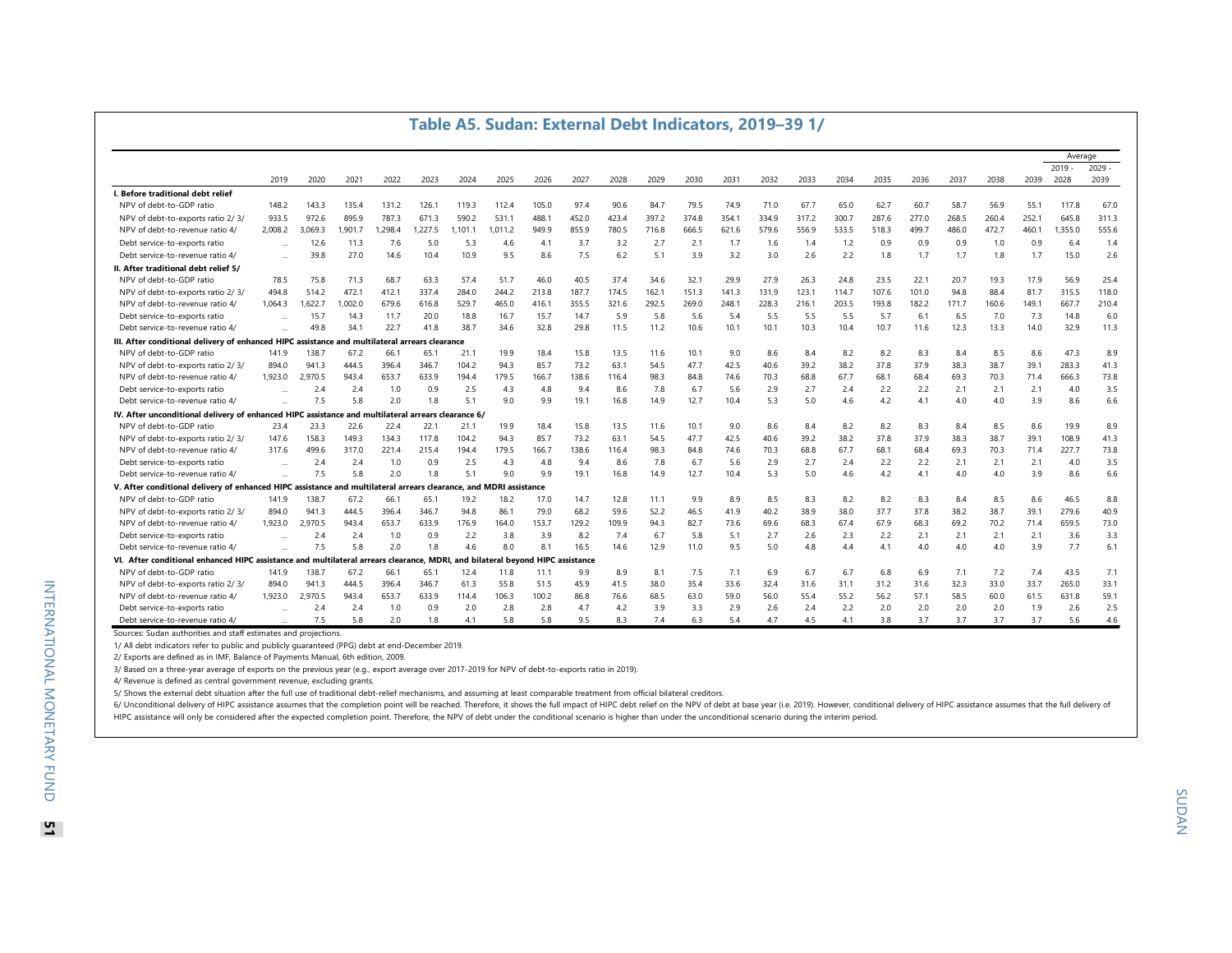# Table A5. Sudan: External Debt Indicators, 2019–39 1/

| | 2019 | 2020 | 2021 | 2022 | 2023 | 2024 | 2025 | 2026 | 2027 | 2028 | 2029 | 2030 | 2031 | 2032 | 2033 | 2034 | 2035 | 2036 | 2037 | 2038 | 2039 | Average 2019 - 2028 | Average 2029 - 2039 |
|---|---|---|---|---|---|---|---|---|---|---|---|---|---|---|---|---|---|---|---|---|---|---|---|
| **I. Before traditional debt relief** | | | | | | | | | | | | | | | | | | | | | | | |
| NPV of debt-to-GDP ratio | 148.2 | 143.3 | 135.4 | 131.2 | 126.1 | 119.3 | 112.4 | 105.0 | 97.4 | 90.6 | 84.7 | 79.5 | 74.9 | 71.0 | 67.7 | 65.0 | 62.7 | 60.7 | 58.7 | 56.9 | 55.1 | 117.8 | 67.0 |
| NPV of debt-to-exports ratio 2/ 3/ | 933.5 | 972.6 | 895.9 | 787.3 | 671.3 | 590.2 | 531.1 | 488.1 | 452.0 | 423.4 | 397.2 | 374.8 | 354.1 | 334.9 | 317.2 | 300.7 | 287.6 | 277.0 | 268.5 | 260.4 | 252.1 | 645.8 | 311.3 |
| NPV of debt-to-revenue ratio 4/ | 2,008.2 | 3,069.3 | 1,901.7 | 1,298.4 | 1,227.5 | 1,101.1 | 1,011.2 | 949.9 | 855.9 | 780.5 | 716.8 | 666.5 | 621.6 | 579.6 | 556.9 | 533.5 | 518.3 | 499.7 | 486.0 | 472.7 | 460.1 | 1,355.0 | 555.6 |
| Debt service-to-exports ratio | ... | 12.6 | 11.3 | 7.6 | 5.0 | 5.3 | 4.6 | 4.1 | 3.7 | 3.2 | 2.7 | 2.1 | 1.7 | 1.6 | 1.4 | 1.2 | 0.9 | 0.9 | 0.9 | 1.0 | 0.9 | 6.4 | 1.4 |
| Debt service-to-revenue ratio 4/ | ... | 39.8 | 27.0 | 14.6 | 10.4 | 10.9 | 9.5 | 8.6 | 7.5 | 6.2 | 5.1 | 3.9 | 3.2 | 3.0 | 2.6 | 2.2 | 1.8 | 1.7 | 1.7 | 1.8 | 1.7 | 15.0 | 2.6 |
| **II. After traditional debt relief 5/** | | | | | | | | | | | | | | | | | | | | | | | |
| NPV of debt-to-GDP ratio | 78.5 | 75.8 | 71.3 | 68.7 | 63.3 | 57.4 | 51.7 | 46.0 | 40.5 | 37.4 | 34.6 | 32.1 | 29.9 | 27.9 | 26.3 | 24.8 | 23.5 | 22.1 | 20.7 | 19.3 | 17.9 | 56.9 | 25.4 |
| NPV of debt-to-exports ratio 2/ 3/ | 494.8 | 514.2 | 472.1 | 412.1 | 337.4 | 284.0 | 244.2 | 213.8 | 187.7 | 174.5 | 162.1 | 151.3 | 141.3 | 131.9 | 123.1 | 114.7 | 107.6 | 101.0 | 94.8 | 88.4 | 81.7 | 315.5 | 118.0 |
| NPV of debt-to-revenue ratio 4/ | 1,064.3 | 1,622.7 | 1,002.0 | 679.6 | 616.8 | 529.7 | 465.0 | 416.1 | 355.5 | 321.6 | 292.5 | 269.0 | 248.1 | 228.3 | 216.1 | 203.5 | 193.8 | 182.2 | 171.7 | 160.6 | 149.1 | 667.7 | 210.4 |
| Debt service-to-exports ratio | ... | 15.7 | 14.3 | 11.7 | 20.0 | 18.8 | 16.7 | 15.7 | 14.7 | 5.9 | 5.8 | 5.6 | 5.4 | 5.5 | 5.5 | 5.5 | 5.7 | 6.1 | 6.5 | 7.0 | 7.3 | 14.8 | 6.0 |
| Debt service-to-revenue ratio 4/ | ... | 49.8 | 34.1 | 22.7 | 41.8 | 38.7 | 34.6 | 32.8 | 29.8 | 11.5 | 11.2 | 10.6 | 10.1 | 10.1 | 10.3 | 10.4 | 10.7 | 11.6 | 12.3 | 13.3 | 14.0 | 32.9 | 11.3 |
| **III. After conditional delivery of enhanced HIPC assistance and multilateral arrears clearance** | | | | | | | | | | | | | | | | | | | | | | | |
| NPV of debt-to-GDP ratio | 141.9 | 138.7 | 67.2 | 66.1 | 65.1 | 21.1 | 19.9 | 18.4 | 15.8 | 13.5 | 11.6 | 10.1 | 9.0 | 8.6 | 8.4 | 8.2 | 8.2 | 8.3 | 8.4 | 8.5 | 8.6 | 47.3 | 8.9 |
| NPV of debt-to-exports ratio 2/ 3/ | 894.0 | 941.3 | 444.5 | 396.4 | 346.7 | 104.2 | 94.3 | 85.7 | 73.2 | 63.1 | 54.5 | 47.7 | 42.5 | 40.6 | 39.2 | 38.2 | 37.8 | 37.9 | 38.3 | 38.7 | 39.1 | 283.3 | 41.3 |
| NPV of debt-to-revenue ratio 4/ | 1,923.0 | 2,970.5 | 943.4 | 653.7 | 633.9 | 194.4 | 179.5 | 166.7 | 138.6 | 116.4 | 98.3 | 84.8 | 74.6 | 70.3 | 68.8 | 67.7 | 68.1 | 68.4 | 69.3 | 70.3 | 71.4 | 666.3 | 73.8 |
| Debt service-to-exports ratio | ... | 2.4 | 2.4 | 1.0 | 0.9 | 2.5 | 4.3 | 4.8 | 9.4 | 8.6 | 7.8 | 6.7 | 5.6 | 2.9 | 2.7 | 2.4 | 2.2 | 2.2 | 2.1 | 2.1 | 2.1 | 4.0 | 3.5 |
| Debt service-to-revenue ratio 4/ | ... | 7.5 | 5.8 | 2.0 | 1.8 | 5.1 | 9.0 | 9.9 | 19.1 | 16.8 | 14.9 | 12.7 | 10.4 | 5.3 | 5.0 | 4.6 | 4.2 | 4.1 | 4.0 | 4.0 | 3.9 | 8.6 | 6.6 |
| **IV. After unconditional delivery of enhanced HIPC assistance and multilateral arrears clearance 6/** | | | | | | | | | | | | | | | | | | | | | | | |
| NPV of debt-to-GDP ratio | 23.4 | 23.3 | 22.6 | 22.4 | 22.1 | 21.1 | 19.9 | 18.4 | 15.8 | 13.5 | 11.6 | 10.1 | 9.0 | 8.6 | 8.4 | 8.2 | 8.2 | 8.3 | 8.4 | 8.5 | 8.6 | 19.9 | 8.9 |
| NPV of debt-to-exports ratio 2/ 3/ | 147.6 | 158.3 | 149.3 | 134.3 | 117.8 | 104.2 | 94.3 | 85.7 | 73.2 | 63.1 | 54.5 | 47.7 | 42.5 | 40.6 | 39.2 | 38.2 | 37.8 | 37.9 | 38.3 | 38.7 | 39.1 | 108.9 | 41.3 |
| NPV of debt-to-revenue ratio 4/ | 317.6 | 499.6 | 317.0 | 221.4 | 215.4 | 194.4 | 179.5 | 166.7 | 138.6 | 116.4 | 98.3 | 84.8 | 74.6 | 70.3 | 68.8 | 67.7 | 68.1 | 68.4 | 69.3 | 70.3 | 71.4 | 227.7 | 73.8 |
| Debt service-to-exports ratio | ... | 2.4 | 2.4 | 1.0 | 0.9 | 2.5 | 4.3 | 4.8 | 9.4 | 8.6 | 7.8 | 6.7 | 5.6 | 2.9 | 2.7 | 2.4 | 2.2 | 2.2 | 2.1 | 2.1 | 2.1 | 4.0 | 3.5 |
| Debt service-to-revenue ratio 4/ | ... | 7.5 | 5.8 | 2.0 | 1.8 | 5.1 | 9.0 | 9.9 | 19.1 | 16.8 | 14.9 | 12.7 | 10.4 | 5.3 | 5.0 | 4.6 | 4.2 | 4.1 | 4.0 | 4.0 | 3.9 | 8.6 | 6.6 |
| **V. After conditional delivery of enhanced HIPC assistance and multilateral arrears clearance, and MDRI assistance** | | | | | | | | | | | | | | | | | | | | | | | |
| NPV of debt-to-GDP ratio | 141.9 | 138.7 | 67.2 | 66.1 | 65.1 | 19.2 | 18.2 | 17.0 | 14.7 | 12.8 | 11.1 | 9.9 | 8.9 | 8.5 | 8.3 | 8.2 | 8.2 | 8.3 | 8.4 | 8.5 | 8.6 | 46.5 | 8.8 |
| NPV of debt-to-exports ratio 2/ 3/ | 894.0 | 941.3 | 444.5 | 396.4 | 346.7 | 94.8 | 86.1 | 79.0 | 68.2 | 59.6 | 52.2 | 46.5 | 41.9 | 40.2 | 38.9 | 38.0 | 37.7 | 37.8 | 38.2 | 38.7 | 39.1 | 279.6 | 40.9 |
| NPV of debt-to-revenue ratio 4/ | 1,923.0 | 2,970.5 | 943.4 | 653.7 | 633.9 | 176.9 | 164.0 | 153.7 | 129.2 | 109.9 | 94.3 | 82.7 | 73.6 | 69.6 | 68.3 | 67.4 | 67.9 | 68.3 | 69.2 | 70.2 | 71.4 | 659.5 | 73.0 |
| Debt service-to-exports ratio | ... | 2.4 | 2.4 | 1.0 | 0.9 | 2.2 | 3.8 | 3.9 | 8.2 | 7.4 | 6.7 | 5.8 | 5.1 | 2.7 | 2.6 | 2.3 | 2.2 | 2.1 | 2.1 | 2.1 | 2.1 | 3.6 | 3.3 |
| Debt service-to-revenue ratio 4/ | ... | 7.5 | 5.8 | 2.0 | 1.8 | 4.6 | 8.0 | 8.1 | 16.5 | 14.6 | 12.9 | 11.0 | 9.5 | 5.0 | 4.8 | 4.4 | 4.1 | 4.0 | 4.0 | 4.0 | 3.9 | 7.7 | 6.1 |
| **VI. After conditional enhanced HIPC assistance and multilateral arrears clearance, MDRI, and bilateral beyond HIPC assistance** | | | | | | | | | | | | | | | | | | | | | | | |
| NPV of debt-to-GDP ratio | 141.9 | 138.7 | 67.2 | 66.1 | 65.1 | 12.4 | 11.8 | 11.1 | 9.9 | 8.9 | 8.1 | 7.5 | 7.1 | 6.9 | 6.7 | 6.7 | 6.8 | 6.9 | 7.1 | 7.2 | 7.4 | 43.5 | 7.1 |
| NPV of debt-to-exports ratio 2/ 3/ | 894.0 | 941.3 | 444.5 | 396.4 | 346.7 | 61.3 | 55.8 | 51.5 | 45.9 | 41.5 | 38.0 | 35.4 | 33.6 | 32.4 | 31.6 | 31.1 | 31.2 | 31.6 | 32.3 | 33.0 | 33.7 | 265.0 | 33.1 |
| NPV of debt-to-revenue ratio 4/ | 1,923.0 | 2,970.5 | 943.4 | 653.7 | 633.9 | 114.4 | 106.3 | 100.2 | 86.8 | 76.6 | 68.5 | 63.0 | 59.0 | 56.0 | 55.4 | 55.2 | 56.2 | 57.1 | 58.5 | 60.0 | 61.5 | 631.8 | 59.1 |
| Debt service-to-exports ratio | ... | 2.4 | 2.4 | 1.0 | 0.9 | 2.0 | 2.8 | 2.8 | 4.7 | 4.2 | 3.9 | 3.3 | 2.9 | 2.6 | 2.4 | 2.2 | 2.0 | 2.0 | 2.0 | 2.0 | 1.9 | 2.6 | 2.5 |
| Debt service-to-revenue ratio 4/ | ... | 7.5 | 5.8 | 2.0 | 1.8 | 4.1 | 5.8 | 5.8 | 9.5 | 8.3 | 7.4 | 6.3 | 5.4 | 4.7 | 4.5 | 4.1 | 3.8 | 3.7 | 3.7 | 3.7 | 3.7 | 5.6 | 4.6 |

Sources: Sudan authorities and staff estimates and projections.

1/ All debt indicators refer to public and publicly guaranteed (PPG) debt at end-December 2019.

2/ Exports are defined as in IMF, Balance of Payments Manual, 6th edition, 2009.

3/ Based on a three-year average of exports on the previous year (e.g., export average over 2017-2019 for NPV of debt-to-exports ratio in 2019).

4/ Revenue is defined as central government revenue, excluding grants.

5/ Shows the external debt situation after the full use of traditional debt-relief mechanisms, and assuming at least comparable treatment from official bilateral creditors.

6/ Unconditional delivery of HIPC assistance assumes that the completion point will be reached. Therefore, it shows the full impact of HIPC debt relief on the NPV of debt at base year (i.e. 2019). However, conditional delivery of HIPC assistance assumes that the full delivery of HIPC assistance will only be considered after the expected completion point. Therefore, the NPV of debt under the conditional scenario is higher than under the unconditional scenario during the interim period.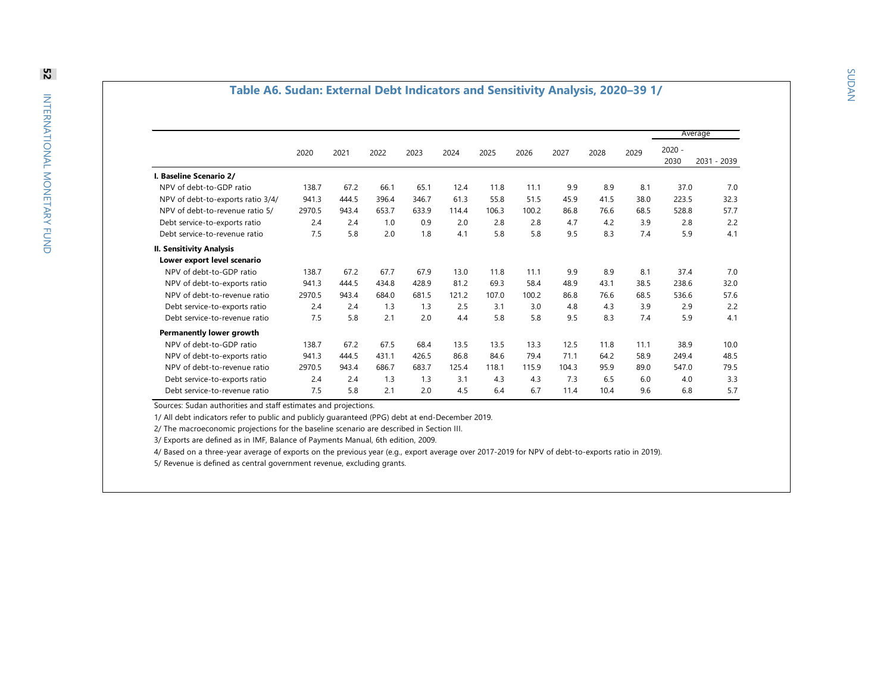## Table A6. Sudan: External Debt Indicators and Sensitivity Analysis, 2020–39 1/

| | 2020 | 2021 | 2022 | 2023 | 2024 | 2025 | 2026 | 2027 | 2028 | 2029 | Average 2020 - 2030 | Average 2031 - 2039 |
|---|---|---|---|---|---|---|---|---|---|---|---|---|
| **I. Baseline Scenario 2/** | | | | | | | | | | | | |
| NPV of debt-to-GDP ratio | 138.7 | 67.2 | 66.1 | 65.1 | 12.4 | 11.8 | 11.1 | 9.9 | 8.9 | 8.1 | 37.0 | 7.0 |
| NPV of debt-to-exports ratio 3/4/ | 941.3 | 444.5 | 396.4 | 346.7 | 61.3 | 55.8 | 51.5 | 45.9 | 41.5 | 38.0 | 223.5 | 32.3 |
| NPV of debt-to-revenue ratio 5/ | 2970.5 | 943.4 | 653.7 | 633.9 | 114.4 | 106.3 | 100.2 | 86.8 | 76.6 | 68.5 | 528.8 | 57.7 |
| Debt service-to-exports ratio | 2.4 | 2.4 | 1.0 | 0.9 | 2.0 | 2.8 | 2.8 | 4.7 | 4.2 | 3.9 | 2.8 | 2.2 |
| Debt service-to-revenue ratio | 7.5 | 5.8 | 2.0 | 1.8 | 4.1 | 5.8 | 5.8 | 9.5 | 8.3 | 7.4 | 5.9 | 4.1 |
| **II. Sensitivity Analysis** | | | | | | | | | | | | |
| **Lower export level scenario** | | | | | | | | | | | | |
| NPV of debt-to-GDP ratio | 138.7 | 67.2 | 67.7 | 67.9 | 13.0 | 11.8 | 11.1 | 9.9 | 8.9 | 8.1 | 37.4 | 7.0 |
| NPV of debt-to-exports ratio | 941.3 | 444.5 | 434.8 | 428.9 | 81.2 | 69.3 | 58.4 | 48.9 | 43.1 | 38.5 | 238.6 | 32.0 |
| NPV of debt-to-revenue ratio | 2970.5 | 943.4 | 684.0 | 681.5 | 121.2 | 107.0 | 100.2 | 86.8 | 76.6 | 68.5 | 536.6 | 57.6 |
| Debt service-to-exports ratio | 2.4 | 2.4 | 1.3 | 1.3 | 2.5 | 3.1 | 3.0 | 4.8 | 4.3 | 3.9 | 2.9 | 2.2 |
| Debt service-to-revenue ratio | 7.5 | 5.8 | 2.1 | 2.0 | 4.4 | 5.8 | 5.8 | 9.5 | 8.3 | 7.4 | 5.9 | 4.1 |
| **Permanently lower growth** | | | | | | | | | | | | |
| NPV of debt-to-GDP ratio | 138.7 | 67.2 | 67.5 | 68.4 | 13.5 | 13.5 | 13.3 | 12.5 | 11.8 | 11.1 | 38.9 | 10.0 |
| NPV of debt-to-exports ratio | 941.3 | 444.5 | 431.1 | 426.5 | 86.8 | 84.6 | 79.4 | 71.1 | 64.2 | 58.9 | 249.4 | 48.5 |
| NPV of debt-to-revenue ratio | 2970.5 | 943.4 | 686.7 | 683.7 | 125.4 | 118.1 | 115.9 | 104.3 | 95.9 | 89.0 | 547.0 | 79.5 |
| Debt service-to-exports ratio | 2.4 | 2.4 | 1.3 | 1.3 | 3.1 | 4.3 | 4.3 | 7.3 | 6.5 | 6.0 | 4.0 | 3.3 |
| Debt service-to-revenue ratio | 7.5 | 5.8 | 2.1 | 2.0 | 4.5 | 6.4 | 6.7 | 11.4 | 10.4 | 9.6 | 6.8 | 5.7 |

Sources: Sudan authorities and staff estimates and projections.

1/ All debt indicators refer to public and publicly guaranteed (PPG) debt at end-December 2019.

2/ The macroeconomic projections for the baseline scenario are described in Section III.

3/ Exports are defined as in IMF, Balance of Payments Manual, 6th edition, 2009.

4/ Based on a three-year average of exports on the previous year (e.g., export average over 2017-2019 for NPV of debt-to-exports ratio in 2019).

5/ Revenue is defined as central government revenue, excluding grants.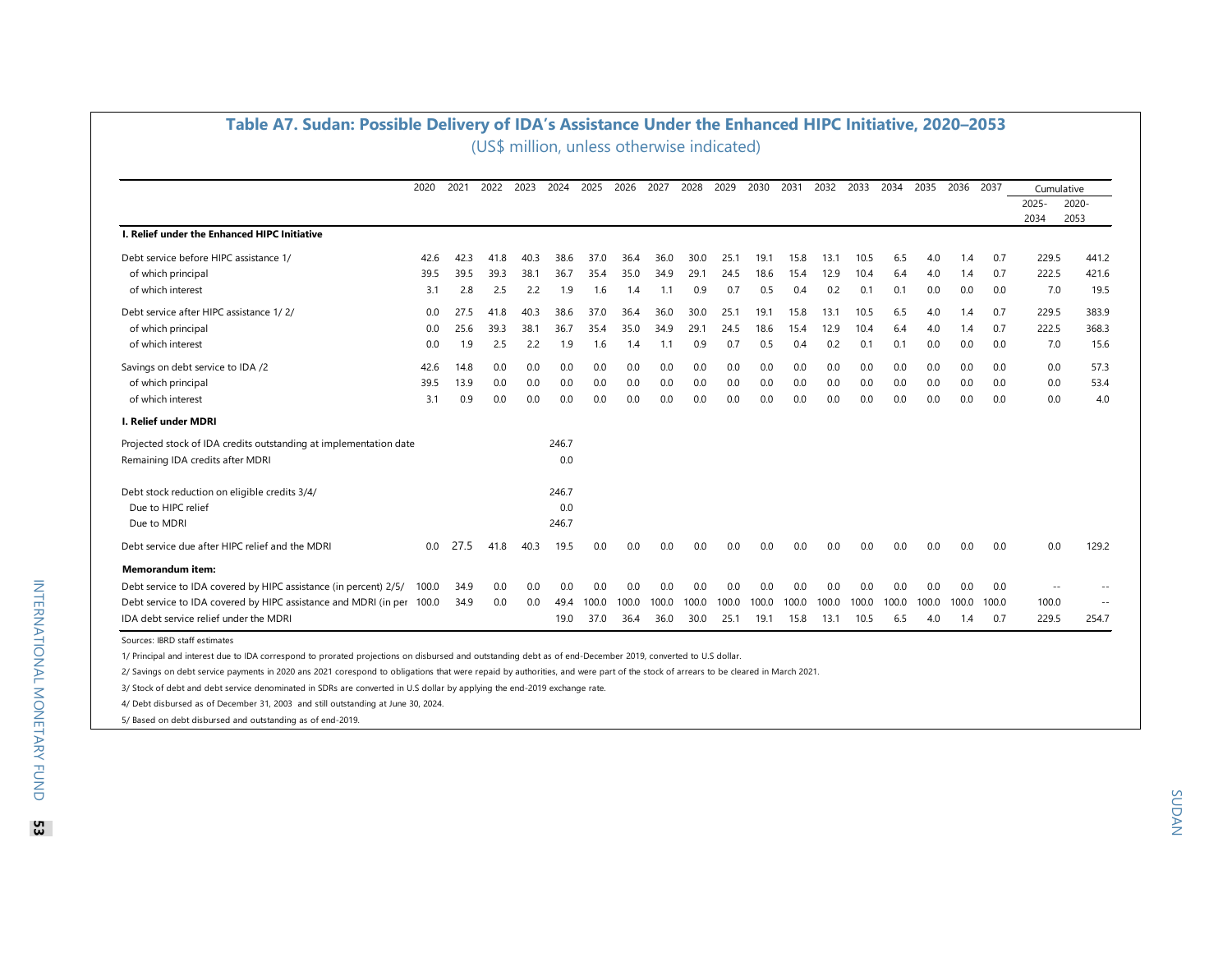## Table A7. Sudan: Possible Delivery of IDA's Assistance Under the Enhanced HIPC Initiative, 2020–2053

(US$ million, unless otherwise indicated)

| | 2020 | 2021 | 2022 | 2023 | 2024 | 2025 | 2026 | 2027 | 2028 | 2029 | 2030 | 2031 | 2032 | 2033 | 2034 | 2035 | 2036 | 2037 | Cumulative 2025-2034 | Cumulative 2020-2053 |
|---|---|---|---|---|---|---|---|---|---|---|---|---|---|---|---|---|---|---|---|---|
| **I. Relief under the Enhanced HIPC Initiative** | | | | | | | | | | | | | | | | | | | | |
| Debt service before HIPC assistance 1/ | 42.6 | 42.3 | 41.8 | 40.3 | 38.6 | 37.0 | 36.4 | 36.0 | 30.0 | 25.1 | 19.1 | 15.8 | 13.1 | 10.5 | 6.5 | 4.0 | 1.4 | 0.7 | 229.5 | 441.2 |
| of which principal | 39.5 | 39.5 | 39.3 | 38.1 | 36.7 | 35.4 | 35.0 | 34.9 | 29.1 | 24.5 | 18.6 | 15.4 | 12.9 | 10.4 | 6.4 | 4.0 | 1.4 | 0.7 | 222.5 | 421.6 |
| of which interest | 3.1 | 2.8 | 2.5 | 2.2 | 1.9 | 1.6 | 1.4 | 1.1 | 0.9 | 0.7 | 0.5 | 0.4 | 0.2 | 0.1 | 0.1 | 0.0 | 0.0 | 0.0 | 7.0 | 19.5 |
| Debt service after HIPC assistance 1/ 2/ | 0.0 | 27.5 | 41.8 | 40.3 | 38.6 | 37.0 | 36.4 | 36.0 | 30.0 | 25.1 | 19.1 | 15.8 | 13.1 | 10.5 | 6.5 | 4.0 | 1.4 | 0.7 | 229.5 | 383.9 |
| of which principal | 0.0 | 25.6 | 39.3 | 38.1 | 36.7 | 35.4 | 35.0 | 34.9 | 29.1 | 24.5 | 18.6 | 15.4 | 12.9 | 10.4 | 6.4 | 4.0 | 1.4 | 0.7 | 222.5 | 368.3 |
| of which interest | 0.0 | 1.9 | 2.5 | 2.2 | 1.9 | 1.6 | 1.4 | 1.1 | 0.9 | 0.7 | 0.5 | 0.4 | 0.2 | 0.1 | 0.1 | 0.0 | 0.0 | 0.0 | 7.0 | 15.6 |
| Savings on debt service to IDA /2 | 42.6 | 14.8 | 0.0 | 0.0 | 0.0 | 0.0 | 0.0 | 0.0 | 0.0 | 0.0 | 0.0 | 0.0 | 0.0 | 0.0 | 0.0 | 0.0 | 0.0 | 0.0 | 0.0 | 57.3 |
| of which principal | 39.5 | 13.9 | 0.0 | 0.0 | 0.0 | 0.0 | 0.0 | 0.0 | 0.0 | 0.0 | 0.0 | 0.0 | 0.0 | 0.0 | 0.0 | 0.0 | 0.0 | 0.0 | 0.0 | 53.4 |
| of which interest | 3.1 | 0.9 | 0.0 | 0.0 | 0.0 | 0.0 | 0.0 | 0.0 | 0.0 | 0.0 | 0.0 | 0.0 | 0.0 | 0.0 | 0.0 | 0.0 | 0.0 | 0.0 | 0.0 | 4.0 |
| **I. Relief under MDRI** | | | | | | | | | | | | | | | | | | | | |
| Projected stock of IDA credits outstanding at implementation date | | | | | 246.7 | | | | | | | | | | | | | | | |
| Remaining IDA credits after MDRI | | | | | 0.0 | | | | | | | | | | | | | | | |
| Debt stock reduction on eligible credits 3/4/ | | | | | 246.7 | | | | | | | | | | | | | | | |
| Due to HIPC relief | | | | | 0.0 | | | | | | | | | | | | | | | |
| Due to MDRI | | | | | 246.7 | | | | | | | | | | | | | | | |
| Debt service due after HIPC relief and the MDRI | 0.0 | 27.5 | 41.8 | 40.3 | 19.5 | 0.0 | 0.0 | 0.0 | 0.0 | 0.0 | 0.0 | 0.0 | 0.0 | 0.0 | 0.0 | 0.0 | 0.0 | 0.0 | 0.0 | 129.2 |
| **Memorandum item:** | | | | | | | | | | | | | | | | | | | | |
| Debt service to IDA covered by HIPC assistance (in percent) 2/5/ | 100.0 | 34.9 | 0.0 | 0.0 | 0.0 | 0.0 | 0.0 | 0.0 | 0.0 | 0.0 | 0.0 | 0.0 | 0.0 | 0.0 | 0.0 | 0.0 | 0.0 | 0.0 | -- | -- |
| Debt service to IDA covered by HIPC assistance and MDRI (in per | 100.0 | 34.9 | 0.0 | 0.0 | 49.4 | 100.0 | 100.0 | 100.0 | 100.0 | 100.0 | 100.0 | 100.0 | 100.0 | 100.0 | 100.0 | 100.0 | 100.0 | 100.0 | 100.0 | -- |
| IDA debt service relief under the MDRI | | | | | 19.0 | 37.0 | 36.4 | 36.0 | 30.0 | 25.1 | 19.1 | 15.8 | 13.1 | 10.5 | 6.5 | 4.0 | 1.4 | 0.7 | 229.5 | 254.7 |

Sources: IBRD staff estimates

1/ Principal and interest due to IDA correspond to prorated projections on disbursed and outstanding debt as of end-December 2019, converted to U.S dollar.

2/ Savings on debt service payments in 2020 ans 2021 corespond to obligations that were repaid by authorities, and were part of the stock of arrears to be cleared in March 2021.

3/ Stock of debt and debt service denominated in SDRs are converted in U.S dollar by applying the end-2019 exchange rate.

4/ Debt disbursed as of December 31, 2003 and still outstanding at June 30, 2024.

5/ Based on debt disbursed and outstanding as of end-2019.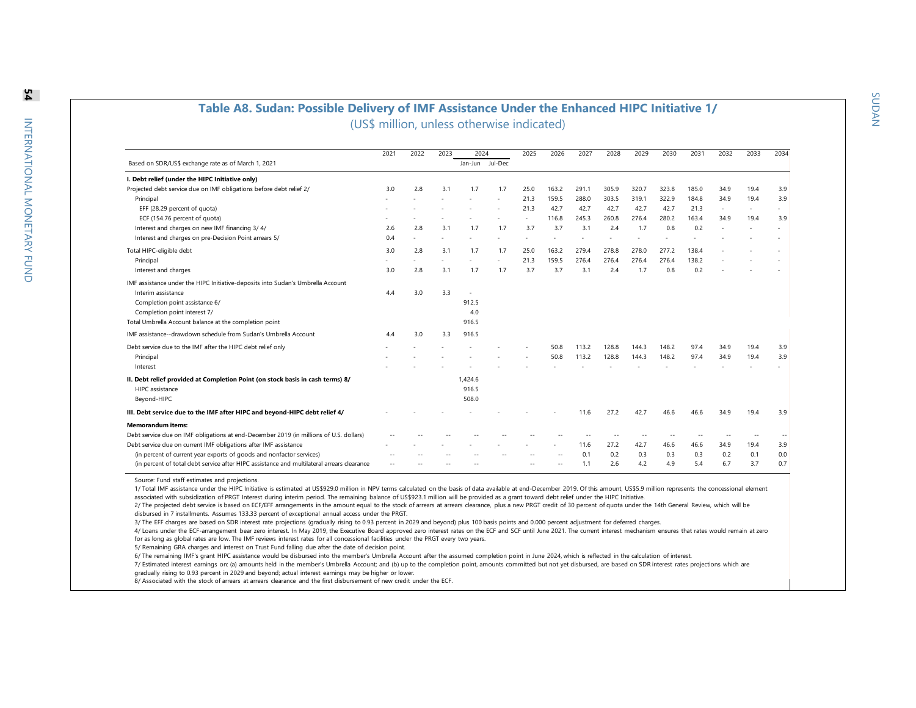## Table A8. Sudan: Possible Delivery of IMF Assistance Under the Enhanced HIPC Initiative 1/

(US$ million, unless otherwise indicated)

| | 2021 | 2022 | 2023 | 2024 | | 2025 | 2026 | 2027 | 2028 | 2029 | 2030 | 2031 | 2032 | 2033 | 2034 |
|---|---|---|---|---|---|---|---|---|---|---|---|---|---|---|---|
| Based on SDR/US$ exchange rate as of March 1, 2021 | | | | Jan-Jun | Jul-Dec | | | | | | | | | | |
| **I. Debt relief (under the HIPC Initiative only)** | | | | | | | | | | | | | | | |
| Projected debt service due on IMF obligations before debt relief 2/ | 3.0 | 2.8 | 3.1 | 1.7 | 1.7 | 25.0 | 163.2 | 291.1 | 305.9 | 320.7 | 323.8 | 185.0 | 34.9 | 19.4 | 3.9 |
| Principal | - | - | - | - | - | 21.3 | 159.5 | 288.0 | 303.5 | 319.1 | 322.9 | 184.8 | 34.9 | 19.4 | 3.9 |
| EFF (28.29 percent of quota) | - | - | - | - | - | 21.3 | 42.7 | 42.7 | 42.7 | 42.7 | 42.7 | 21.3 | - | - | - |
| ECF (154.76 percent of quota) | - | - | - | - | - | - | 116.8 | 245.3 | 260.8 | 276.4 | 280.2 | 163.4 | 34.9 | 19.4 | 3.9 |
| Interest and charges on new IMF financing 3/ 4/ | 2.6 | 2.8 | 3.1 | 1.7 | 1.7 | 3.7 | 3.7 | 3.1 | 2.4 | 1.7 | 0.8 | 0.2 | - | - | - |
| Interest and charges on pre-Decision Point arrears 5/ | 0.4 | - | - | - | - | - | - | - | - | - | - | - | - | - | - |
| Total HIPC-eligible debt | 3.0 | 2.8 | 3.1 | 1.7 | 1.7 | 25.0 | 163.2 | 279.4 | 278.8 | 278.0 | 277.2 | 138.4 | - | - | - |
| Principal | - | - | - | - | - | 21.3 | 159.5 | 276.4 | 276.4 | 276.4 | 276.4 | 138.2 | - | - | - |
| Interest and charges | 3.0 | 2.8 | 3.1 | 1.7 | 1.7 | 3.7 | 3.7 | 3.1 | 2.4 | 1.7 | 0.8 | 0.2 | - | - | - |
| IMF assistance under the HIPC Initiative-deposits into Sudan's Umbrella Account | | | | | | | | | | | | | | | |
| Interim assistance | 4.4 | 3.0 | 3.3 | - | | | | | | | | | | | |
| Completion point assistance 6/ | | | | 912.5 | | | | | | | | | | | |
| Completion point interest 7/ | | | | 4.0 | | | | | | | | | | | |
| Total Umbrella Account balance at the completion point | | | | 916.5 | | | | | | | | | | | |
| IMF assistance--drawdown schedule from Sudan's Umbrella Account | 4.4 | 3.0 | 3.3 | 916.5 | | | | | | | | | | | |
| Debt service due to the IMF after the HIPC debt relief only | - | - | - | - | - | - | 50.8 | 113.2 | 128.8 | 144.3 | 148.2 | 97.4 | 34.9 | 19.4 | 3.9 |
| Principal | - | - | - | - | - | - | 50.8 | 113.2 | 128.8 | 144.3 | 148.2 | 97.4 | 34.9 | 19.4 | 3.9 |
| Interest | - | - | - | - | - | - | - | - | - | - | - | - | - | - | - |
| **II. Debt relief provided at Completion Point (on stock basis in cash terms) 8/** | | | | 1,424.6 | | | | | | | | | | | |
| HIPC assistance | | | | 916.5 | | | | | | | | | | | |
| Beyond-HIPC | | | | 508.0 | | | | | | | | | | | |
| **III. Debt service due to the IMF after HIPC and beyond-HIPC debt relief 4/** | - | - | - | - | - | - | - | 11.6 | 27.2 | 42.7 | 46.6 | 46.6 | 34.9 | 19.4 | 3.9 |
| **Memorandum items:** | | | | | | | | | | | | | | | |
| Debt service due on IMF obligations at end-December 2019 (in millions of U.S. dollars) | -- | -- | -- | -- | -- | -- | -- | -- | -- | -- | -- | -- | -- | -- | -- |
| Debt service due on current IMF obligations after IMF assistance | - | - | - | - | - | - | - | 11.6 | 27.2 | 42.7 | 46.6 | 46.6 | 34.9 | 19.4 | 3.9 |
| (in percent of current year exports of goods and nonfactor services) | -- | -- | -- | -- | -- | -- | -- | 0.1 | 0.2 | 0.3 | 0.3 | 0.3 | 0.2 | 0.1 | 0.0 |
| (in percent of total debt service after HIPC assistance and multilateral arrears clearance | -- | -- | -- | -- | | -- | -- | 1.1 | 2.6 | 4.2 | 4.9 | 5.4 | 6.7 | 3.7 | 0.7 |

Source: Fund staff estimates and projections.

1/ Total IMF assistance under the HIPC Initiative is estimated at US$929.0 million in NPV terms calculated on the basis of data available at end-December 2019. Of this amount, US$5.9 million represents the concessional element associated with subsidization of PRGT Interest during interim period. The remaining balance of US$923.1 million will be provided as a grant toward debt relief under the HIPC Initiative.

2/ The projected debt service is based on ECF/EFF arrangements in the amount equal to the stock of arrears at arrears clearance, plus a new PRGT credit of 30 percent of quota under the 14th General Review, which will be disbursed in 7 installments. Assumes 133.33 percent of exceptional annual access under the PRGT.

3/ The EFF charges are based on SDR interest rate projections (gradually rising to 0.93 percent in 2029 and beyond) plus 100 basis points and 0.000 percent adjustment for deferred charges.

4/ Loans under the ECF-arrangement bear zero interest. In May 2019, the Executive Board approved zero interest rates on the ECF and SCF until June 2021. The current interest mechanism ensures that rates would remain at zero for as long as global rates are low. The IMF reviews interest rates for all concessional facilities under the PRGT every two years.

5/ Remaining GRA charges and interest on Trust Fund falling due after the date of decision point.

6/ The remaining IMF's grant HIPC assistance would be disbursed into the member's Umbrella Account after the assumed completion point in June 2024, which is reflected in the calculation of interest.

7/ Estimated interest earnings on: (a) amounts held in the member's Umbrella Account; and (b) up to the completion point, amounts committed but not yet disbursed, are based on SDR interest rates projections which are gradually rising to 0.93 percent in 2029 and beyond; actual interest earnings may be higher or lower.

8/ Associated with the stock of arrears at arrears clearance and the first disbursement of new credit under the ECF.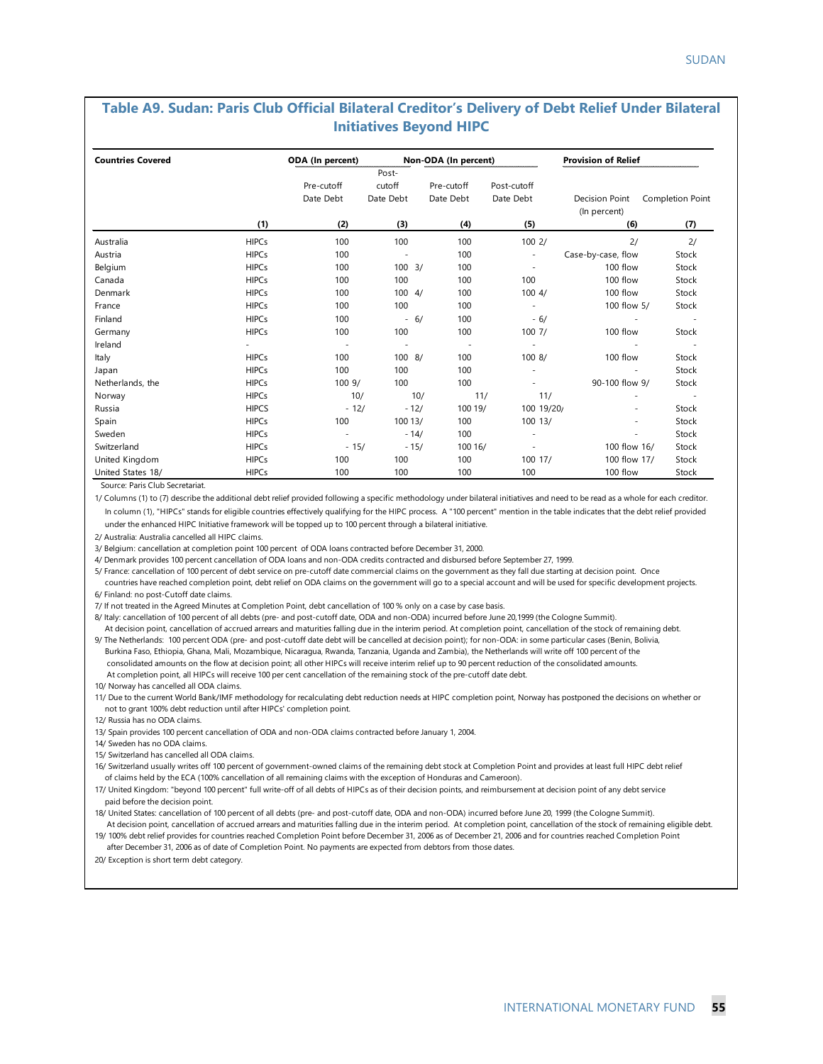## Table A9. Sudan: Paris Club Official Bilateral Creditor's Delivery of Debt Relief Under Bilateral Initiatives Beyond HIPC

| Countries Covered | | ODA (In percent) | | Non-ODA (In percent) | | Provision of Relief | |
|---|---|---|---|---|---|---|---|
| | | Pre-cutoff Date Debt | Post-cutoff Date Debt | Pre-cutoff Date Debt | Post-cutoff Date Debt | Decision Point (In percent) | Completion Point |
| | (1) | (2) | (3) | (4) | (5) | (6) | (7) |
| Australia | HIPCs | 100 | 100 | 100 | 100 2/ | 2/ | 2/ |
| Austria | HIPCs | 100 | - | 100 | - | Case-by-case, flow | Stock |
| Belgium | HIPCs | 100 | 100 3/ | 100 | - | 100 flow | Stock |
| Canada | HIPCs | 100 | 100 | 100 | 100 | 100 flow | Stock |
| Denmark | HIPCs | 100 | 100 4/ | 100 | 100 4/ | 100 flow | Stock |
| France | HIPCs | 100 | 100 | 100 | - | 100 flow 5/ | Stock |
| Finland | HIPCs | 100 | - 6/ | 100 | - 6/ | - | - |
| Germany | HIPCs | 100 | 100 | 100 | 100 7/ | 100 flow | Stock |
| Ireland | - | - | - | - | - | - | - |
| Italy | HIPCs | 100 | 100 8/ | 100 | 100 8/ | 100 flow | Stock |
| Japan | HIPCs | 100 | 100 | 100 | - | - | Stock |
| Netherlands, the | HIPCs | 100 9/ | 100 | 100 | - | 90-100 flow 9/ | Stock |
| Norway | HIPCs | 10/ | 10/ | 11/ | 11/ | - | - |
| Russia | HIPCS | - 12/ | - 12/ | 100 19/ | 100 19/20/ | - | Stock |
| Spain | HIPCs | 100 | 100 13/ | 100 | 100 13/ | - | Stock |
| Sweden | HIPCs | - | - 14/ | 100 | - | - | Stock |
| Switzerland | HIPCs | - 15/ | - 15/ | 100 16/ | - | 100 flow 16/ | Stock |
| United Kingdom | HIPCs | 100 | 100 | 100 | 100 17/ | 100 flow 17/ | Stock |
| United States 18/ | HIPCs | 100 | 100 | 100 | 100 | 100 flow | Stock |

Source: Paris Club Secretariat.

1/ Columns (1) to (7) describe the additional debt relief provided following a specific methodology under bilateral initiatives and need to be read as a whole for each creditor. In column (1), "HIPCs" stands for eligible countries effectively qualifying for the HIPC process. A "100 percent" mention in the table indicates that the debt relief provided under the enhanced HIPC Initiative framework will be topped up to 100 percent through a bilateral initiative.

2/ Australia: Australia cancelled all HIPC claims.

3/ Belgium: cancellation at completion point 100 percent of ODA loans contracted before December 31, 2000.

4/ Denmark provides 100 percent cancellation of ODA loans and non-ODA credits contracted and disbursed before September 27, 1999.

5/ France: cancellation of 100 percent of debt service on pre-cutoff date commercial claims on the government as they fall due starting at decision point. Once countries have reached completion point, debt relief on ODA claims on the government will go to a special account and will be used for specific development projects.

6/ Finland: no post-Cutoff date claims.

7/ If not treated in the Agreed Minutes at Completion Point, debt cancellation of 100 % only on a case by case basis.

8/ Italy: cancellation of 100 percent of all debts (pre- and post-cutoff date, ODA and non-ODA) incurred before June 20,1999 (the Cologne Summit). At decision point, cancellation of accrued arrears and maturities falling due in the interim period. At completion point, cancellation of the stock of remaining debt.

9/ The Netherlands: 100 percent ODA (pre- and post-cutoff date debt will be cancelled at decision point); for non-ODA: in some particular cases (Benin, Bolivia, Burkina Faso, Ethiopia, Ghana, Mali, Mozambique, Nicaragua, Rwanda, Tanzania, Uganda and Zambia), the Netherlands will write off 100 percent of the consolidated amounts on the flow at decision point; all other HIPCs will receive interim relief up to 90 percent reduction of the consolidated amounts. At completion point, all HIPCs will receive 100 per cent cancellation of the remaining stock of the pre-cutoff date debt.

10/ Norway has cancelled all ODA claims.

11/ Due to the current World Bank/IMF methodology for recalculating debt reduction needs at HIPC completion point, Norway has postponed the decisions on whether or not to grant 100% debt reduction until after HIPCs' completion point.

12/ Russia has no ODA claims.

13/ Spain provides 100 percent cancellation of ODA and non-ODA claims contracted before January 1, 2004.

14/ Sweden has no ODA claims.

15/ Switzerland has cancelled all ODA claims.

16/ Switzerland usually writes off 100 percent of government-owned claims of the remaining debt stock at Completion Point and provides at least full HIPC debt relief of claims held by the ECA (100% cancellation of all remaining claims with the exception of Honduras and Cameroon).

17/ United Kingdom: "beyond 100 percent" full write-off of all debts of HIPCs as of their decision points, and reimbursement at decision point of any debt service paid before the decision point.

18/ United States: cancellation of 100 percent of all debts (pre- and post-cutoff date, ODA and non-ODA) incurred before June 20, 1999 (the Cologne Summit). At decision point, cancellation of accrued arrears and maturities falling due in the interim period. At completion point, cancellation of the stock of remaining eligible debt.

19/ 100% debt relief provides for countries reached Completion Point before December 31, 2006 as of December 21, 2006 and for countries reached Completion Point after December 31, 2006 as of date of Completion Point. No payments are expected from debtors from those dates.

20/ Exception is short term debt category.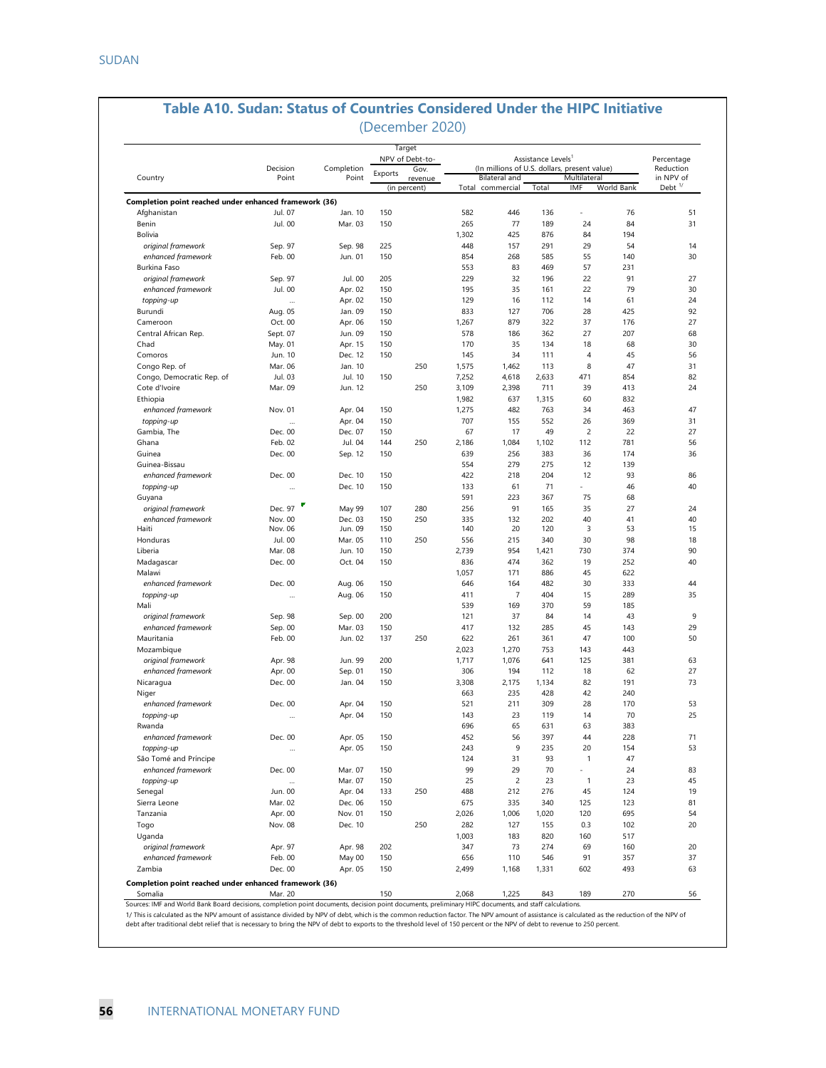## Table A10. Sudan: Status of Countries Considered Under the HIPC Initiative

(December 2020)

| Country | Decision Point | Completion Point | Target NPV of Debt-to- Exports | Gov. revenue | Assistance Levels[1] (In millions of U.S. dollars, present value) Total | Bilateral and commercial | Multilateral Total | IMF | World Bank | Percentage Reduction in NPV of Debt [1/] |
|---|---|---|---|---|---|---|---|---|---|---|
| | | | (in percent) | | | | | | | |
| **Completion point reached under enhanced framework (36)** | | | | | | | | | | |
| Afghanistan | Jul. 07 | Jan. 10 | 150 | | 582 | 446 | 136 | - | 76 | 51 |
| Benin | Jul. 00 | Mar. 03 | 150 | | 265 | 77 | 189 | 24 | 84 | 31 |
| Bolivia | | | | | 1,302 | 425 | 876 | 84 | 194 | |
| *original framework* | Sep. 97 | Sep. 98 | 225 | | 448 | 157 | 291 | 29 | 54 | 14 |
| *enhanced framework* | Feb. 00 | Jun. 01 | 150 | | 854 | 268 | 585 | 55 | 140 | 30 |
| Burkina Faso | | | | | 553 | 83 | 469 | 57 | 231 | |
| *original framework* | Sep. 97 | Jul. 00 | 205 | | 229 | 32 | 196 | 22 | 91 | 27 |
| *enhanced framework* | Jul. 00 | Apr. 02 | 150 | | 195 | 35 | 161 | 22 | 79 | 30 |
| *topping-up* | ... | Apr. 02 | 150 | | 129 | 16 | 112 | 14 | 61 | 24 |
| Burundi | Aug. 05 | Jan. 09 | 150 | | 833 | 127 | 706 | 28 | 425 | 92 |
| Cameroon | Oct. 00 | Apr. 06 | 150 | | 1,267 | 879 | 322 | 37 | 176 | 27 |
| Central African Rep. | Sept. 07 | Jun. 09 | 150 | | 578 | 186 | 362 | 27 | 207 | 68 |
| Chad | May. 01 | Apr. 15 | 150 | | 170 | 35 | 134 | 18 | 68 | 30 |
| Comoros | Jun. 10 | Dec. 12 | 150 | | 145 | 34 | 111 | 4 | 45 | 56 |
| Congo Rep. of | Mar. 06 | Jan. 10 | | 250 | 1,575 | 1,462 | 113 | 8 | 47 | 31 |
| Congo, Democratic Rep. of | Jul. 03 | Jul. 10 | 150 | | 7,252 | 4,618 | 2,633 | 471 | 854 | 82 |
| Cote d'Ivoire | Mar. 09 | Jun. 12 | | 250 | 3,109 | 2,398 | 711 | 39 | 413 | 24 |
| Ethiopia | | | | | 1,982 | 637 | 1,315 | 60 | 832 | |
| *enhanced framework* | Nov. 01 | Apr. 04 | 150 | | 1,275 | 482 | 763 | 34 | 463 | 47 |
| *topping-up* | ... | Apr. 04 | 150 | | 707 | 155 | 552 | 26 | 369 | 31 |
| Gambia, The | Dec. 00 | Dec. 07 | 150 | | 67 | 17 | 49 | 2 | 22 | 27 |
| Ghana | Feb. 02 | Jul. 04 | 144 | 250 | 2,186 | 1,084 | 1,102 | 112 | 781 | 56 |
| Guinea | Dec. 00 | Sep. 12 | 150 | | 639 | 256 | 383 | 36 | 174 | 36 |
| Guinea-Bissau | | | | | 554 | 279 | 275 | 12 | 139 | |
| *enhanced framework* | Dec. 00 | Dec. 10 | 150 | | 422 | 218 | 204 | 12 | 93 | 86 |
| *topping-up* | ... | Dec. 10 | 150 | | 133 | 61 | 71 | - | 46 | 40 |
| Guyana | | | | | 591 | 223 | 367 | 75 | 68 | |
| *original framework* | Dec. 97 | May 99 | 107 | 280 | 256 | 91 | 165 | 35 | 27 | 24 |
| *enhanced framework* | Nov. 00 | Dec. 03 | 150 | 250 | 335 | 132 | 202 | 40 | 41 | 40 |
| Haiti | Nov. 06 | Jun. 09 | 150 | | 140 | 20 | 120 | 3 | 53 | 15 |
| Honduras | Jul. 00 | Mar. 05 | 110 | 250 | 556 | 215 | 340 | 30 | 98 | 18 |
| Liberia | Mar. 08 | Jun. 10 | 150 | | 2,739 | 954 | 1,421 | 730 | 374 | 90 |
| Madagascar | Dec. 00 | Oct. 04 | 150 | | 836 | 474 | 362 | 19 | 252 | 40 |
| Malawi | | | | | 1,057 | 171 | 886 | 45 | 622 | |
| *enhanced framework* | Dec. 00 | Aug. 06 | 150 | | 646 | 164 | 482 | 30 | 333 | 44 |
| *topping-up* | ... | Aug. 06 | 150 | | 411 | 7 | 404 | 15 | 289 | 35 |
| Mali | | | | | 539 | 169 | 370 | 59 | 185 | |
| *original framework* | Sep. 98 | Sep. 00 | 200 | | 121 | 37 | 84 | 14 | 43 | 9 |
| *enhanced framework* | Sep. 00 | Mar. 03 | 150 | | 417 | 132 | 285 | 45 | 143 | 29 |
| Mauritania | Feb. 00 | Jun. 02 | 137 | 250 | 622 | 261 | 361 | 47 | 100 | 50 |
| Mozambique | | | | | 2,023 | 1,270 | 753 | 143 | 443 | |
| *original framework* | Apr. 98 | Jun. 99 | 200 | | 1,717 | 1,076 | 641 | 125 | 381 | 63 |
| *enhanced framework* | Apr. 00 | Sep. 01 | 150 | | 306 | 194 | 112 | 18 | 62 | 27 |
| Nicaragua | Dec. 00 | Jan. 04 | 150 | | 3,308 | 2,175 | 1,134 | 82 | 191 | 73 |
| Niger | | | | | 663 | 235 | 428 | 42 | 240 | |
| *enhanced framework* | Dec. 00 | Apr. 04 | 150 | | 521 | 211 | 309 | 28 | 170 | 53 |
| *topping-up* | ... | Apr. 04 | 150 | | 143 | 23 | 119 | 14 | 70 | 25 |
| Rwanda | | | | | 696 | 65 | 631 | 63 | 383 | |
| *enhanced framework* | Dec. 00 | Apr. 05 | 150 | | 452 | 56 | 397 | 44 | 228 | 71 |
| *topping-up* | ... | Apr. 05 | 150 | | 243 | 9 | 235 | 20 | 154 | 53 |
| São Tomé and Príncipe | | | | | 124 | 31 | 93 | 1 | 47 | |
| *enhanced framework* | Dec. 00 | Mar. 07 | 150 | | 99 | 29 | 70 | - | 24 | 83 |
| *topping-up* | ... | Mar. 07 | 150 | | 25 | 2 | 23 | 1 | 23 | 45 |
| Senegal | Jun. 00 | Apr. 04 | 133 | 250 | 488 | 212 | 276 | 45 | 124 | 19 |
| Sierra Leone | Mar. 02 | Dec. 06 | 150 | | 675 | 335 | 340 | 125 | 123 | 81 |
| Tanzania | Apr. 00 | Nov. 01 | 150 | | 2,026 | 1,006 | 1,020 | 120 | 695 | 54 |
| Togo | Nov. 08 | Dec. 10 | | 250 | 282 | 127 | 155 | 0.3 | 102 | 20 |
| Uganda | | | | | 1,003 | 183 | 820 | 160 | 517 | |
| *original framework* | Apr. 97 | Apr. 98 | 202 | | 347 | 73 | 274 | 69 | 160 | 20 |
| *enhanced framework* | Feb. 00 | May 00 | 150 | | 656 | 110 | 546 | 91 | 357 | 37 |
| Zambia | Dec. 00 | Apr. 05 | 150 | | 2,499 | 1,168 | 1,331 | 602 | 493 | 63 |
| **Completion point reached under enhanced framework (36)** | | | | | | | | | | |
| Somalia | Mar. 20 | | 150 | | 2,068 | 1,225 | 843 | 189 | 270 | 56 |

Sources: IMF and World Bank Board decisions, completion point documents, decision point documents, preliminary HIPC documents, and staff calculations.

1/ This is calculated as the NPV amount of assistance divided by NPV of debt, which is the common reduction factor. The NPV amount of assistance is calculated as the reduction of the NPV of debt after traditional debt relief that is necessary to bring the NPV of debt to exports to the threshold level of 150 percent or the NPV of debt to revenue to 250 percent.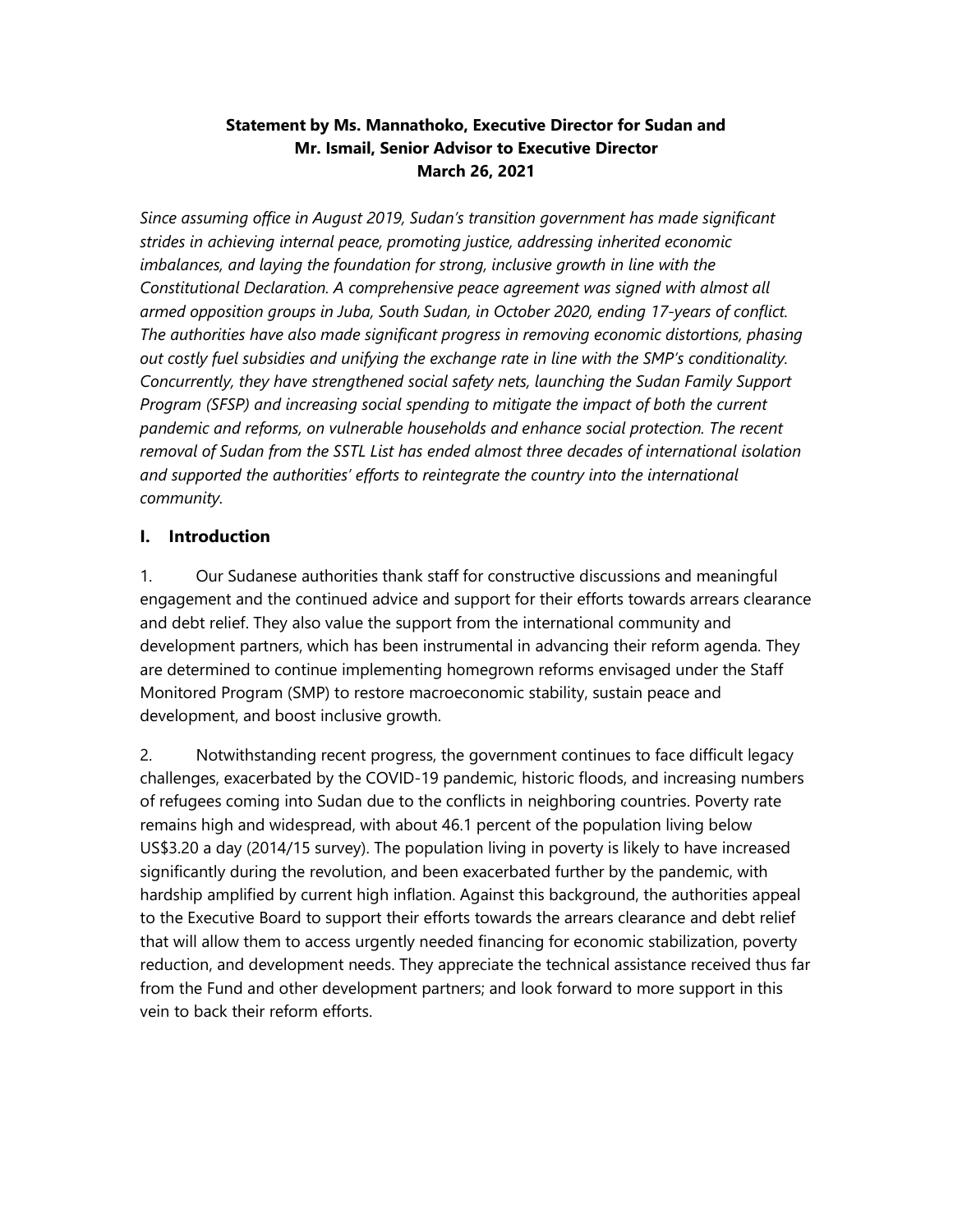**Statement by Ms. Mannathoko, Executive Director for Sudan and Mr. Ismail, Senior Advisor to Executive Director**
**March 26, 2021**

*Since assuming office in August 2019, Sudan's transition government has made significant strides in achieving internal peace, promoting justice, addressing inherited economic imbalances, and laying the foundation for strong, inclusive growth in line with the Constitutional Declaration. A comprehensive peace agreement was signed with almost all armed opposition groups in Juba, South Sudan, in October 2020, ending 17-years of conflict. The authorities have also made significant progress in removing economic distortions, phasing out costly fuel subsidies and unifying the exchange rate in line with the SMP's conditionality. Concurrently, they have strengthened social safety nets, launching the Sudan Family Support Program (SFSP) and increasing social spending to mitigate the impact of both the current pandemic and reforms, on vulnerable households and enhance social protection. The recent removal of Sudan from the SSTL List has ended almost three decades of international isolation and supported the authorities' efforts to reintegrate the country into the international community.*

## I. Introduction

1. Our Sudanese authorities thank staff for constructive discussions and meaningful engagement and the continued advice and support for their efforts towards arrears clearance and debt relief. They also value the support from the international community and development partners, which has been instrumental in advancing their reform agenda. They are determined to continue implementing homegrown reforms envisaged under the Staff Monitored Program (SMP) to restore macroeconomic stability, sustain peace and development, and boost inclusive growth.

2. Notwithstanding recent progress, the government continues to face difficult legacy challenges, exacerbated by the COVID-19 pandemic, historic floods, and increasing numbers of refugees coming into Sudan due to the conflicts in neighboring countries. Poverty rate remains high and widespread, with about 46.1 percent of the population living below US$3.20 a day (2014/15 survey). The population living in poverty is likely to have increased significantly during the revolution, and been exacerbated further by the pandemic, with hardship amplified by current high inflation. Against this background, the authorities appeal to the Executive Board to support their efforts towards the arrears clearance and debt relief that will allow them to access urgently needed financing for economic stabilization, poverty reduction, and development needs. They appreciate the technical assistance received thus far from the Fund and other development partners; and look forward to more support in this vein to back their reform efforts.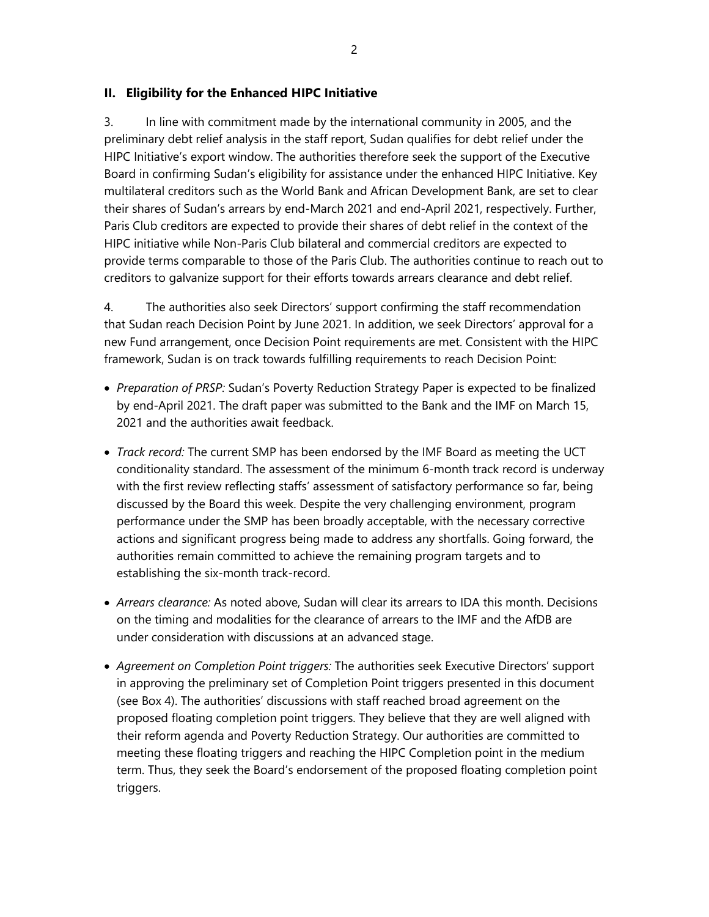## II. Eligibility for the Enhanced HIPC Initiative

3. In line with commitment made by the international community in 2005, and the preliminary debt relief analysis in the staff report, Sudan qualifies for debt relief under the HIPC Initiative's export window. The authorities therefore seek the support of the Executive Board in confirming Sudan's eligibility for assistance under the enhanced HIPC Initiative. Key multilateral creditors such as the World Bank and African Development Bank, are set to clear their shares of Sudan's arrears by end-March 2021 and end-April 2021, respectively. Further, Paris Club creditors are expected to provide their shares of debt relief in the context of the HIPC initiative while Non-Paris Club bilateral and commercial creditors are expected to provide terms comparable to those of the Paris Club. The authorities continue to reach out to creditors to galvanize support for their efforts towards arrears clearance and debt relief.

4. The authorities also seek Directors' support confirming the staff recommendation that Sudan reach Decision Point by June 2021. In addition, we seek Directors' approval for a new Fund arrangement, once Decision Point requirements are met. Consistent with the HIPC framework, Sudan is on track towards fulfilling requirements to reach Decision Point:

- *Preparation of PRSP:* Sudan's Poverty Reduction Strategy Paper is expected to be finalized by end-April 2021. The draft paper was submitted to the Bank and the IMF on March 15, 2021 and the authorities await feedback.
- *Track record:* The current SMP has been endorsed by the IMF Board as meeting the UCT conditionality standard. The assessment of the minimum 6-month track record is underway with the first review reflecting staffs' assessment of satisfactory performance so far, being discussed by the Board this week. Despite the very challenging environment, program performance under the SMP has been broadly acceptable, with the necessary corrective actions and significant progress being made to address any shortfalls. Going forward, the authorities remain committed to achieve the remaining program targets and to establishing the six-month track-record.
- *Arrears clearance:* As noted above, Sudan will clear its arrears to IDA this month. Decisions on the timing and modalities for the clearance of arrears to the IMF and the AfDB are under consideration with discussions at an advanced stage.
- *Agreement on Completion Point triggers:* The authorities seek Executive Directors' support in approving the preliminary set of Completion Point triggers presented in this document (see Box 4). The authorities' discussions with staff reached broad agreement on the proposed floating completion point triggers. They believe that they are well aligned with their reform agenda and Poverty Reduction Strategy. Our authorities are committed to meeting these floating triggers and reaching the HIPC Completion point in the medium term. Thus, they seek the Board's endorsement of the proposed floating completion point triggers.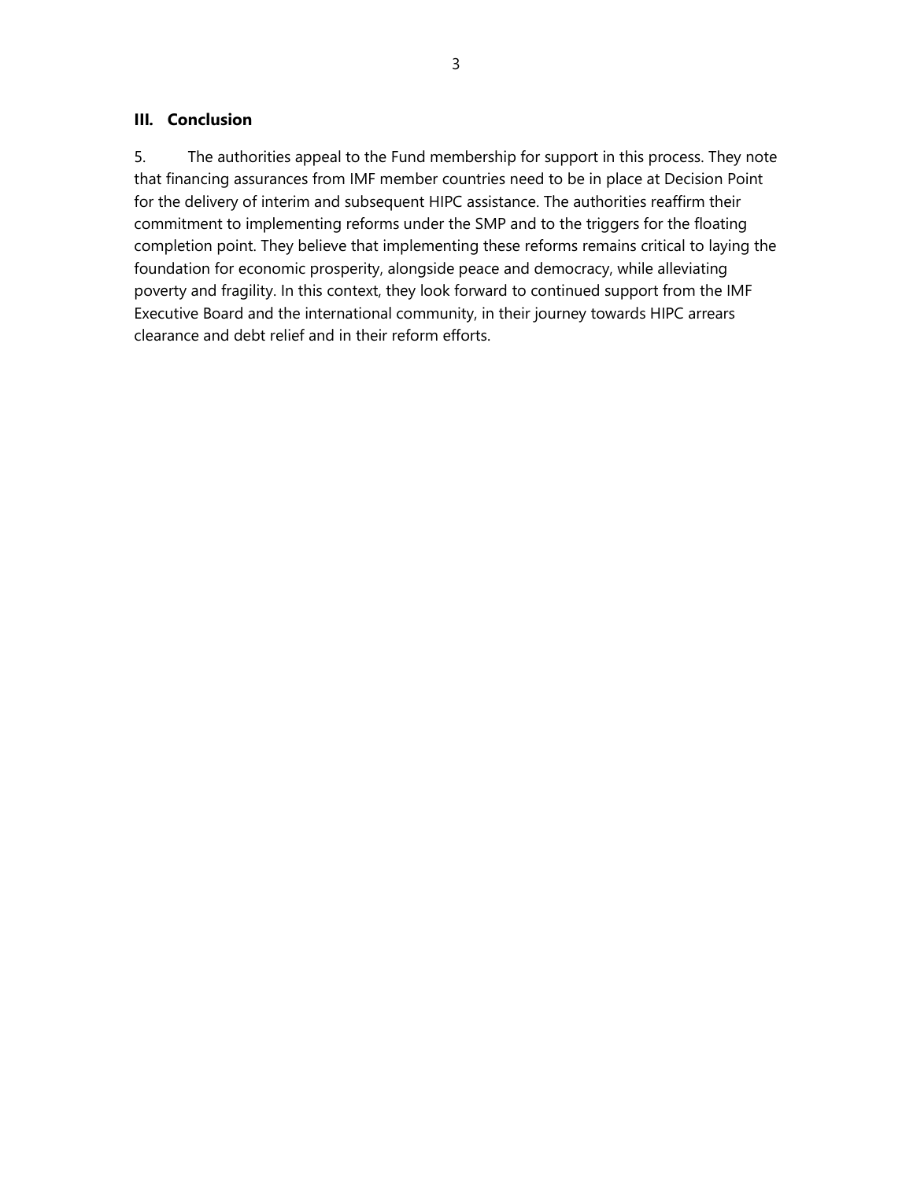## III. Conclusion

5. The authorities appeal to the Fund membership for support in this process. They note that financing assurances from IMF member countries need to be in place at Decision Point for the delivery of interim and subsequent HIPC assistance. The authorities reaffirm their commitment to implementing reforms under the SMP and to the triggers for the floating completion point. They believe that implementing these reforms remains critical to laying the foundation for economic prosperity, alongside peace and democracy, while alleviating poverty and fragility. In this context, they look forward to continued support from the IMF Executive Board and the international community, in their journey towards HIPC arrears clearance and debt relief and in their reform efforts.